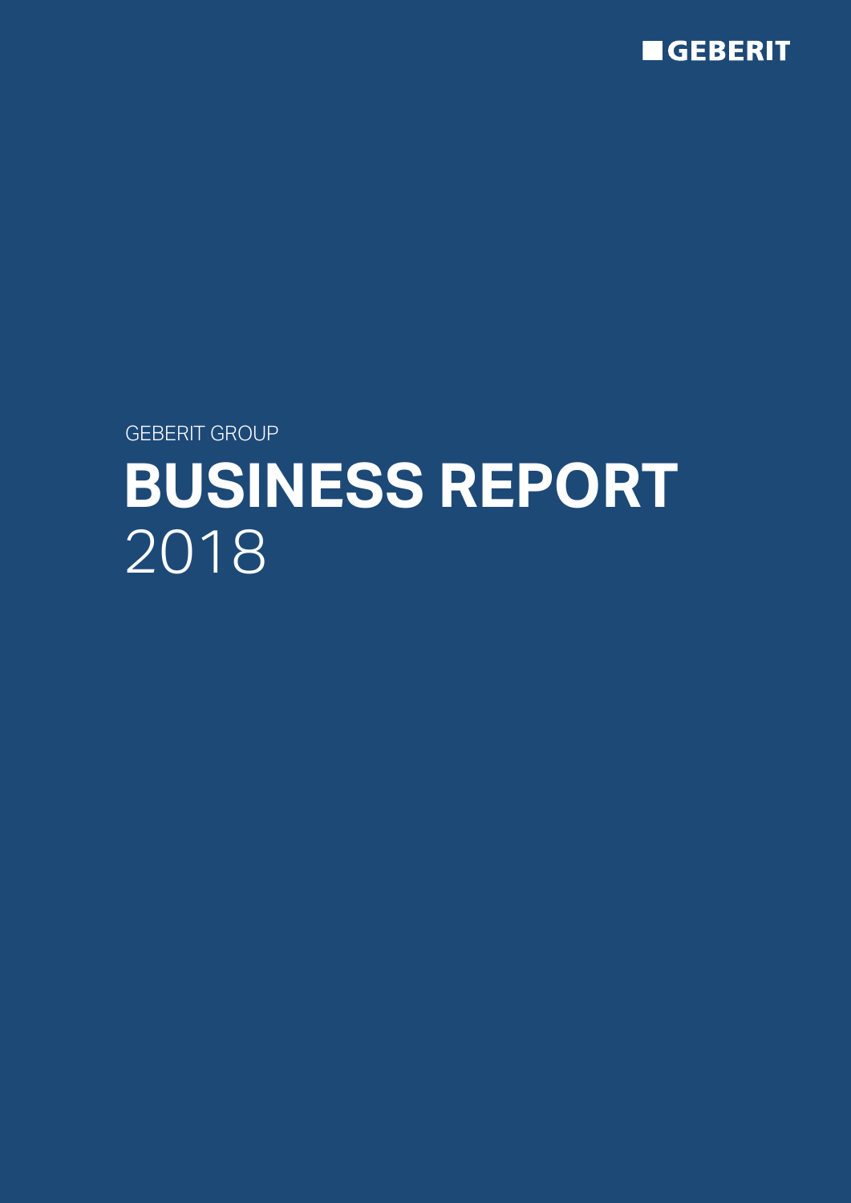GEBERIT

GEBERIT GROUP

# BUSINESS REPORT
2018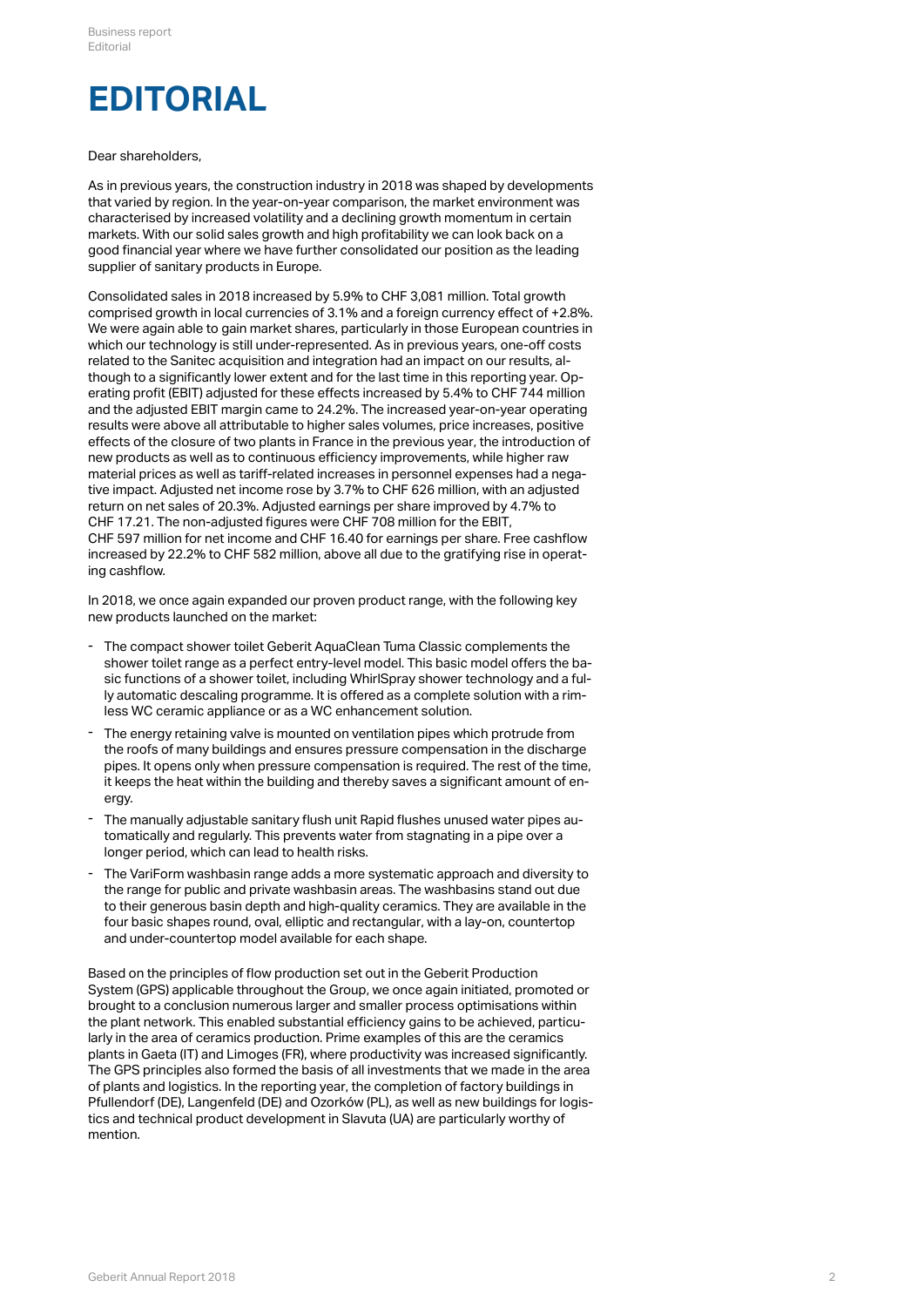# EDITORIAL

Dear shareholders,

As in previous years, the construction industry in 2018 was shaped by developments that varied by region. In the year-on-year comparison, the market environment was characterised by increased volatility and a declining growth momentum in certain markets. With our solid sales growth and high profitability we can look back on a good financial year where we have further consolidated our position as the leading supplier of sanitary products in Europe.

Consolidated sales in 2018 increased by 5.9% to CHF 3,081 million. Total growth comprised growth in local currencies of 3.1% and a foreign currency effect of +2.8%. We were again able to gain market shares, particularly in those European countries in which our technology is still under-represented. As in previous years, one-off costs related to the Sanitec acquisition and integration had an impact on our results, although to a significantly lower extent and for the last time in this reporting year. Operating profit (EBIT) adjusted for these effects increased by 5.4% to CHF 744 million and the adjusted EBIT margin came to 24.2%. The increased year-on-year operating results were above all attributable to higher sales volumes, price increases, positive effects of the closure of two plants in France in the previous year, the introduction of new products as well as to continuous efficiency improvements, while higher raw material prices as well as tariff-related increases in personnel expenses had a negative impact. Adjusted net income rose by 3.7% to CHF 626 million, with an adjusted return on net sales of 20.3%. Adjusted earnings per share improved by 4.7% to CHF 17.21. The non-adjusted figures were CHF 708 million for the EBIT, CHF 597 million for net income and CHF 16.40 for earnings per share. Free cashflow increased by 22.2% to CHF 582 million, above all due to the gratifying rise in operating cashflow.

In 2018, we once again expanded our proven product range, with the following key new products launched on the market:

- The compact shower toilet Geberit AquaClean Tuma Classic complements the shower toilet range as a perfect entry-level model. This basic model offers the basic functions of a shower toilet, including WhirlSpray shower technology and a fully automatic descaling programme. It is offered as a complete solution with a rimless WC ceramic appliance or as a WC enhancement solution.
- The energy retaining valve is mounted on ventilation pipes which protrude from the roofs of many buildings and ensures pressure compensation in the discharge pipes. It opens only when pressure compensation is required. The rest of the time, it keeps the heat within the building and thereby saves a significant amount of energy.
- The manually adjustable sanitary flush unit Rapid flushes unused water pipes automatically and regularly. This prevents water from stagnating in a pipe over a longer period, which can lead to health risks.
- The VariForm washbasin range adds a more systematic approach and diversity to the range for public and private washbasin areas. The washbasins stand out due to their generous basin depth and high-quality ceramics. They are available in the four basic shapes round, oval, elliptic and rectangular, with a lay-on, countertop and under-countertop model available for each shape.

Based on the principles of flow production set out in the Geberit Production System (GPS) applicable throughout the Group, we once again initiated, promoted or brought to a conclusion numerous larger and smaller process optimisations within the plant network. This enabled substantial efficiency gains to be achieved, particularly in the area of ceramics production. Prime examples of this are the ceramics plants in Gaeta (IT) and Limoges (FR), where productivity was increased significantly. The GPS principles also formed the basis of all investments that we made in the area of plants and logistics. In the reporting year, the completion of factory buildings in Pfullendorf (DE), Langenfeld (DE) and Ozorków (PL), as well as new buildings for logistics and technical product development in Slavuta (UA) are particularly worthy of mention.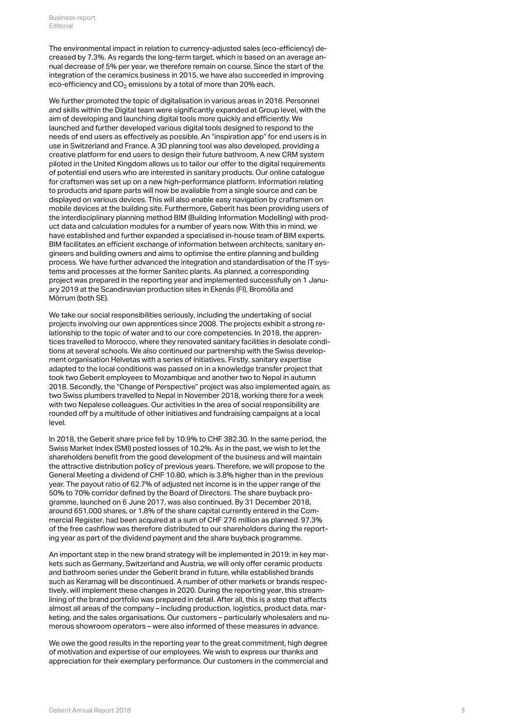The environmental impact in relation to currency-adjusted sales (eco-efficiency) decreased by 7.3%. As regards the long-term target, which is based on an average annual decrease of 5% per year, we therefore remain on course. Since the start of the integration of the ceramics business in 2015, we have also succeeded in improving eco-efficiency and $CO_2$ emissions by a total of more than 20% each.

We further promoted the topic of digitalisation in various areas in 2018. Personnel and skills within the Digital team were significantly expanded at Group level, with the aim of developing and launching digital tools more quickly and efficiently. We launched and further developed various digital tools designed to respond to the needs of end users as effectively as possible. An "inspiration app" for end users is in use in Switzerland and France. A 3D planning tool was also developed, providing a creative platform for end users to design their future bathroom. A new CRM system piloted in the United Kingdom allows us to tailor our offer to the digital requirements of potential end users who are interested in sanitary products. Our online catalogue for craftsmen was set up on a new high-performance platform. Information relating to products and spare parts will now be available from a single source and can be displayed on various devices. This will also enable easy navigation by craftsmen on mobile devices at the building site. Furthermore, Geberit has been providing users of the interdisciplinary planning method BIM (Building Information Modelling) with product data and calculation modules for a number of years now. With this in mind, we have established and further expanded a specialised in-house team of BIM experts. BIM facilitates an efficient exchange of information between architects, sanitary engineers and building owners and aims to optimise the entire planning and building process. We have further advanced the integration and standardisation of the IT systems and processes at the former Sanitec plants. As planned, a corresponding project was prepared in the reporting year and implemented successfully on 1 January 2019 at the Scandinavian production sites in Ekenäs (FI), Bromölla and Mörrum (both SE).

We take our social responsibilities seriously, including the undertaking of social projects involving our own apprentices since 2008. The projects exhibit a strong relationship to the topic of water and to our core competencies. In 2018, the apprentices travelled to Morocco, where they renovated sanitary facilities in desolate conditions at several schools. We also continued our partnership with the Swiss development organisation Helvetas with a series of initiatives. Firstly, sanitary expertise adapted to the local conditions was passed on in a knowledge transfer project that took two Geberit employees to Mozambique and another two to Nepal in autumn 2018. Secondly, the "Change of Perspective" project was also implemented again, as two Swiss plumbers travelled to Nepal in November 2018, working there for a week with two Nepalese colleagues. Our activities in the area of social responsibility are rounded off by a multitude of other initiatives and fundraising campaigns at a local level.

In 2018, the Geberit share price fell by 10.9% to CHF 382.30. In the same period, the Swiss Market Index (SMI) posted losses of 10.2%. As in the past, we wish to let the shareholders benefit from the good development of the business and will maintain the attractive distribution policy of previous years. Therefore, we will propose to the General Meeting a dividend of CHF 10.80, which is 3.8% higher than in the previous year. The payout ratio of 62.7% of adjusted net income is in the upper range of the 50% to 70% corridor defined by the Board of Directors. The share buyback programme, launched on 6 June 2017, was also continued. By 31 December 2018, around 651,000 shares, or 1.8% of the share capital currently entered in the Commercial Register, had been acquired at a sum of CHF 276 million as planned. 97.3% of the free cashflow was therefore distributed to our shareholders during the reporting year as part of the dividend payment and the share buyback programme.

An important step in the new brand strategy will be implemented in 2019: in key markets such as Germany, Switzerland and Austria, we will only offer ceramic products and bathroom series under the Geberit brand in future, while established brands such as Keramag will be discontinued. A number of other markets or brands respectively, will implement these changes in 2020. During the reporting year, this streamlining of the brand portfolio was prepared in detail. After all, this is a step that affects almost all areas of the company – including production, logistics, product data, marketing, and the sales organisations. Our customers – particularly wholesalers and numerous showroom operators – were also informed of these measures in advance.

We owe the good results in the reporting year to the great commitment, high degree of motivation and expertise of our employees. We wish to express our thanks and appreciation for their exemplary performance. Our customers in the commercial and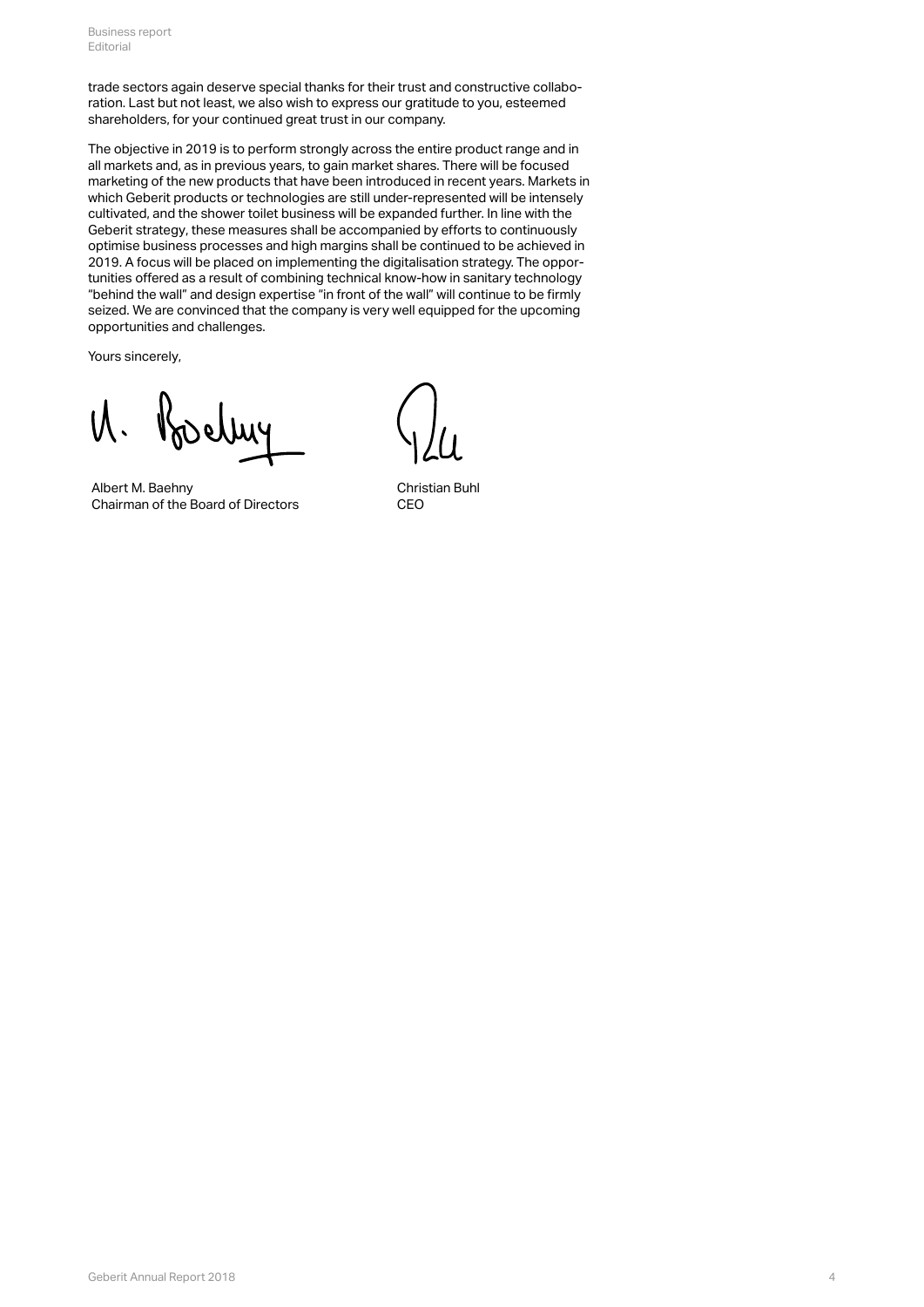trade sectors again deserve special thanks for their trust and constructive collaboration. Last but not least, we also wish to express our gratitude to you, esteemed shareholders, for your continued great trust in our company.

The objective in 2019 is to perform strongly across the entire product range and in all markets and, as in previous years, to gain market shares. There will be focused marketing of the new products that have been introduced in recent years. Markets in which Geberit products or technologies are still under-represented will be intensely cultivated, and the shower toilet business will be expanded further. In line with the Geberit strategy, these measures shall be accompanied by efforts to continuously optimise business processes and high margins shall be continued to be achieved in 2019. A focus will be placed on implementing the digitalisation strategy. The opportunities offered as a result of combining technical know-how in sanitary technology "behind the wall" and design expertise "in front of the wall" will continue to be firmly seized. We are convinced that the company is very well equipped for the upcoming opportunities and challenges.

Yours sincerely,

Albert M. Baehny
Chairman of the Board of Directors

Christian Buhl
CEO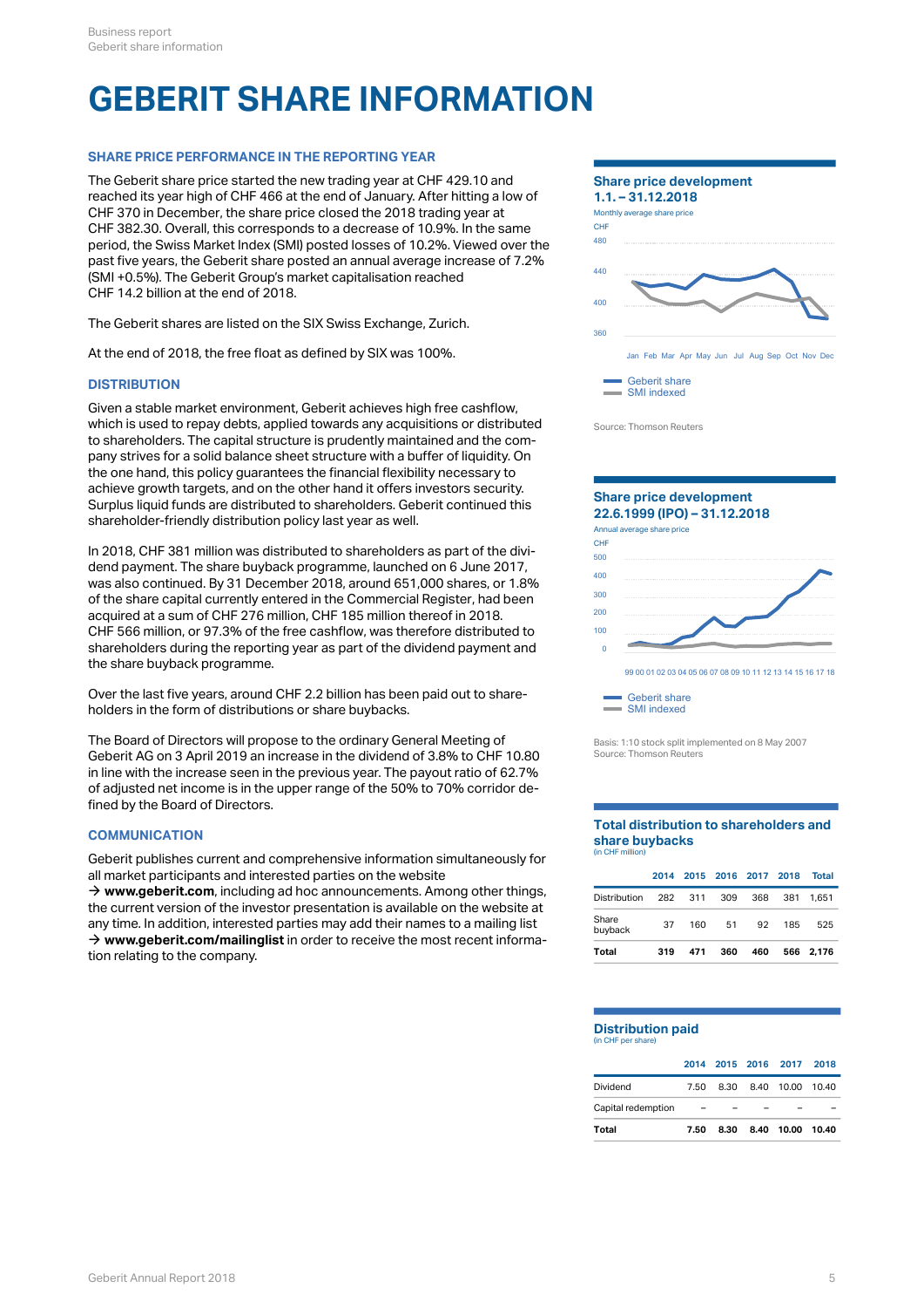# GEBERIT SHARE INFORMATION

## SHARE PRICE PERFORMANCE IN THE REPORTING YEAR

The Geberit share price started the new trading year at CHF 429.10 and reached its year high of CHF 466 at the end of January. After hitting a low of CHF 370 in December, the share price closed the 2018 trading year at CHF 382.30. Overall, this corresponds to a decrease of 10.9%. In the same period, the Swiss Market Index (SMI) posted losses of 10.2%. Viewed over the past five years, the Geberit share posted an annual average increase of 7.2% (SMI +0.5%). The Geberit Group's market capitalisation reached CHF 14.2 billion at the end of 2018.

The Geberit shares are listed on the SIX Swiss Exchange, Zurich.

At the end of 2018, the free float as defined by SIX was 100%.

## DISTRIBUTION

Given a stable market environment, Geberit achieves high free cashflow, which is used to repay debts, applied towards any acquisitions or distributed to shareholders. The capital structure is prudently maintained and the company strives for a solid balance sheet structure with a buffer of liquidity. On the one hand, this policy guarantees the financial flexibility necessary to achieve growth targets, and on the other hand it offers investors security. Surplus liquid funds are distributed to shareholders. Geberit continued this shareholder-friendly distribution policy last year as well.

In 2018, CHF 381 million was distributed to shareholders as part of the dividend payment. The share buyback programme, launched on 6 June 2017, was also continued. By 31 December 2018, around 651,000 shares, or 1.8% of the share capital currently entered in the Commercial Register, had been acquired at a sum of CHF 276 million, CHF 185 million thereof in 2018. CHF 566 million, or 97.3% of the free cashflow, was therefore distributed to shareholders during the reporting year as part of the dividend payment and the share buyback programme.

Over the last five years, around CHF 2.2 billion has been paid out to shareholders in the form of distributions or share buybacks.

The Board of Directors will propose to the ordinary General Meeting of Geberit AG on 3 April 2019 an increase in the dividend of 3.8% to CHF 10.80 in line with the increase seen in the previous year. The payout ratio of 62.7% of adjusted net income is in the upper range of the 50% to 70% corridor defined by the Board of Directors.

## COMMUNICATION

Geberit publishes current and comprehensive information simultaneously for all market participants and interested parties on the website → **www.geberit.com**, including ad hoc announcements. Among other things, the current version of the investor presentation is available on the website at any time. In addition, interested parties may add their names to a mailing list → **www.geberit.com/mailinglist** in order to receive the most recent information relating to the company.

### Share price development 1.1. – 31.12.2018

Monthly average share price

CHF

Jan Feb Mar Apr May Jun Jul Aug Sep Oct Nov Dec

Geberit share
SMI indexed

Source: Thomson Reuters

### Share price development 22.6.1999 (IPO) – 31.12.2018

Annual average share price

CHF

99 00 01 02 03 04 05 06 07 08 09 10 11 12 13 14 15 16 17 18

Geberit share
SMI indexed

Basis: 1:10 stock split implemented on 8 May 2007
Source: Thomson Reuters

### Total distribution to shareholders and share buybacks

(in CHF million)

| | 2014 | 2015 | 2016 | 2017 | 2018 | Total |
|---|---|---|---|---|---|---|
| Distribution | 282 | 311 | 309 | 368 | 381 | 1,651 |
| Share buyback | 37 | 160 | 51 | 92 | 185 | 525 |
| **Total** | **319** | **471** | **360** | **460** | **566** | **2,176** |

### Distribution paid

(in CHF per share)

| | 2014 | 2015 | 2016 | 2017 | 2018 |
|---|---|---|---|---|---|
| Dividend | 7.50 | 8.30 | 8.40 | 10.00 | 10.40 |
| Capital redemption | – | – | – | – | – |
| **Total** | **7.50** | **8.30** | **8.40** | **10.00** | **10.40** |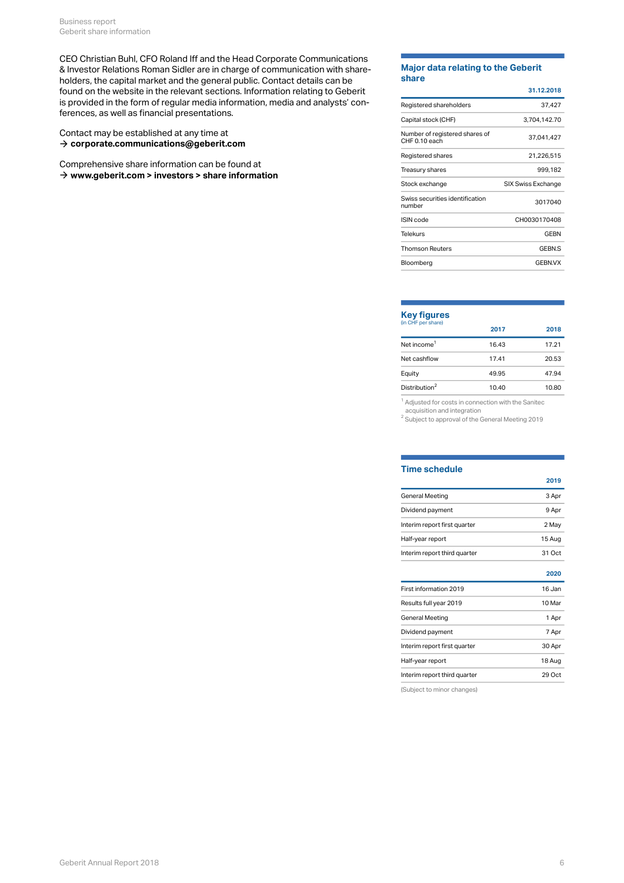CEO Christian Buhl, CFO Roland Iff and the Head Corporate Communications & Investor Relations Roman Sidler are in charge of communication with shareholders, the capital market and the general public. Contact details can be found on the website in the relevant sections. Information relating to Geberit is provided in the form of regular media information, media and analysts' conferences, as well as financial presentations.

Contact may be established at any time at
→ **corporate.communications@geberit.com**

Comprehensive share information can be found at
→ **www.geberit.com > investors > share information**

## Major data relating to the Geberit share

| | 31.12.2018 |
|---|---|
| Registered shareholders | 37,427 |
| Capital stock (CHF) | 3,704,142.70 |
| Number of registered shares of CHF 0.10 each | 37,041,427 |
| Registered shares | 21,226,515 |
| Treasury shares | 999,182 |
| Stock exchange | SIX Swiss Exchange |
| Swiss securities identification number | 3017040 |
| ISIN code | CH0030170408 |
| Telekurs | GEBN |
| Thomson Reuters | GEBN.S |
| Bloomberg | GEBN.VX |

## Key figures
(in CHF per share)

| | 2017 | 2018 |
|---|---|---|
| Net income[1] | 16.43 | 17.21 |
| Net cashflow | 17.41 | 20.53 |
| Equity | 49.95 | 47.94 |
| Distribution[2] | 10.40 | 10.80 |

[1] Adjusted for costs in connection with the Sanitec acquisition and integration
[2] Subject to approval of the General Meeting 2019

## Time schedule

| | 2019 |
|---|---|
| General Meeting | 3 Apr |
| Dividend payment | 9 Apr |
| Interim report first quarter | 2 May |
| Half-year report | 15 Aug |
| Interim report third quarter | 31 Oct |

| | 2020 |
|---|---|
| First information 2019 | 16 Jan |
| Results full year 2019 | 10 Mar |
| General Meeting | 1 Apr |
| Dividend payment | 7 Apr |
| Interim report first quarter | 30 Apr |
| Half-year report | 18 Aug |
| Interim report third quarter | 29 Oct |

(Subject to minor changes)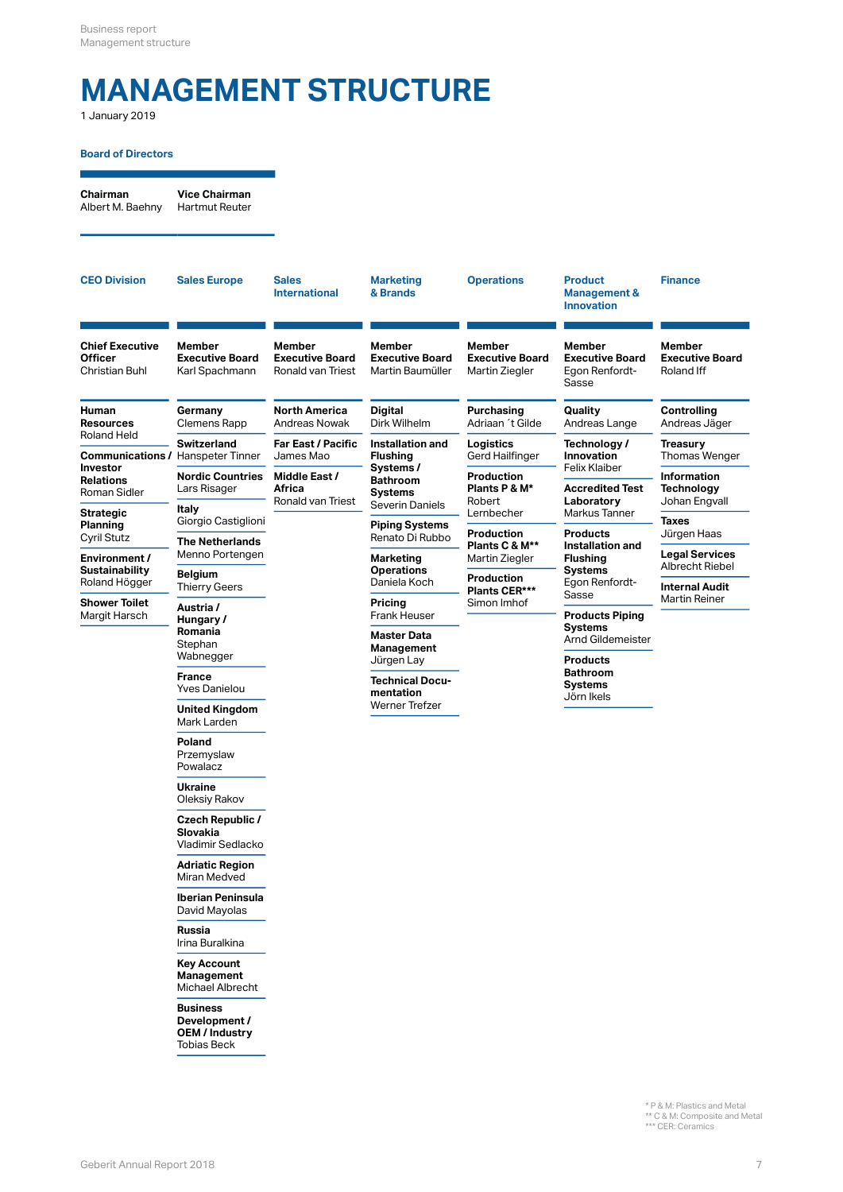# MANAGEMENT STRUCTURE

1 January 2019

## Board of Directors

**Chairman**
Albert M. Baehny

**Vice Chairman**
Hartmut Reuter

### CEO Division

**Chief Executive Officer**
Christian Buhl

**Human Resources**
Roland Held

**Communications / Investor Relations**
Roman Sidler

**Strategic Planning**
Cyril Stutz

**Environment / Sustainability**
Roland Högger

**Shower Toilet**
Margit Harsch

### Sales Europe

**Member Executive Board**
Karl Spachmann

**Germany**
Clemens Rapp

**Switzerland**
Hanspeter Tinner

**Nordic Countries**
Lars Risager

**Italy**
Giorgio Castiglioni

**The Netherlands**
Menno Portengen

**Belgium**
Thierry Geers

**Austria / Hungary / Romania**
Stephan Wabnegger

**France**
Yves Danielou

**United Kingdom**
Mark Larden

**Poland**
Przemyslaw Powalacz

**Ukraine**
Oleksiy Rakov

**Czech Republic / Slovakia**
Vladimir Sedlacko

**Adriatic Region**
Miran Medved

**Iberian Peninsula**
David Mayolas

**Russia**
Irina Buralkina

**Key Account Management**
Michael Albrecht

**Business Development / OEM / Industry**
Tobias Beck

### Sales International

**Member Executive Board**
Ronald van Triest

**North America**
Andreas Nowak

**Far East / Pacific**
James Mao

**Middle East / Africa**
Ronald van Triest

### Marketing & Brands

**Member Executive Board**
Martin Baumüller

**Digital**
Dirk Wilhelm

**Installation and Flushing Systems / Bathroom Systems**
Severin Daniels

**Piping Systems**
Renato Di Rubbo

**Marketing Operations**
Daniela Koch

**Pricing**
Frank Heuser

**Master Data Management**
Jürgen Lay

**Technical Documentation**
Werner Trefzer

### Operations

**Member Executive Board**
Martin Ziegler

**Purchasing**
Adriaan ´t Gilde

**Logistics**
Gerd Hailfinger

**Production Plants P & M***
Robert Lernbecher

**Production Plants C & M****
Martin Ziegler

**Production Plants CER*****
Simon Imhof

### Product Management & Innovation

**Member Executive Board**
Egon Renfordt-Sasse

**Quality**
Andreas Lange

**Technology / Innovation**
Felix Klaiber

**Accredited Test Laboratory**
Markus Tanner

**Products Installation and Flushing Systems**
Egon Renfordt-Sasse

**Products Piping Systems**
Arnd Gildemeister

**Products Bathroom Systems**
Jörn Ikels

### Finance

**Member Executive Board**
Roland Iff

**Controlling**
Andreas Jäger

**Treasury**
Thomas Wenger

**Information Technology**
Johan Engvall

**Taxes**
Jürgen Haas

**Legal Services**
Albrecht Riebel

**Internal Audit**
Martin Reiner

\* P & M: Plastics and Metal
\*\* C & M: Composite and Metal
\*\*\* CER: Ceramics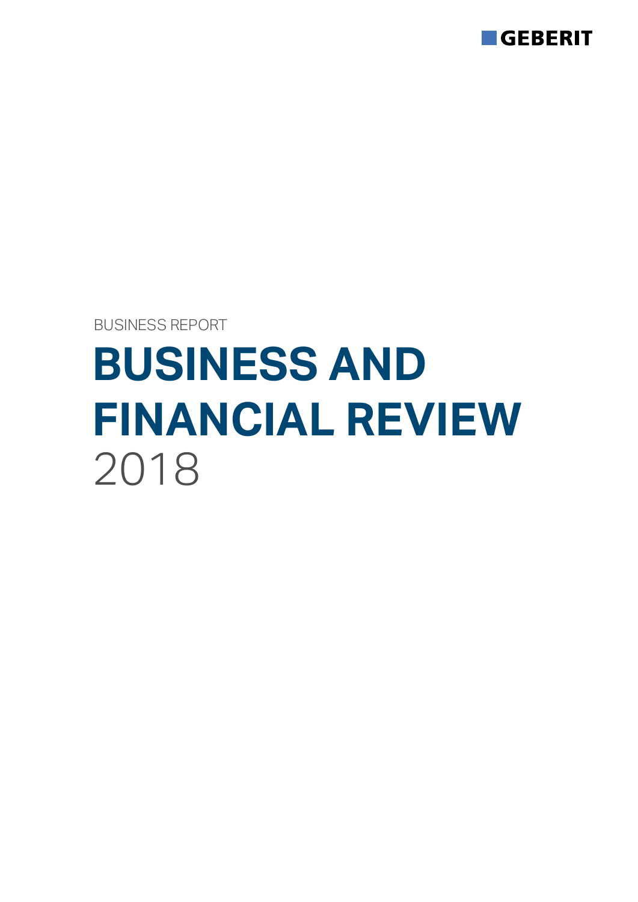BUSINESS REPORT

# BUSINESS AND FINANCIAL REVIEW

2018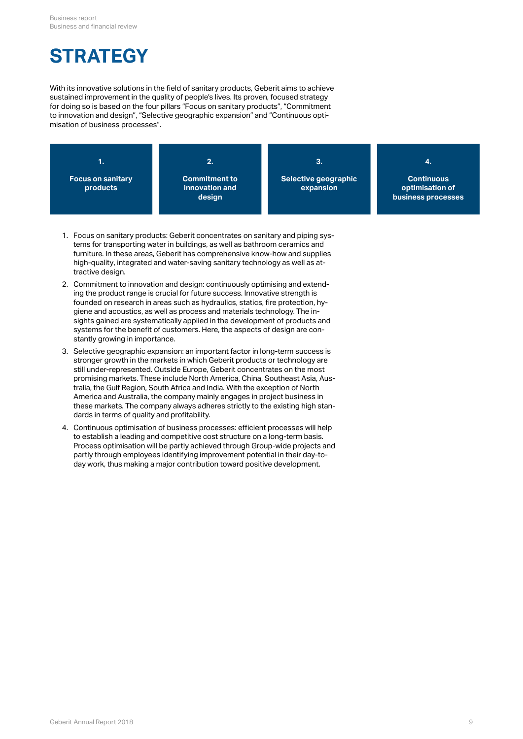# STRATEGY

With its innovative solutions in the field of sanitary products, Geberit aims to achieve sustained improvement in the quality of people's lives. Its proven, focused strategy for doing so is based on the four pillars "Focus on sanitary products", "Commitment to innovation and design", "Selective geographic expansion" and "Continuous optimisation of business processes".

| 1. Focus on sanitary products | 2. Commitment to innovation and design | 3. Selective geographic expansion | 4. Continuous optimisation of business processes |
|---|---|---|---|

1. Focus on sanitary products: Geberit concentrates on sanitary and piping systems for transporting water in buildings, as well as bathroom ceramics and furniture. In these areas, Geberit has comprehensive know-how and supplies high-quality, integrated and water-saving sanitary technology as well as attractive design.
2. Commitment to innovation and design: continuously optimising and extending the product range is crucial for future success. Innovative strength is founded on research in areas such as hydraulics, statics, fire protection, hygiene and acoustics, as well as process and materials technology. The insights gained are systematically applied in the development of products and systems for the benefit of customers. Here, the aspects of design are constantly growing in importance.
3. Selective geographic expansion: an important factor in long-term success is stronger growth in the markets in which Geberit products or technology are still under-represented. Outside Europe, Geberit concentrates on the most promising markets. These include North America, China, Southeast Asia, Australia, the Gulf Region, South Africa and India. With the exception of North America and Australia, the company mainly engages in project business in these markets. The company always adheres strictly to the existing high standards in terms of quality and profitability.
4. Continuous optimisation of business processes: efficient processes will help to establish a leading and competitive cost structure on a long-term basis. Process optimisation will be partly achieved through Group-wide projects and partly through employees identifying improvement potential in their day-to-day work, thus making a major contribution toward positive development.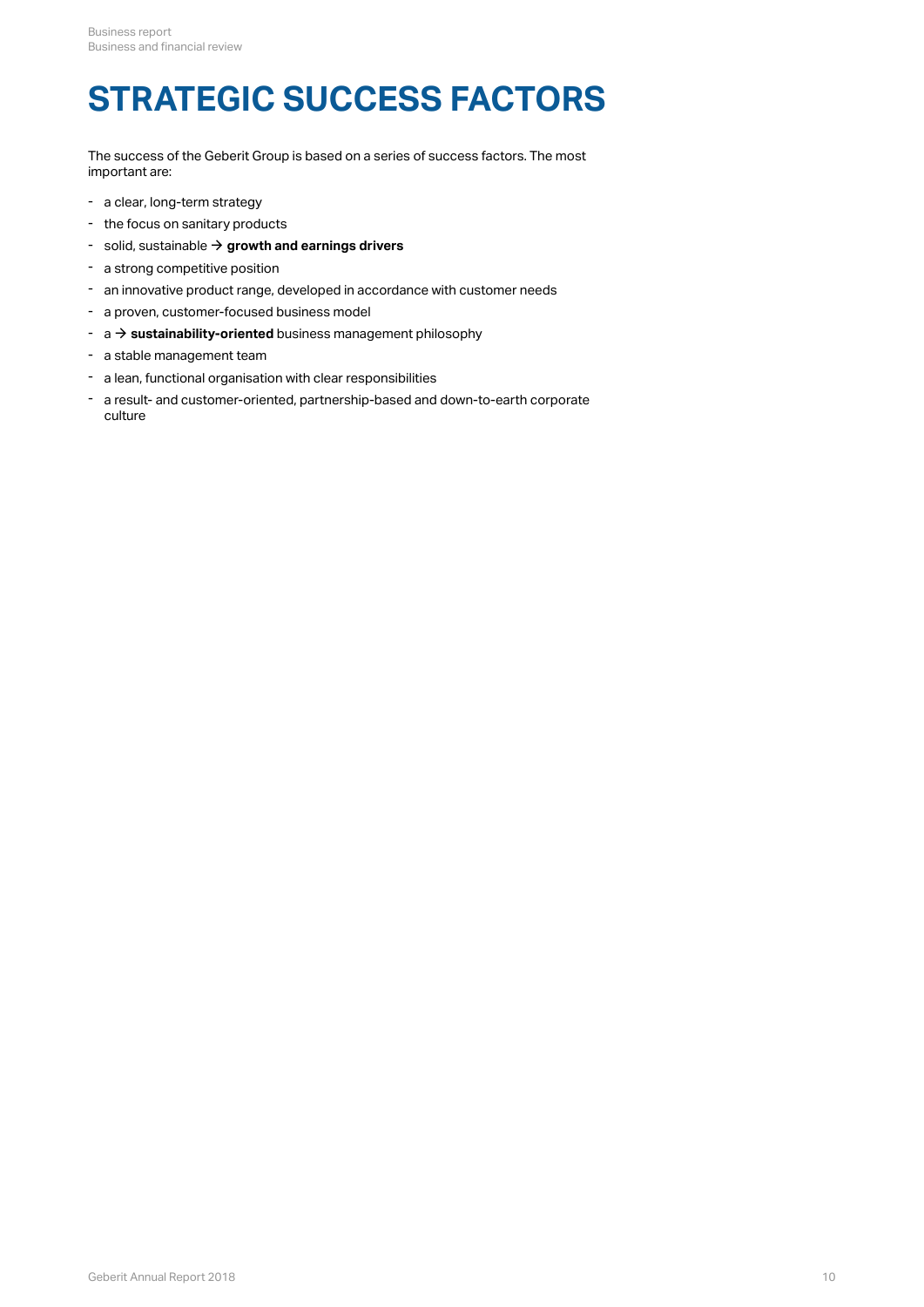# STRATEGIC SUCCESS FACTORS

The success of the Geberit Group is based on a series of success factors. The most important are:

- a clear, long-term strategy
- the focus on sanitary products
- solid, sustainable → **growth and earnings drivers**
- a strong competitive position
- an innovative product range, developed in accordance with customer needs
- a proven, customer-focused business model
- a → **sustainability-oriented** business management philosophy
- a stable management team
- a lean, functional organisation with clear responsibilities
- a result- and customer-oriented, partnership-based and down-to-earth corporate culture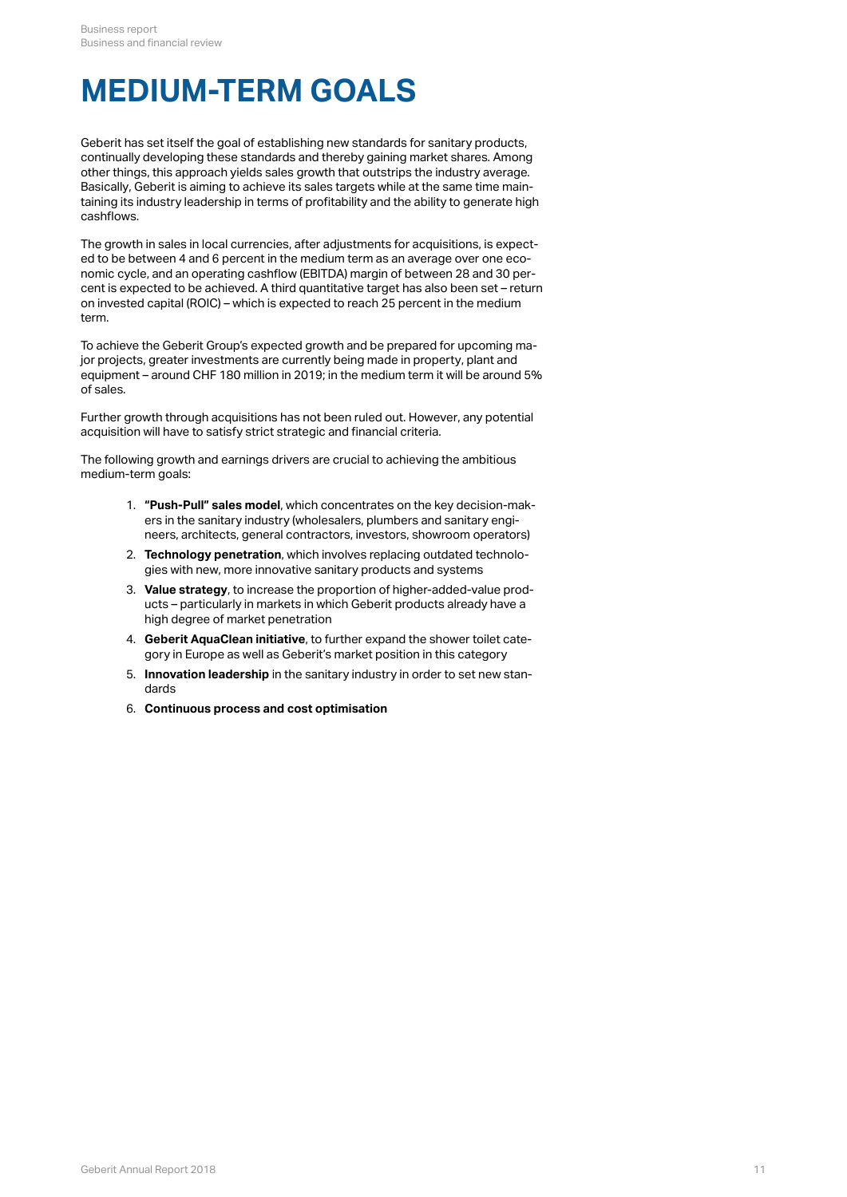# MEDIUM-TERM GOALS

Geberit has set itself the goal of establishing new standards for sanitary products, continually developing these standards and thereby gaining market shares. Among other things, this approach yields sales growth that outstrips the industry average. Basically, Geberit is aiming to achieve its sales targets while at the same time maintaining its industry leadership in terms of profitability and the ability to generate high cashflows.

The growth in sales in local currencies, after adjustments for acquisitions, is expected to be between 4 and 6 percent in the medium term as an average over one economic cycle, and an operating cashflow (EBITDA) margin of between 28 and 30 percent is expected to be achieved. A third quantitative target has also been set – return on invested capital (ROIC) – which is expected to reach 25 percent in the medium term.

To achieve the Geberit Group's expected growth and be prepared for upcoming major projects, greater investments are currently being made in property, plant and equipment – around CHF 180 million in 2019; in the medium term it will be around 5% of sales.

Further growth through acquisitions has not been ruled out. However, any potential acquisition will have to satisfy strict strategic and financial criteria.

The following growth and earnings drivers are crucial to achieving the ambitious medium-term goals:

1. **"Push-Pull" sales model**, which concentrates on the key decision-makers in the sanitary industry (wholesalers, plumbers and sanitary engineers, architects, general contractors, investors, showroom operators)
2. **Technology penetration**, which involves replacing outdated technologies with new, more innovative sanitary products and systems
3. **Value strategy**, to increase the proportion of higher-added-value products – particularly in markets in which Geberit products already have a high degree of market penetration
4. **Geberit AquaClean initiative**, to further expand the shower toilet category in Europe as well as Geberit's market position in this category
5. **Innovation leadership** in the sanitary industry in order to set new standards
6. **Continuous process and cost optimisation**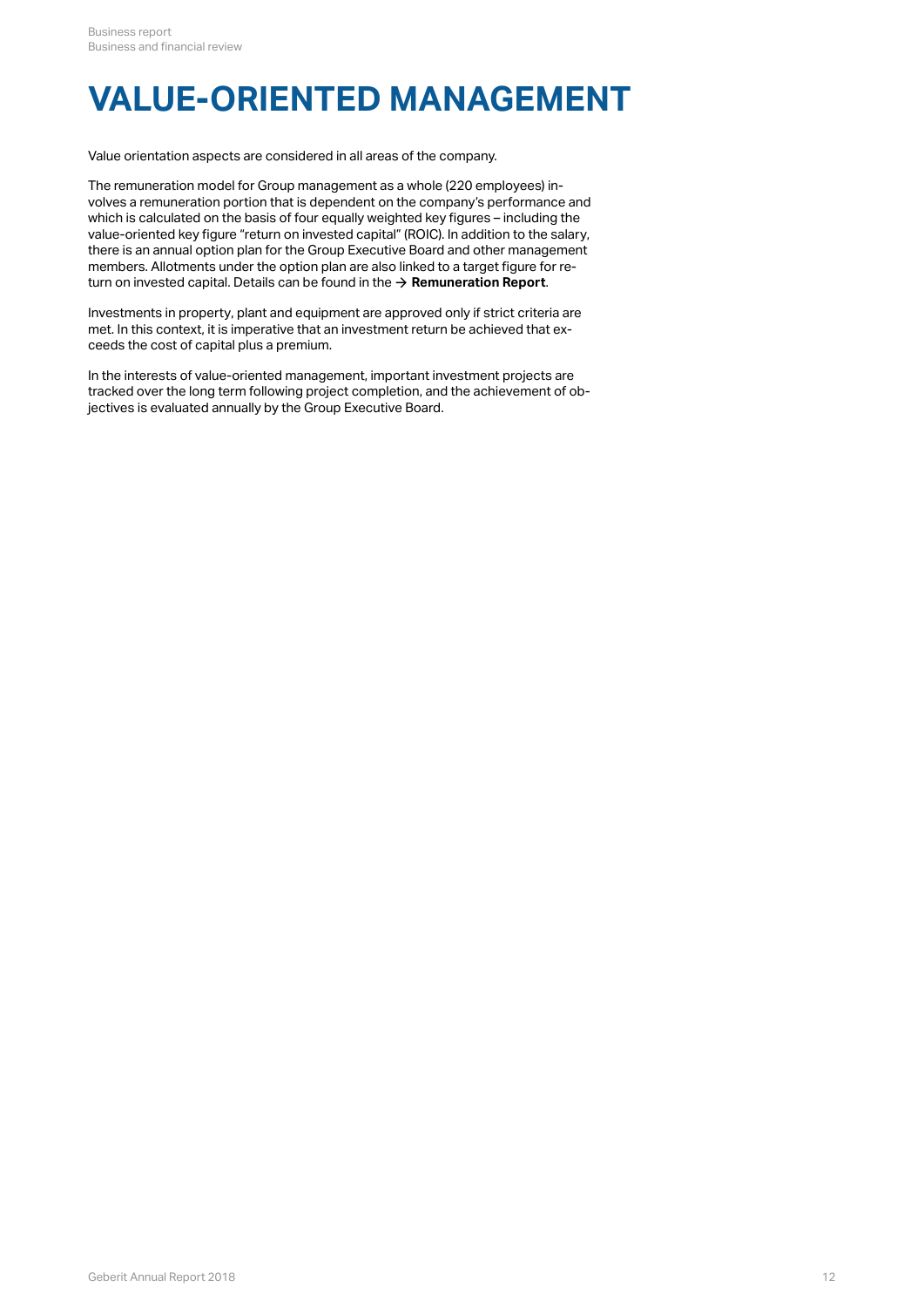# VALUE-ORIENTED MANAGEMENT

Value orientation aspects are considered in all areas of the company.

The remuneration model for Group management as a whole (220 employees) involves a remuneration portion that is dependent on the company's performance and which is calculated on the basis of four equally weighted key figures – including the value-oriented key figure "return on invested capital" (ROIC). In addition to the salary, there is an annual option plan for the Group Executive Board and other management members. Allotments under the option plan are also linked to a target figure for return on invested capital. Details can be found in the → **Remuneration Report**.

Investments in property, plant and equipment are approved only if strict criteria are met. In this context, it is imperative that an investment return be achieved that exceeds the cost of capital plus a premium.

In the interests of value-oriented management, important investment projects are tracked over the long term following project completion, and the achievement of objectives is evaluated annually by the Group Executive Board.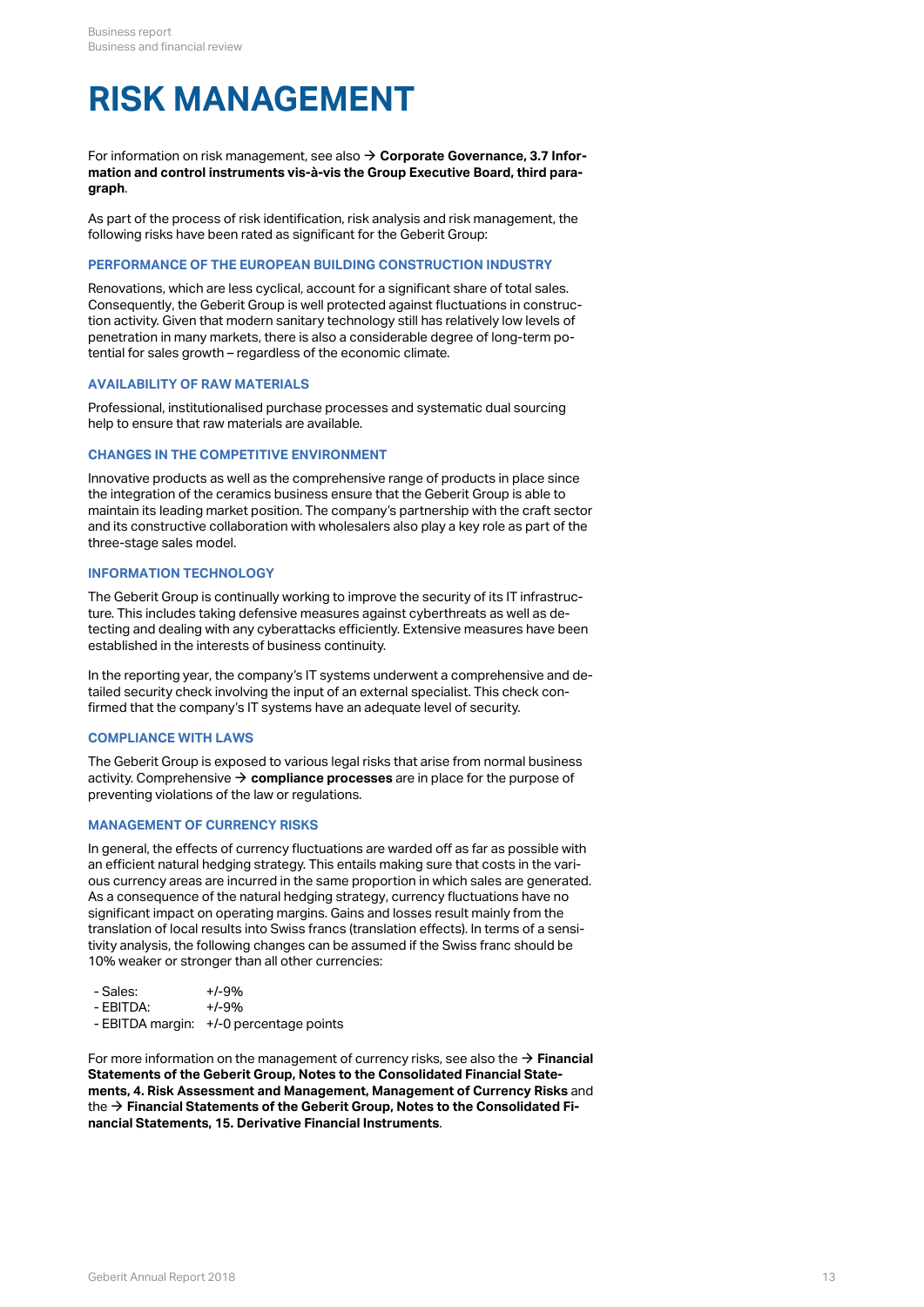# RISK MANAGEMENT

For information on risk management, see also → **Corporate Governance, 3.7 Information and control instruments vis-à-vis the Group Executive Board, third paragraph**.

As part of the process of risk identification, risk analysis and risk management, the following risks have been rated as significant for the Geberit Group:

### PERFORMANCE OF THE EUROPEAN BUILDING CONSTRUCTION INDUSTRY

Renovations, which are less cyclical, account for a significant share of total sales. Consequently, the Geberit Group is well protected against fluctuations in construction activity. Given that modern sanitary technology still has relatively low levels of penetration in many markets, there is also a considerable degree of long-term potential for sales growth – regardless of the economic climate.

### AVAILABILITY OF RAW MATERIALS

Professional, institutionalised purchase processes and systematic dual sourcing help to ensure that raw materials are available.

### CHANGES IN THE COMPETITIVE ENVIRONMENT

Innovative products as well as the comprehensive range of products in place since the integration of the ceramics business ensure that the Geberit Group is able to maintain its leading market position. The company's partnership with the craft sector and its constructive collaboration with wholesalers also play a key role as part of the three-stage sales model.

### INFORMATION TECHNOLOGY

The Geberit Group is continually working to improve the security of its IT infrastructure. This includes taking defensive measures against cyberthreats as well as detecting and dealing with any cyberattacks efficiently. Extensive measures have been established in the interests of business continuity.

In the reporting year, the company's IT systems underwent a comprehensive and detailed security check involving the input of an external specialist. This check confirmed that the company's IT systems have an adequate level of security.

### COMPLIANCE WITH LAWS

The Geberit Group is exposed to various legal risks that arise from normal business activity. Comprehensive → **compliance processes** are in place for the purpose of preventing violations of the law or regulations.

### MANAGEMENT OF CURRENCY RISKS

In general, the effects of currency fluctuations are warded off as far as possible with an efficient natural hedging strategy. This entails making sure that costs in the various currency areas are incurred in the same proportion in which sales are generated. As a consequence of the natural hedging strategy, currency fluctuations have no significant impact on operating margins. Gains and losses result mainly from the translation of local results into Swiss francs (translation effects). In terms of a sensitivity analysis, the following changes can be assumed if the Swiss franc should be 10% weaker or stronger than all other currencies:

- Sales: +/-9%
- EBITDA: +/-9%
- EBITDA margin: +/-0 percentage points

For more information on the management of currency risks, see also the → **Financial Statements of the Geberit Group, Notes to the Consolidated Financial Statements, 4. Risk Assessment and Management, Management of Currency Risks** and the → **Financial Statements of the Geberit Group, Notes to the Consolidated Financial Statements, 15. Derivative Financial Instruments**.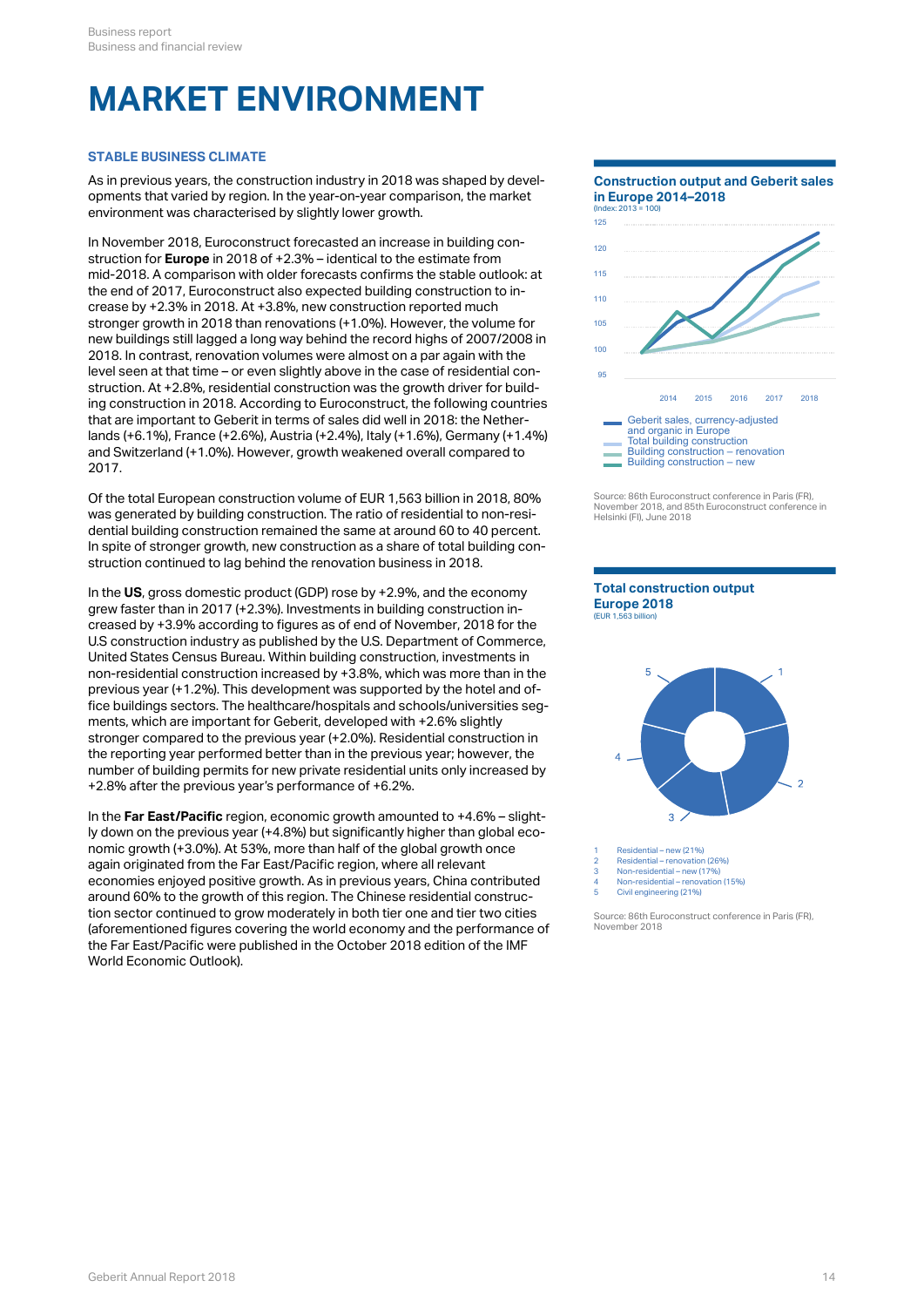// MARKET ENVIRONMENT

## STABLE BUSINESS CLIMATE

As in previous years, the construction industry in 2018 was shaped by developments that varied by region. In the year-on-year comparison, the market environment was characterised by slightly lower growth.

In November 2018, Euroconstruct forecasted an increase in building construction for **Europe** in 2018 of +2.3% – identical to the estimate from mid-2018. A comparison with older forecasts confirms the stable outlook: at the end of 2017, Euroconstruct also expected building construction to increase by +2.3% in 2018. At +3.8%, new construction reported much stronger growth in 2018 than renovations (+1.0%). However, the volume for new buildings still lagged a long way behind the record highs of 2007/2008 in 2018. In contrast, renovation volumes were almost on a par again with the level seen at that time – or even slightly above in the case of residential construction. At +2.8%, residential construction was the growth driver for building construction in 2018. According to Euroconstruct, the following countries that are important to Geberit in terms of sales did well in 2018: the Netherlands (+6.1%), France (+2.6%), Austria (+2.4%), Italy (+1.6%), Germany (+1.4%) and Switzerland (+1.0%). However, growth weakened overall compared to 2017.

Of the total European construction volume of EUR 1,563 billion in 2018, 80% was generated by building construction. The ratio of residential to non-residential building construction remained the same at around 60 to 40 percent. In spite of stronger growth, new construction as a share of total building construction continued to lag behind the renovation business in 2018.

In the **US**, gross domestic product (GDP) rose by +2.9%, and the economy grew faster than in 2017 (+2.3%). Investments in building construction increased by +3.9% according to figures as of end of November, 2018 for the U.S construction industry as published by the U.S. Department of Commerce, United States Census Bureau. Within building construction, investments in non-residential construction increased by +3.8%, which was more than in the previous year (+1.2%). This development was supported by the hotel and office buildings sectors. The healthcare/hospitals and schools/universities segments, which are important for Geberit, developed with +2.6% slightly stronger compared to the previous year (+2.0%). Residential construction in the reporting year performed better than in the previous year; however, the number of building permits for new private residential units only increased by +2.8% after the previous year's performance of +6.2%.

In the **Far East/Pacific** region, economic growth amounted to +4.6% – slightly down on the previous year (+4.8%) but significantly higher than global economic growth (+3.0%). At 53%, more than half of the global growth once again originated from the Far East/Pacific region, where all relevant economies enjoyed positive growth. As in previous years, China contributed around 60% to the growth of this region. The Chinese residential construction sector continued to grow moderately in both tier one and tier two cities (aforementioned figures covering the world economy and the performance of the Far East/Pacific were published in the October 2018 edition of the IMF World Economic Outlook).

**Construction output and Geberit sales in Europe 2014–2018**
(Index: 2013 = 100)

- Geberit sales, currency-adjusted and organic in Europe
- Total building construction
- Building construction – renovation
- Building construction – new

Source: 86th Euroconstruct conference in Paris (FR), November 2018, and 85th Euroconstruct conference in Helsinki (FI), June 2018

**Total construction output Europe 2018**
(EUR 1,563 billion)

1. Residential – new (21%)
2. Residential – renovation (26%)
3. Non-residential – new (17%)
4. Non-residential – renovation (15%)
5. Civil engineering (21%)

Source: 86th Euroconstruct conference in Paris (FR), November 2018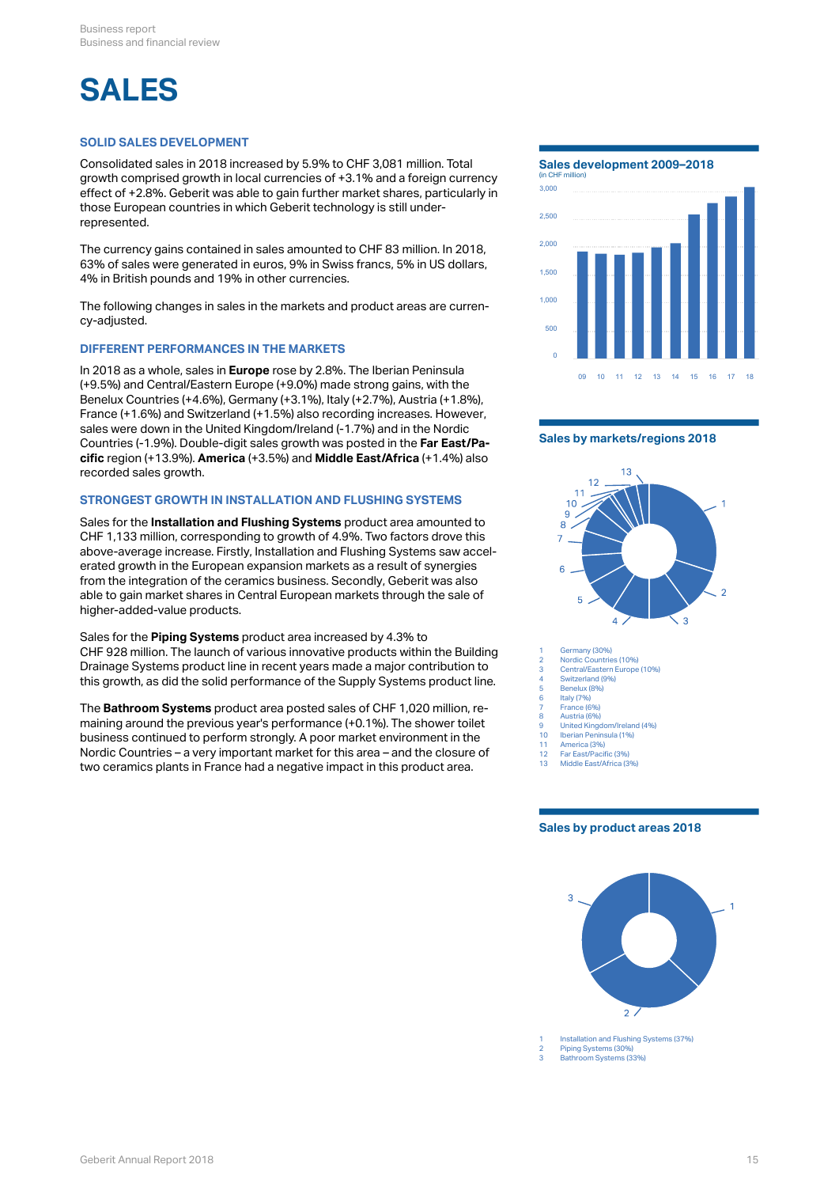# SALES

## SOLID SALES DEVELOPMENT

Consolidated sales in 2018 increased by 5.9% to CHF 3,081 million. Total growth comprised growth in local currencies of +3.1% and a foreign currency effect of +2.8%. Geberit was able to gain further market shares, particularly in those European countries in which Geberit technology is still under-represented.

The currency gains contained in sales amounted to CHF 83 million. In 2018, 63% of sales were generated in euros, 9% in Swiss francs, 5% in US dollars, 4% in British pounds and 19% in other currencies.

The following changes in sales in the markets and product areas are currency-adjusted.

## DIFFERENT PERFORMANCES IN THE MARKETS

In 2018 as a whole, sales in **Europe** rose by 2.8%. The Iberian Peninsula (+9.5%) and Central/Eastern Europe (+9.0%) made strong gains, with the Benelux Countries (+4.6%), Germany (+3.1%), Italy (+2.7%), Austria (+1.8%), France (+1.6%) and Switzerland (+1.5%) also recording increases. However, sales were down in the United Kingdom/Ireland (-1.7%) and in the Nordic Countries (-1.9%). Double-digit sales growth was posted in the **Far East/Pacific** region (+13.9%). **America** (+3.5%) and **Middle East/Africa** (+1.4%) also recorded sales growth.

## STRONGEST GROWTH IN INSTALLATION AND FLUSHING SYSTEMS

Sales for the **Installation and Flushing Systems** product area amounted to CHF 1,133 million, corresponding to growth of 4.9%. Two factors drove this above-average increase. Firstly, Installation and Flushing Systems saw accelerated growth in the European expansion markets as a result of synergies from the integration of the ceramics business. Secondly, Geberit was also able to gain market shares in Central European markets through the sale of higher-added-value products.

Sales for the **Piping Systems** product area increased by 4.3% to CHF 928 million. The launch of various innovative products within the Building Drainage Systems product line in recent years made a major contribution to this growth, as did the solid performance of the Supply Systems product line.

The **Bathroom Systems** product area posted sales of CHF 1,020 million, remaining around the previous year's performance (+0.1%). The shower toilet business continued to perform strongly. A poor market environment in the Nordic Countries – a very important market for this area – and the closure of two ceramics plants in France had a negative impact in this product area.

### Sales development 2009–2018
(in CHF million)

### Sales by markets/regions 2018

1. Germany (30%)
2. Nordic Countries (10%)
3. Central/Eastern Europe (10%)
4. Switzerland (9%)
5. Benelux (8%)
6. Italy (7%)
7. France (6%)
8. Austria (6%)
9. United Kingdom/Ireland (4%)
10. Iberian Peninsula (1%)
11. America (3%)
12. Far East/Pacific (3%)
13. Middle East/Africa (3%)

### Sales by product areas 2018

1. Installation and Flushing Systems (37%)
2. Piping Systems (30%)
3. Bathroom Systems (33%)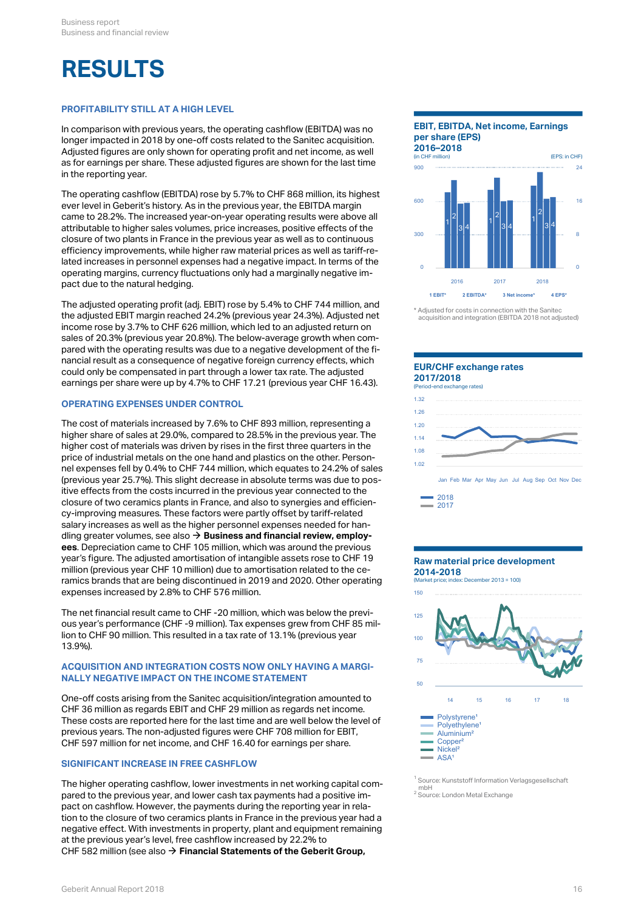# RESULTS

### PROFITABILITY STILL AT A HIGH LEVEL

In comparison with previous years, the operating cashflow (EBITDA) was no longer impacted in 2018 by one-off costs related to the Sanitec acquisition. Adjusted figures are only shown for operating profit and net income, as well as for earnings per share. These adjusted figures are shown for the last time in the reporting year.

The operating cashflow (EBITDA) rose by 5.7% to CHF 868 million, its highest ever level in Geberit's history. As in the previous year, the EBITDA margin came to 28.2%. The increased year-on-year operating results were above all attributable to higher sales volumes, price increases, positive effects of the closure of two plants in France as well as to continuous efficiency improvements, while higher raw material prices as well as tariff-related increases in personnel expenses had a negative impact. In terms of the operating margins, currency fluctuations only had a marginally negative impact due to the natural hedging.

The adjusted operating profit (adj. EBIT) rose by 5.4% to CHF 744 million, and the adjusted EBIT margin reached 24.2% (previous year 24.3%). Adjusted net income rose by 3.7% to CHF 626 million, which led to an adjusted return on sales of 20.3% (previous year 20.8%). The below-average growth when compared with the operating results was due to a negative development of the financial result as a consequence of negative foreign currency effects, which could only be compensated in part through a lower tax rate. The adjusted earnings per share were up by 4.7% to CHF 17.21 (previous year CHF 16.43).

### OPERATING EXPENSES UNDER CONTROL

The cost of materials increased by 7.6% to CHF 893 million, representing a higher share of sales at 29.0%, compared to 28.5% in the previous year. The higher cost of materials was driven by rises in the first three quarters in the price of industrial metals on the one hand and plastics on the other. Personnel expenses fell by 0.4% to CHF 744 million, which equates to 24.2% of sales (previous year 25.7%). This slight decrease in absolute terms was due to positive effects from the costs incurred in the previous year connected to the closure of two ceramics plants in France, and also to synergies and efficiency-improving measures. These factors were partly offset by tariff-related salary increases as well as the higher personnel expenses needed for handling greater volumes, see also → **Business and financial review, employees**. Depreciation came to CHF 105 million, which was around the previous year's figure. The adjusted amortisation of intangible assets rose to CHF 19 million (previous year CHF 10 million) due to amortisation related to the ceramics brands that are being discontinued in 2019 and 2020. Other operating expenses increased by 2.8% to CHF 576 million.

The net financial result came to CHF -20 million, which was below the previous year's performance (CHF -9 million). Tax expenses grew from CHF 85 million to CHF 90 million. This resulted in a tax rate of 13.1% (previous year 13.9%).

### ACQUISITION AND INTEGRATION COSTS NOW ONLY HAVING A MARGINALLY NEGATIVE IMPACT ON THE INCOME STATEMENT

One-off costs arising from the Sanitec acquisition/integration amounted to CHF 36 million as regards EBIT and CHF 29 million as regards net income. These costs are reported here for the last time and are well below the level of previous years. The non-adjusted figures were CHF 708 million for EBIT, CHF 597 million for net income, and CHF 16.40 for earnings per share.

### SIGNIFICANT INCREASE IN FREE CASHFLOW

The higher operating cashflow, lower investments in net working capital compared to the previous year, and lower cash tax payments had a positive impact on cashflow. However, the payments during the reporting year in relation to the closure of two ceramics plants in France in the previous year had a negative effect. With investments in property, plant and equipment remaining at the previous year's level, free cashflow increased by 22.2% to CHF 582 million (see also → **Financial Statements of the Geberit Group,**

**EBIT, EBITDA, Net income, Earnings per share (EPS) 2016–2018**
(in CHF million) (EPS: in CHF)

1 EBIT* 2 EBITDA* 3 Net income* 4 EPS*

* Adjusted for costs in connection with the Sanitec acquisition and integration (EBITDA 2018 not adjusted)

**EUR/CHF exchange rates 2017/2018**
(Period-end exchange rates)

2018
2017

**Raw material price development 2014–2018**
(Market price; index: December 2013 = 100)

Polystyrene[1]
Polyethylene[1]
Aluminium[2]
Copper[2]
Nickel[2]
ASA[1]

[1] Source: Kunststoff Information Verlagsgesellschaft mbH
[2] Source: London Metal Exchange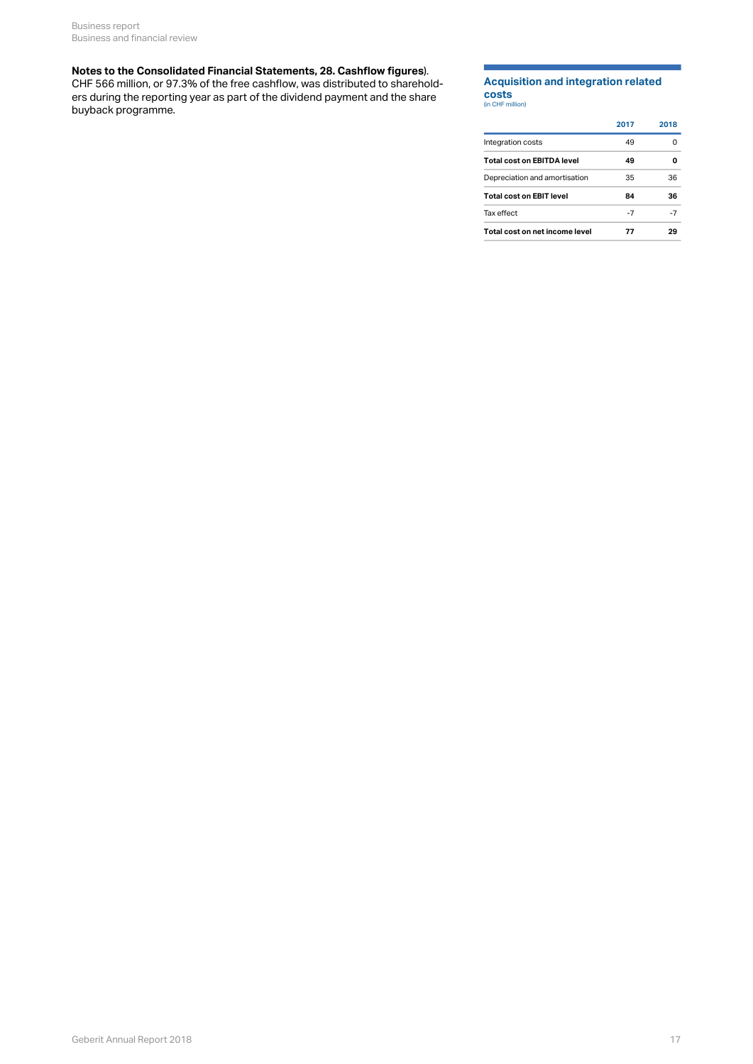**Notes to the Consolidated Financial Statements, 28. Cashflow figures**).
CHF 566 million, or 97.3% of the free cashflow, was distributed to shareholders during the reporting year as part of the dividend payment and the share buyback programme.

### Acquisition and integration related costs
(in CHF million)

| | 2017 | 2018 |
|---|---|---|
| Integration costs | 49 | 0 |
| **Total cost on EBITDA level** | **49** | **0** |
| Depreciation and amortisation | 35 | 36 |
| **Total cost on EBIT level** | **84** | **36** |
| Tax effect | -7 | -7 |
| **Total cost on net income level** | **77** | **29** |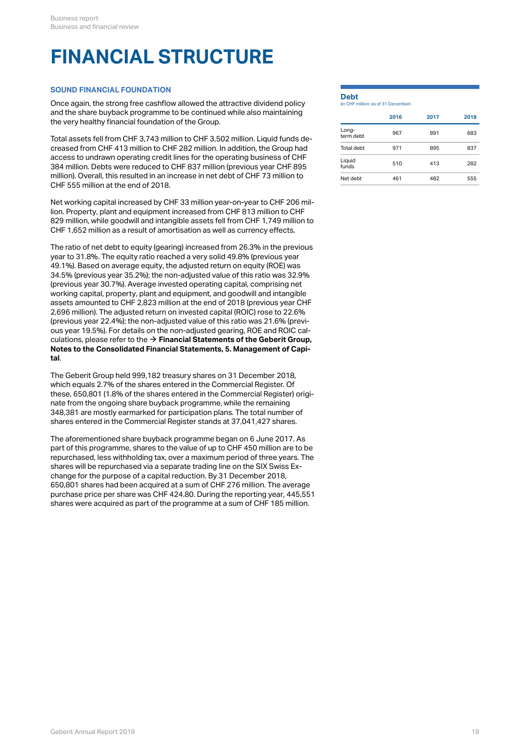# FINANCIAL STRUCTURE

### SOUND FINANCIAL FOUNDATION

Once again, the strong free cashflow allowed the attractive dividend policy and the share buyback programme to be continued while also maintaining the very healthy financial foundation of the Group.

Total assets fell from CHF 3,743 million to CHF 3,502 million. Liquid funds decreased from CHF 413 million to CHF 282 million. In addition, the Group had access to undrawn operating credit lines for the operating business of CHF 384 million. Debts were reduced to CHF 837 million (previous year CHF 895 million). Overall, this resulted in an increase in net debt of CHF 73 million to CHF 555 million at the end of 2018.

Net working capital increased by CHF 33 million year-on-year to CHF 206 million. Property, plant and equipment increased from CHF 813 million to CHF 829 million, while goodwill and intangible assets fell from CHF 1,749 million to CHF 1,652 million as a result of amortisation as well as currency effects.

The ratio of net debt to equity (gearing) increased from 26.3% in the previous year to 31.8%. The equity ratio reached a very solid 49.8% (previous year 49.1%). Based on average equity, the adjusted return on equity (ROE) was 34.5% (previous year 35.2%); the non-adjusted value of this ratio was 32.9% (previous year 30.7%). Average invested operating capital, comprising net working capital, property, plant and equipment, and goodwill and intangible assets amounted to CHF 2,823 million at the end of 2018 (previous year CHF 2,696 million). The adjusted return on invested capital (ROIC) rose to 22.6% (previous year 22.4%); the non-adjusted value of this ratio was 21.6% (previous year 19.5%). For details on the non-adjusted gearing, ROE and ROIC calculations, please refer to the → **Financial Statements of the Geberit Group, Notes to the Consolidated Financial Statements, 5. Management of Capital**.

The Geberit Group held 999,182 treasury shares on 31 December 2018, which equals 2.7% of the shares entered in the Commercial Register. Of these, 650,801 (1.8% of the shares entered in the Commercial Register) originate from the ongoing share buyback programme, while the remaining 348,381 are mostly earmarked for participation plans. The total number of shares entered in the Commercial Register stands at 37,041,427 shares.

The aforementioned share buyback programme began on 6 June 2017. As part of this programme, shares to the value of up to CHF 450 million are to be repurchased, less withholding tax, over a maximum period of three years. The shares will be repurchased via a separate trading line on the SIX Swiss Exchange for the purpose of a capital reduction. By 31 December 2018, 650,801 shares had been acquired at a sum of CHF 276 million. The average purchase price per share was CHF 424.80. During the reporting year, 445,551 shares were acquired as part of the programme at a sum of CHF 185 million.

**Debt**
(in CHF million; as of 31 December)

| | 2016 | 2017 | 2018 |
|---|---|---|---|
| Long-term debt | 967 | 891 | 683 |
| Total debt | 971 | 895 | 837 |
| Liquid funds | 510 | 413 | 282 |
| Net debt | 461 | 482 | 555 |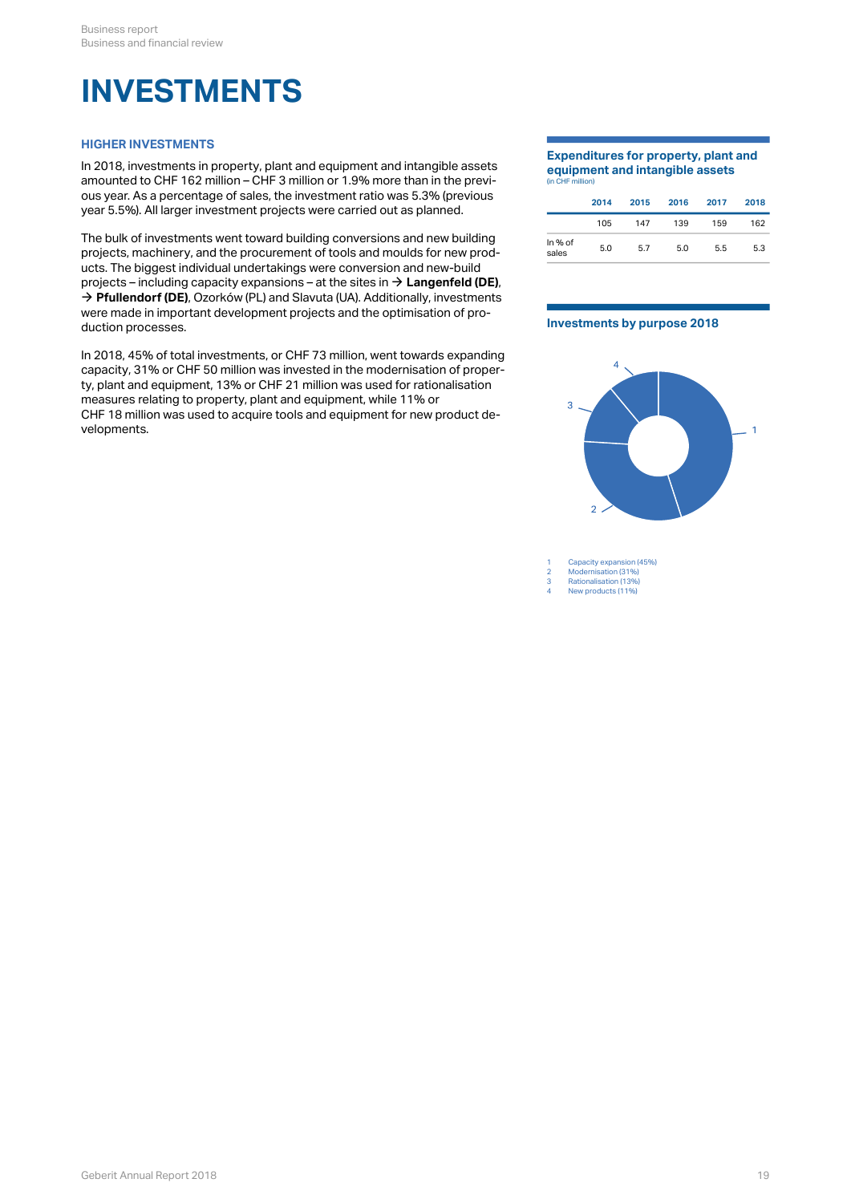# INVESTMENTS

### HIGHER INVESTMENTS

In 2018, investments in property, plant and equipment and intangible assets amounted to CHF 162 million – CHF 3 million or 1.9% more than in the previous year. As a percentage of sales, the investment ratio was 5.3% (previous year 5.5%). All larger investment projects were carried out as planned.

The bulk of investments went toward building conversions and new building projects, machinery, and the procurement of tools and moulds for new products. The biggest individual undertakings were conversion and new-build projects – including capacity expansions – at the sites in → **Langenfeld (DE)**, → **Pfullendorf (DE)**, Ozorków (PL) and Slavuta (UA). Additionally, investments were made in important development projects and the optimisation of production processes.

In 2018, 45% of total investments, or CHF 73 million, went towards expanding capacity, 31% or CHF 50 million was invested in the modernisation of property, plant and equipment, 13% or CHF 21 million was used for rationalisation measures relating to property, plant and equipment, while 11% or CHF 18 million was used to acquire tools and equipment for new product developments.

**Expenditures for property, plant and equipment and intangible assets**
(in CHF million)

| | 2014 | 2015 | 2016 | 2017 | 2018 |
|---|---|---|---|---|---|
| | 105 | 147 | 139 | 159 | 162 |
| In % of sales | 5.0 | 5.7 | 5.0 | 5.5 | 5.3 |

**Investments by purpose 2018**

1 Capacity expansion (45%)
2 Modernisation (31%)
3 Rationalisation (13%)
4 New products (11%)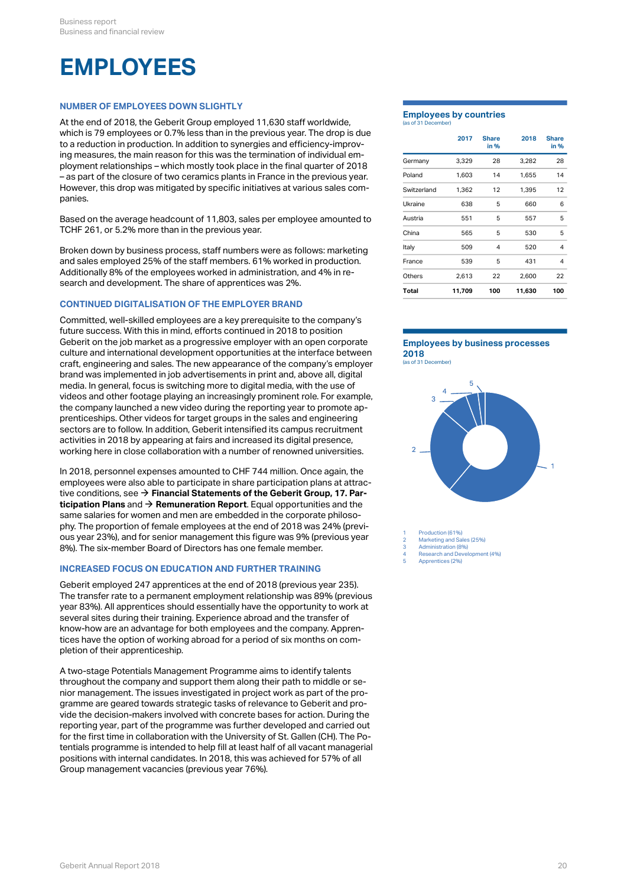# EMPLOYEES

### NUMBER OF EMPLOYEES DOWN SLIGHTLY

At the end of 2018, the Geberit Group employed 11,630 staff worldwide, which is 79 employees or 0.7% less than in the previous year. The drop is due to a reduction in production. In addition to synergies and efficiency-improving measures, the main reason for this was the termination of individual employment relationships – which mostly took place in the final quarter of 2018 – as part of the closure of two ceramics plants in France in the previous year. However, this drop was mitigated by specific initiatives at various sales companies.

Based on the average headcount of 11,803, sales per employee amounted to TCHF 261, or 5.2% more than in the previous year.

Broken down by business process, staff numbers were as follows: marketing and sales employed 25% of the staff members. 61% worked in production. Additionally 8% of the employees worked in administration, and 4% in research and development. The share of apprentices was 2%.

### CONTINUED DIGITALISATION OF THE EMPLOYER BRAND

Committed, well-skilled employees are a key prerequisite to the company's future success. With this in mind, efforts continued in 2018 to position Geberit on the job market as a progressive employer with an open corporate culture and international development opportunities at the interface between craft, engineering and sales. The new appearance of the company's employer brand was implemented in job advertisements in print and, above all, digital media. In general, focus is switching more to digital media, with the use of videos and other footage playing an increasingly prominent role. For example, the company launched a new video during the reporting year to promote apprenticeships. Other videos for target groups in the sales and engineering sectors are to follow. In addition, Geberit intensified its campus recruitment activities in 2018 by appearing at fairs and increased its digital presence, working here in close collaboration with a number of renowned universities.

In 2018, personnel expenses amounted to CHF 744 million. Once again, the employees were also able to participate in share participation plans at attractive conditions, see → **Financial Statements of the Geberit Group, 17. Participation Plans** and → **Remuneration Report**. Equal opportunities and the same salaries for women and men are embedded in the corporate philosophy. The proportion of female employees at the end of 2018 was 24% (previous year 23%), and for senior management this figure was 9% (previous year 8%). The six-member Board of Directors has one female member.

### INCREASED FOCUS ON EDUCATION AND FURTHER TRAINING

Geberit employed 247 apprentices at the end of 2018 (previous year 235). The transfer rate to a permanent employment relationship was 89% (previous year 83%). All apprentices should essentially have the opportunity to work at several sites during their training. Experience abroad and the transfer of know-how are an advantage for both employees and the company. Apprentices have the option of working abroad for a period of six months on completion of their apprenticeship.

A two-stage Potentials Management Programme aims to identify talents throughout the company and support them along their path to middle or senior management. The issues investigated in project work as part of the programme are geared towards strategic tasks of relevance to Geberit and provide the decision-makers involved with concrete bases for action. During the reporting year, part of the programme was further developed and carried out for the first time in collaboration with the University of St. Gallen (CH). The Potentials programme is intended to help fill at least half of all vacant managerial positions with internal candidates. In 2018, this was achieved for 57% of all Group management vacancies (previous year 76%).

**Employees by countries**
(as of 31 December)

| | 2017 | Share in % | 2018 | Share in % |
|---|---|---|---|---|
| Germany | 3,329 | 28 | 3,282 | 28 |
| Poland | 1,603 | 14 | 1,655 | 14 |
| Switzerland | 1,362 | 12 | 1,395 | 12 |
| Ukraine | 638 | 5 | 660 | 6 |
| Austria | 551 | 5 | 557 | 5 |
| China | 565 | 5 | 530 | 5 |
| Italy | 509 | 4 | 520 | 4 |
| France | 539 | 5 | 431 | 4 |
| Others | 2,613 | 22 | 2,600 | 22 |
| **Total** | **11,709** | **100** | **11,630** | **100** |

**Employees by business processes 2018**
(as of 31 December)

1 Production (61%)
2 Marketing and Sales (25%)
3 Administration (8%)
4 Research and Development (4%)
5 Apprentices (2%)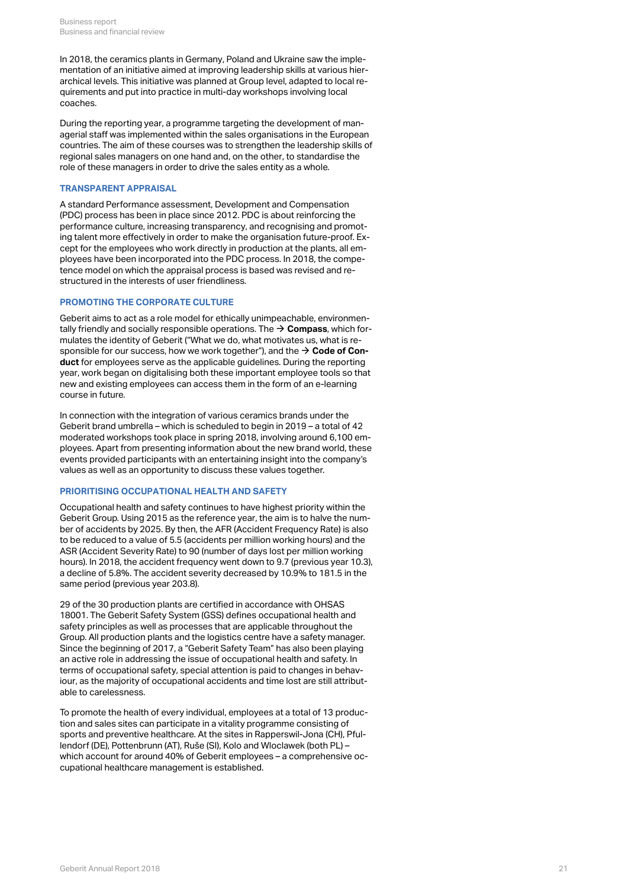In 2018, the ceramics plants in Germany, Poland and Ukraine saw the implementation of an initiative aimed at improving leadership skills at various hierarchical levels. This initiative was planned at Group level, adapted to local requirements and put into practice in multi-day workshops involving local coaches.

During the reporting year, a programme targeting the development of managerial staff was implemented within the sales organisations in the European countries. The aim of these courses was to strengthen the leadership skills of regional sales managers on one hand and, on the other, to standardise the role of these managers in order to drive the sales entity as a whole.

### TRANSPARENT APPRAISAL

A standard Performance assessment, Development and Compensation (PDC) process has been in place since 2012. PDC is about reinforcing the performance culture, increasing transparency, and recognising and promoting talent more effectively in order to make the organisation future-proof. Except for the employees who work directly in production at the plants, all employees have been incorporated into the PDC process. In 2018, the competence model on which the appraisal process is based was revised and restructured in the interests of user friendliness.

### PROMOTING THE CORPORATE CULTURE

Geberit aims to act as a role model for ethically unimpeachable, environmentally friendly and socially responsible operations. The → **Compass**, which formulates the identity of Geberit ("What we do, what motivates us, what is responsible for our success, how we work together"), and the → **Code of Conduct** for employees serve as the applicable guidelines. During the reporting year, work began on digitalising both these important employee tools so that new and existing employees can access them in the form of an e-learning course in future.

In connection with the integration of various ceramics brands under the Geberit brand umbrella – which is scheduled to begin in 2019 – a total of 42 moderated workshops took place in spring 2018, involving around 6,100 employees. Apart from presenting information about the new brand world, these events provided participants with an entertaining insight into the company's values as well as an opportunity to discuss these values together.

### PRIORITISING OCCUPATIONAL HEALTH AND SAFETY

Occupational health and safety continues to have highest priority within the Geberit Group. Using 2015 as the reference year, the aim is to halve the number of accidents by 2025. By then, the AFR (Accident Frequency Rate) is also to be reduced to a value of 5.5 (accidents per million working hours) and the ASR (Accident Severity Rate) to 90 (number of days lost per million working hours). In 2018, the accident frequency went down to 9.7 (previous year 10.3), a decline of 5.8%. The accident severity decreased by 10.9% to 181.5 in the same period (previous year 203.8).

29 of the 30 production plants are certified in accordance with OHSAS 18001. The Geberit Safety System (GSS) defines occupational health and safety principles as well as processes that are applicable throughout the Group. All production plants and the logistics centre have a safety manager. Since the beginning of 2017, a "Geberit Safety Team" has also been playing an active role in addressing the issue of occupational health and safety. In terms of occupational safety, special attention is paid to changes in behaviour, as the majority of occupational accidents and time lost are still attributable to carelessness.

To promote the health of every individual, employees at a total of 13 production and sales sites can participate in a vitality programme consisting of sports and preventive healthcare. At the sites in Rapperswil-Jona (CH), Pfullendorf (DE), Pottenbrunn (AT), Ruše (SI), Kolo and Wloclawek (both PL) – which account for around 40% of Geberit employees – a comprehensive occupational healthcare management is established.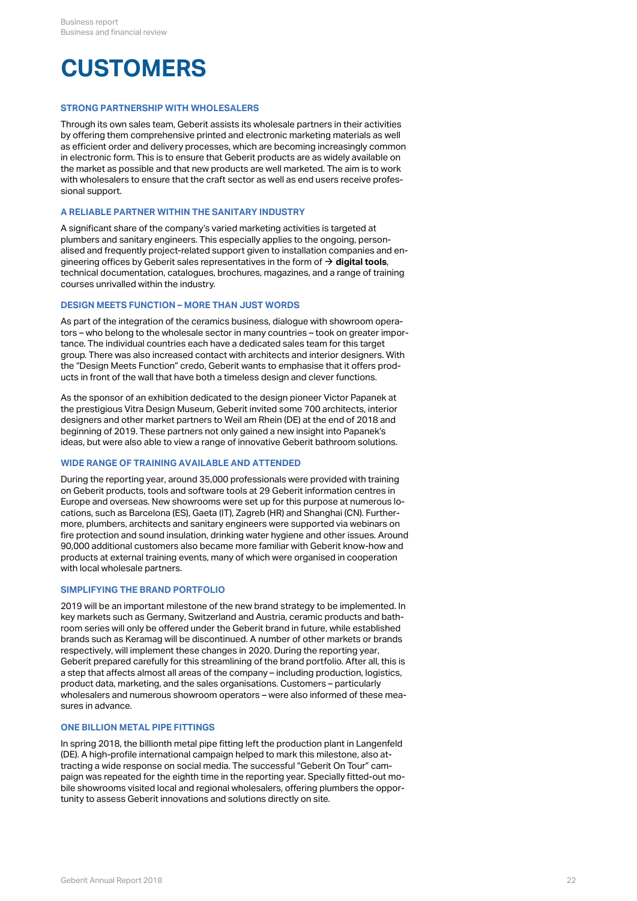# CUSTOMERS

### STRONG PARTNERSHIP WITH WHOLESALERS

Through its own sales team, Geberit assists its wholesale partners in their activities by offering them comprehensive printed and electronic marketing materials as well as efficient order and delivery processes, which are becoming increasingly common in electronic form. This is to ensure that Geberit products are as widely available on the market as possible and that new products are well marketed. The aim is to work with wholesalers to ensure that the craft sector as well as end users receive professional support.

### A RELIABLE PARTNER WITHIN THE SANITARY INDUSTRY

A significant share of the company's varied marketing activities is targeted at plumbers and sanitary engineers. This especially applies to the ongoing, personalised and frequently project-related support given to installation companies and engineering offices by Geberit sales representatives in the form of → **digital tools**, technical documentation, catalogues, brochures, magazines, and a range of training courses unrivalled within the industry.

### DESIGN MEETS FUNCTION – MORE THAN JUST WORDS

As part of the integration of the ceramics business, dialogue with showroom operators – who belong to the wholesale sector in many countries – took on greater importance. The individual countries each have a dedicated sales team for this target group. There was also increased contact with architects and interior designers. With the "Design Meets Function" credo, Geberit wants to emphasise that it offers products in front of the wall that have both a timeless design and clever functions.

As the sponsor of an exhibition dedicated to the design pioneer Victor Papanek at the prestigious Vitra Design Museum, Geberit invited some 700 architects, interior designers and other market partners to Weil am Rhein (DE) at the end of 2018 and beginning of 2019. These partners not only gained a new insight into Papanek's ideas, but were also able to view a range of innovative Geberit bathroom solutions.

### WIDE RANGE OF TRAINING AVAILABLE AND ATTENDED

During the reporting year, around 35,000 professionals were provided with training on Geberit products, tools and software tools at 29 Geberit information centres in Europe and overseas. New showrooms were set up for this purpose at numerous locations, such as Barcelona (ES), Gaeta (IT), Zagreb (HR) and Shanghai (CN). Furthermore, plumbers, architects and sanitary engineers were supported via webinars on fire protection and sound insulation, drinking water hygiene and other issues. Around 90,000 additional customers also became more familiar with Geberit know-how and products at external training events, many of which were organised in cooperation with local wholesale partners.

### SIMPLIFYING THE BRAND PORTFOLIO

2019 will be an important milestone of the new brand strategy to be implemented. In key markets such as Germany, Switzerland and Austria, ceramic products and bathroom series will only be offered under the Geberit brand in future, while established brands such as Keramag will be discontinued. A number of other markets or brands respectively, will implement these changes in 2020. During the reporting year, Geberit prepared carefully for this streamlining of the brand portfolio. After all, this is a step that affects almost all areas of the company – including production, logistics, product data, marketing, and the sales organisations. Customers – particularly wholesalers and numerous showroom operators – were also informed of these measures in advance.

### ONE BILLION METAL PIPE FITTINGS

In spring 2018, the billionth metal pipe fitting left the production plant in Langenfeld (DE). A high-profile international campaign helped to mark this milestone, also attracting a wide response on social media. The successful "Geberit On Tour" campaign was repeated for the eighth time in the reporting year. Specially fitted-out mobile showrooms visited local and regional wholesalers, offering plumbers the opportunity to assess Geberit innovations and solutions directly on site.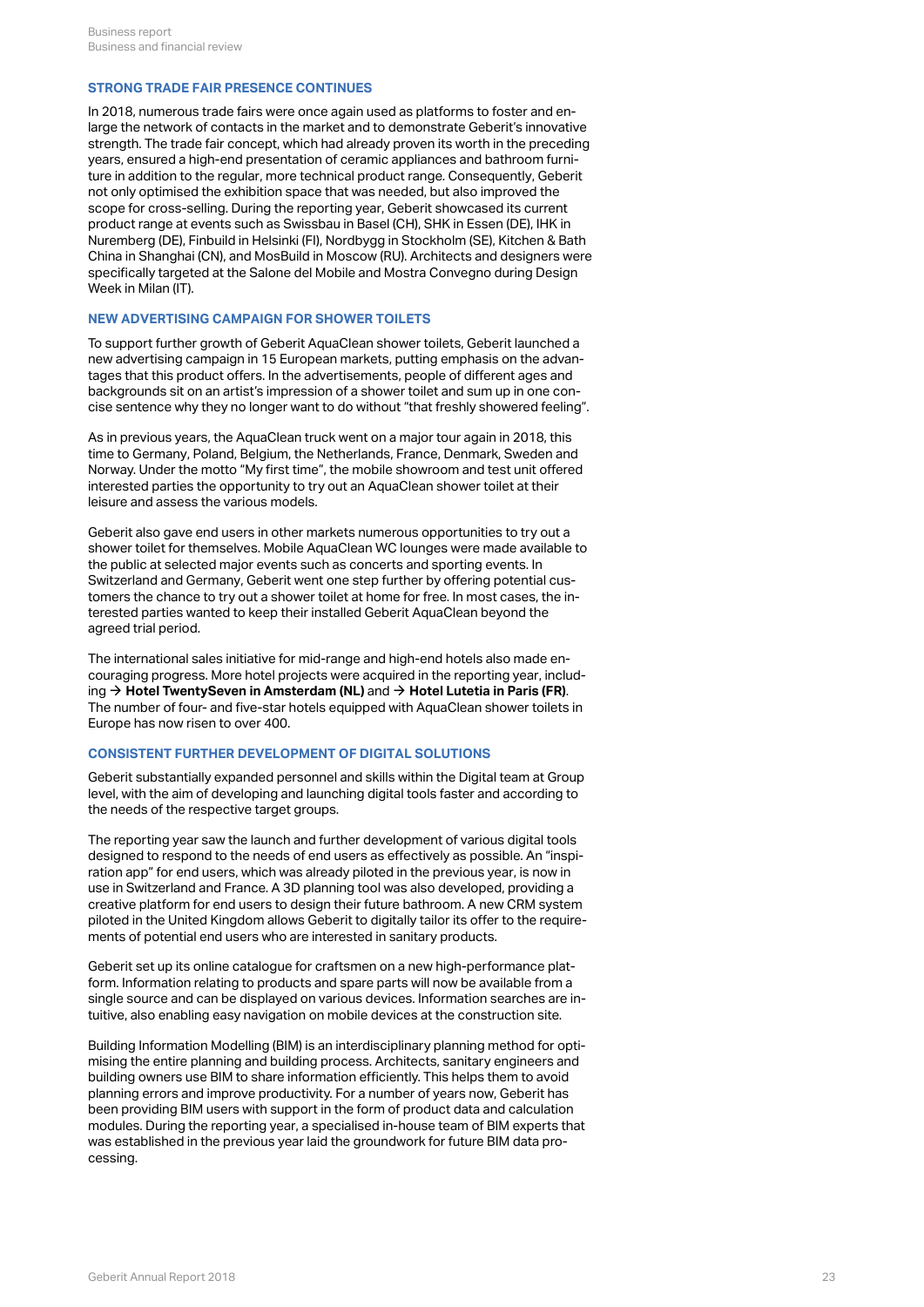## STRONG TRADE FAIR PRESENCE CONTINUES

In 2018, numerous trade fairs were once again used as platforms to foster and enlarge the network of contacts in the market and to demonstrate Geberit's innovative strength. The trade fair concept, which had already proven its worth in the preceding years, ensured a high-end presentation of ceramic appliances and bathroom furniture in addition to the regular, more technical product range. Consequently, Geberit not only optimised the exhibition space that was needed, but also improved the scope for cross-selling. During the reporting year, Geberit showcased its current product range at events such as Swissbau in Basel (CH), SHK in Essen (DE), IHK in Nuremberg (DE), Finbuild in Helsinki (FI), Nordbygg in Stockholm (SE), Kitchen & Bath China in Shanghai (CN), and MosBuild in Moscow (RU). Architects and designers were specifically targeted at the Salone del Mobile and Mostra Convegno during Design Week in Milan (IT).

## NEW ADVERTISING CAMPAIGN FOR SHOWER TOILETS

To support further growth of Geberit AquaClean shower toilets, Geberit launched a new advertising campaign in 15 European markets, putting emphasis on the advantages that this product offers. In the advertisements, people of different ages and backgrounds sit on an artist's impression of a shower toilet and sum up in one concise sentence why they no longer want to do without "that freshly showered feeling".

As in previous years, the AquaClean truck went on a major tour again in 2018, this time to Germany, Poland, Belgium, the Netherlands, France, Denmark, Sweden and Norway. Under the motto "My first time", the mobile showroom and test unit offered interested parties the opportunity to try out an AquaClean shower toilet at their leisure and assess the various models.

Geberit also gave end users in other markets numerous opportunities to try out a shower toilet for themselves. Mobile AquaClean WC lounges were made available to the public at selected major events such as concerts and sporting events. In Switzerland and Germany, Geberit went one step further by offering potential customers the chance to try out a shower toilet at home for free. In most cases, the interested parties wanted to keep their installed Geberit AquaClean beyond the agreed trial period.

The international sales initiative for mid-range and high-end hotels also made encouraging progress. More hotel projects were acquired in the reporting year, including → **Hotel TwentySeven in Amsterdam (NL)** and → **Hotel Lutetia in Paris (FR)**. The number of four- and five-star hotels equipped with AquaClean shower toilets in Europe has now risen to over 400.

## CONSISTENT FURTHER DEVELOPMENT OF DIGITAL SOLUTIONS

Geberit substantially expanded personnel and skills within the Digital team at Group level, with the aim of developing and launching digital tools faster and according to the needs of the respective target groups.

The reporting year saw the launch and further development of various digital tools designed to respond to the needs of end users as effectively as possible. An "inspiration app" for end users, which was already piloted in the previous year, is now in use in Switzerland and France. A 3D planning tool was also developed, providing a creative platform for end users to design their future bathroom. A new CRM system piloted in the United Kingdom allows Geberit to digitally tailor its offer to the requirements of potential end users who are interested in sanitary products.

Geberit set up its online catalogue for craftsmen on a new high-performance platform. Information relating to products and spare parts will now be available from a single source and can be displayed on various devices. Information searches are intuitive, also enabling easy navigation on mobile devices at the construction site.

Building Information Modelling (BIM) is an interdisciplinary planning method for optimising the entire planning and building process. Architects, sanitary engineers and building owners use BIM to share information efficiently. This helps them to avoid planning errors and improve productivity. For a number of years now, Geberit has been providing BIM users with support in the form of product data and calculation modules. During the reporting year, a specialised in-house team of BIM experts that was established in the previous year laid the groundwork for future BIM data processing.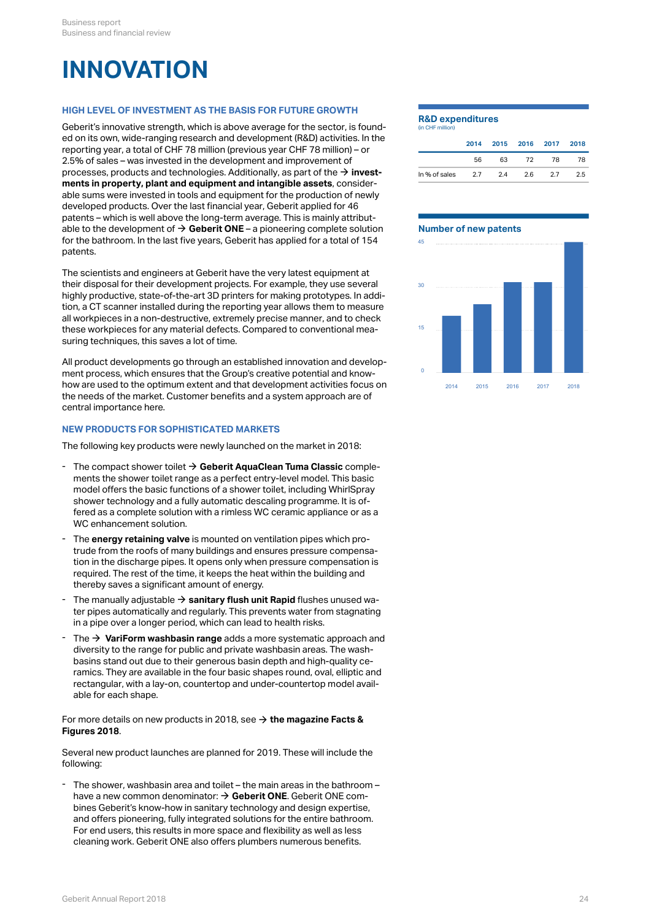# INNOVATION

### HIGH LEVEL OF INVESTMENT AS THE BASIS FOR FUTURE GROWTH

Geberit's innovative strength, which is above average for the sector, is founded on its own, wide-ranging research and development (R&D) activities. In the reporting year, a total of CHF 78 million (previous year CHF 78 million) – or 2.5% of sales – was invested in the development and improvement of processes, products and technologies. Additionally, as part of the → **investments in property, plant and equipment and intangible assets**, considerable sums were invested in tools and equipment for the production of newly developed products. Over the last financial year, Geberit applied for 46 patents – which is well above the long-term average. This is mainly attributable to the development of → **Geberit ONE** – a pioneering complete solution for the bathroom. In the last five years, Geberit has applied for a total of 154 patents.

The scientists and engineers at Geberit have the very latest equipment at their disposal for their development projects. For example, they use several highly productive, state-of-the-art 3D printers for making prototypes. In addition, a CT scanner installed during the reporting year allows them to measure all workpieces in a non-destructive, extremely precise manner, and to check these workpieces for any material defects. Compared to conventional measuring techniques, this saves a lot of time.

All product developments go through an established innovation and development process, which ensures that the Group's creative potential and know-how are used to the optimum extent and that development activities focus on the needs of the market. Customer benefits and a system approach are of central importance here.

**R&D expenditures**
(in CHF million)

| | 2014 | 2015 | 2016 | 2017 | 2018 |
|---|---|---|---|---|---|
| | 56 | 63 | 72 | 78 | 78 |
| In % of sales | 2.7 | 2.4 | 2.6 | 2.7 | 2.5 |

**Number of new patents**

### NEW PRODUCTS FOR SOPHISTICATED MARKETS

The following key products were newly launched on the market in 2018:

- The compact shower toilet → **Geberit AquaClean Tuma Classic** complements the shower toilet range as a perfect entry-level model. This basic model offers the basic functions of a shower toilet, including WhirlSpray shower technology and a fully automatic descaling programme. It is offered as a complete solution with a rimless WC ceramic appliance or as a WC enhancement solution.
- The **energy retaining valve** is mounted on ventilation pipes which protrude from the roofs of many buildings and ensures pressure compensation in the discharge pipes. It opens only when pressure compensation is required. The rest of the time, it keeps the heat within the building and thereby saves a significant amount of energy.
- The manually adjustable → **sanitary flush unit Rapid** flushes unused water pipes automatically and regularly. This prevents water from stagnating in a pipe over a longer period, which can lead to health risks.
- The → **VariForm washbasin range** adds a more systematic approach and diversity to the range for public and private washbasin areas. The washbasins stand out due to their generous basin depth and high-quality ceramics. They are available in the four basic shapes round, oval, elliptic and rectangular, with a lay-on, countertop and under-countertop model available for each shape.

For more details on new products in 2018, see → **the magazine Facts & Figures 2018**.

Several new product launches are planned for 2019. These will include the following:

- The shower, washbasin area and toilet – the main areas in the bathroom – have a new common denominator: → **Geberit ONE**. Geberit ONE combines Geberit's know-how in sanitary technology and design expertise, and offers pioneering, fully integrated solutions for the entire bathroom. For end users, this results in more space and flexibility as well as less cleaning work. Geberit ONE also offers plumbers numerous benefits.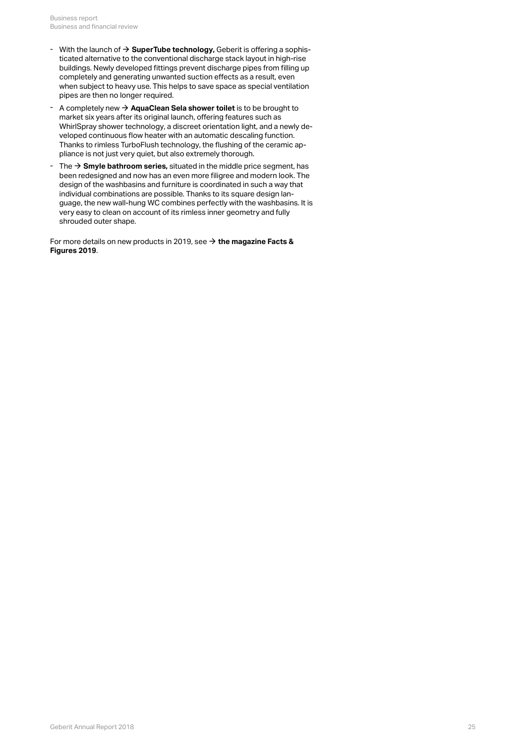- With the launch of → **SuperTube technology,** Geberit is offering a sophisticated alternative to the conventional discharge stack layout in high-rise buildings. Newly developed fittings prevent discharge pipes from filling up completely and generating unwanted suction effects as a result, even when subject to heavy use. This helps to save space as special ventilation pipes are then no longer required.
- A completely new → **AquaClean Sela shower toilet** is to be brought to market six years after its original launch, offering features such as WhirlSpray shower technology, a discreet orientation light, and a newly developed continuous flow heater with an automatic descaling function. Thanks to rimless TurboFlush technology, the flushing of the ceramic appliance is not just very quiet, but also extremely thorough.
- The → **Smyle bathroom series,** situated in the middle price segment, has been redesigned and now has an even more filigree and modern look. The design of the washbasins and furniture is coordinated in such a way that individual combinations are possible. Thanks to its square design language, the new wall-hung WC combines perfectly with the washbasins. It is very easy to clean on account of its rimless inner geometry and fully shrouded outer shape.

For more details on new products in 2019, see → **the magazine Facts & Figures 2019**.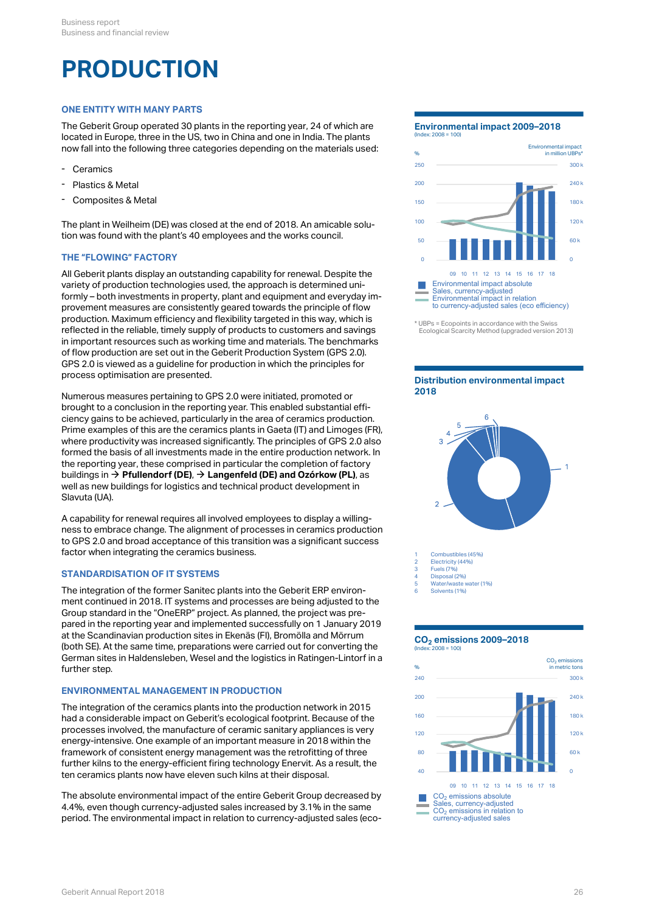# PRODUCTION

## ONE ENTITY WITH MANY PARTS

The Geberit Group operated 30 plants in the reporting year, 24 of which are located in Europe, three in the US, two in China and one in India. The plants now fall into the following three categories depending on the materials used:

- Ceramics
- Plastics & Metal
- Composites & Metal

The plant in Weilheim (DE) was closed at the end of 2018. An amicable solution was found with the plant's 40 employees and the works council.

## THE "FLOWING" FACTORY

All Geberit plants display an outstanding capability for renewal. Despite the variety of production technologies used, the approach is determined uniformly – both investments in property, plant and equipment and everyday improvement measures are consistently geared towards the principle of flow production. Maximum efficiency and flexibility targeted in this way, which is reflected in the reliable, timely supply of products to customers and savings in important resources such as working time and materials. The benchmarks of flow production are set out in the Geberit Production System (GPS 2.0). GPS 2.0 is viewed as a guideline for production in which the principles for process optimisation are presented.

Numerous measures pertaining to GPS 2.0 were initiated, promoted or brought to a conclusion in the reporting year. This enabled substantial efficiency gains to be achieved, particularly in the area of ceramics production. Prime examples of this are the ceramics plants in Gaeta (IT) and Limoges (FR), where productivity was increased significantly. The principles of GPS 2.0 also formed the basis of all investments made in the entire production network. In the reporting year, these comprised in particular the completion of factory buildings in → **Pfullendorf (DE)**, → **Langenfeld (DE) and Ozórkow (PL)**, as well as new buildings for logistics and technical product development in Slavuta (UA).

A capability for renewal requires all involved employees to display a willingness to embrace change. The alignment of processes in ceramics production to GPS 2.0 and broad acceptance of this transition was a significant success factor when integrating the ceramics business.

## STANDARDISATION OF IT SYSTEMS

The integration of the former Sanitec plants into the Geberit ERP environment continued in 2018. IT systems and processes are being adjusted to the Group standard in the "OneERP" project. As planned, the project was prepared in the reporting year and implemented successfully on 1 January 2019 at the Scandinavian production sites in Ekenäs (FI), Bromölla and Mörrum (both SE). At the same time, preparations were carried out for converting the German sites in Haldensleben, Wesel and the logistics in Ratingen-Lintorf in a further step.

## ENVIRONMENTAL MANAGEMENT IN PRODUCTION

The integration of the ceramics plants into the production network in 2015 had a considerable impact on Geberit's ecological footprint. Because of the processes involved, the manufacture of ceramic sanitary appliances is very energy-intensive. One example of an important measure in 2018 within the framework of consistent energy management was the retrofitting of three further kilns to the energy-efficient firing technology Enervit. As a result, the ten ceramics plants now have eleven such kilns at their disposal.

The absolute environmental impact of the entire Geberit Group decreased by 4.4%, even though currency-adjusted sales increased by 3.1% in the same period. The environmental impact in relation to currency-adjusted sales (eco-

**Environmental impact 2009–2018**
(Index: 2008 = 100)

- Environmental impact absolute
- Sales, currency-adjusted
- Environmental impact in relation to currency-adjusted sales (eco efficiency)

* UBPs = Ecopoints in accordance with the Swiss Ecological Scarcity Method (upgraded version 2013)

**Distribution environmental impact 2018**

1. Combustibles (45%)
2. Electricity (44%)
3. Fuels (7%)
4. Disposal (2%)
5. Water/waste water (1%)
6. Solvents (1%)

**$CO_2$ emissions 2009–2018**
(Index: 2008 = 100)

- $CO_2$ emissions absolute
- Sales, currency-adjusted
- $CO_2$ emissions in relation to currency-adjusted sales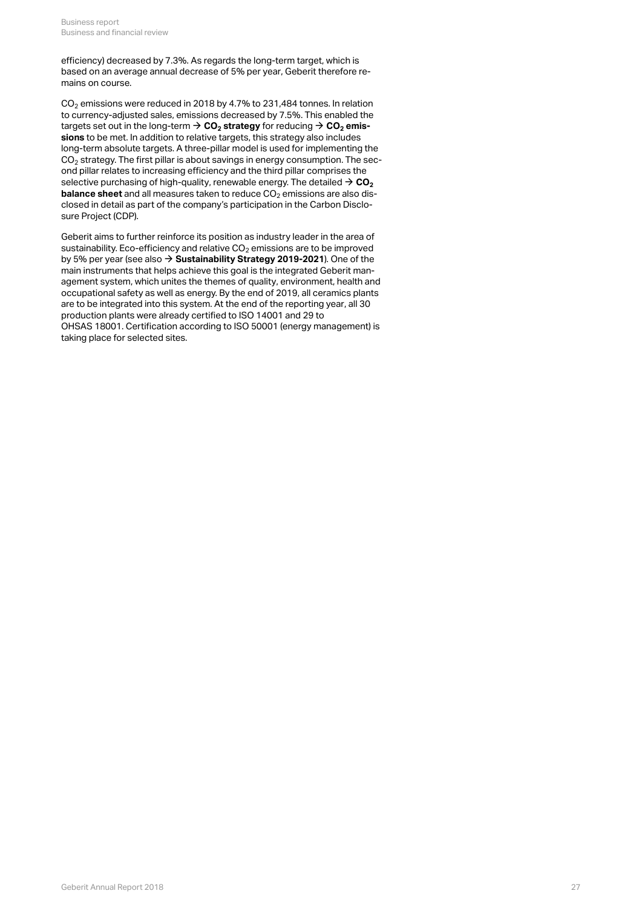efficiency) decreased by 7.3%. As regards the long-term target, which is based on an average annual decrease of 5% per year, Geberit therefore remains on course.

$CO_2$ emissions were reduced in 2018 by 4.7% to 231,484 tonnes. In relation to currency-adjusted sales, emissions decreased by 7.5%. This enabled the targets set out in the long-term → **$CO_2$ strategy** for reducing → **$CO_2$ emissions** to be met. In addition to relative targets, this strategy also includes long-term absolute targets. A three-pillar model is used for implementing the $CO_2$ strategy. The first pillar is about savings in energy consumption. The second pillar relates to increasing efficiency and the third pillar comprises the selective purchasing of high-quality, renewable energy. The detailed → **$CO_2$ balance sheet** and all measures taken to reduce $CO_2$ emissions are also disclosed in detail as part of the company's participation in the Carbon Disclosure Project (CDP).

Geberit aims to further reinforce its position as industry leader in the area of sustainability. Eco-efficiency and relative $CO_2$ emissions are to be improved by 5% per year (see also → **Sustainability Strategy 2019-2021**). One of the main instruments that helps achieve this goal is the integrated Geberit management system, which unites the themes of quality, environment, health and occupational safety as well as energy. By the end of 2019, all ceramics plants are to be integrated into this system. At the end of the reporting year, all 30 production plants were already certified to ISO 14001 and 29 to OHSAS 18001. Certification according to ISO 50001 (energy management) is taking place for selected sites.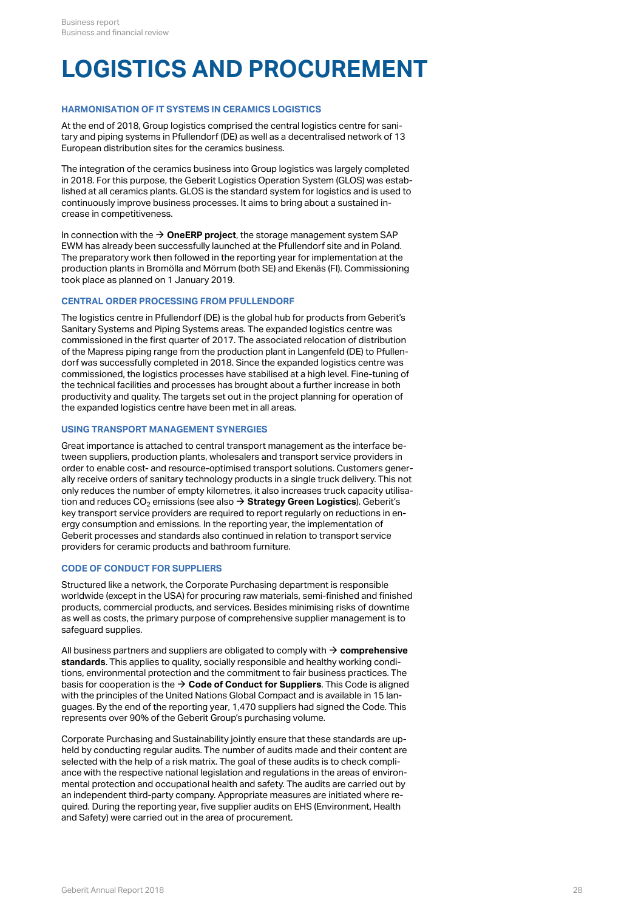# LOGISTICS AND PROCUREMENT

### HARMONISATION OF IT SYSTEMS IN CERAMICS LOGISTICS

At the end of 2018, Group logistics comprised the central logistics centre for sanitary and piping systems in Pfullendorf (DE) as well as a decentralised network of 13 European distribution sites for the ceramics business.

The integration of the ceramics business into Group logistics was largely completed in 2018. For this purpose, the Geberit Logistics Operation System (GLOS) was established at all ceramics plants. GLOS is the standard system for logistics and is used to continuously improve business processes. It aims to bring about a sustained increase in competitiveness.

In connection with the → **OneERP project**, the storage management system SAP EWM has already been successfully launched at the Pfullendorf site and in Poland. The preparatory work then followed in the reporting year for implementation at the production plants in Bromölla and Mörrum (both SE) and Ekenäs (FI). Commissioning took place as planned on 1 January 2019.

### CENTRAL ORDER PROCESSING FROM PFULLENDORF

The logistics centre in Pfullendorf (DE) is the global hub for products from Geberit's Sanitary Systems and Piping Systems areas. The expanded logistics centre was commissioned in the first quarter of 2017. The associated relocation of distribution of the Mapress piping range from the production plant in Langenfeld (DE) to Pfullendorf was successfully completed in 2018. Since the expanded logistics centre was commissioned, the logistics processes have stabilised at a high level. Fine-tuning of the technical facilities and processes has brought about a further increase in both productivity and quality. The targets set out in the project planning for operation of the expanded logistics centre have been met in all areas.

### USING TRANSPORT MANAGEMENT SYNERGIES

Great importance is attached to central transport management as the interface between suppliers, production plants, wholesalers and transport service providers in order to enable cost- and resource-optimised transport solutions. Customers generally receive orders of sanitary technology products in a single truck delivery. This not only reduces the number of empty kilometres, it also increases truck capacity utilisation and reduces $CO_2$ emissions (see also → **Strategy Green Logistics**). Geberit's key transport service providers are required to report regularly on reductions in energy consumption and emissions. In the reporting year, the implementation of Geberit processes and standards also continued in relation to transport service providers for ceramic products and bathroom furniture.

### CODE OF CONDUCT FOR SUPPLIERS

Structured like a network, the Corporate Purchasing department is responsible worldwide (except in the USA) for procuring raw materials, semi-finished and finished products, commercial products, and services. Besides minimising risks of downtime as well as costs, the primary purpose of comprehensive supplier management is to safeguard supplies.

All business partners and suppliers are obligated to comply with → **comprehensive standards**. This applies to quality, socially responsible and healthy working conditions, environmental protection and the commitment to fair business practices. The basis for cooperation is the → **Code of Conduct for Suppliers**. This Code is aligned with the principles of the United Nations Global Compact and is available in 15 languages. By the end of the reporting year, 1,470 suppliers had signed the Code. This represents over 90% of the Geberit Group's purchasing volume.

Corporate Purchasing and Sustainability jointly ensure that these standards are upheld by conducting regular audits. The number of audits made and their content are selected with the help of a risk matrix. The goal of these audits is to check compliance with the respective national legislation and regulations in the areas of environmental protection and occupational health and safety. The audits are carried out by an independent third-party company. Appropriate measures are initiated where required. During the reporting year, five supplier audits on EHS (Environment, Health and Safety) were carried out in the area of procurement.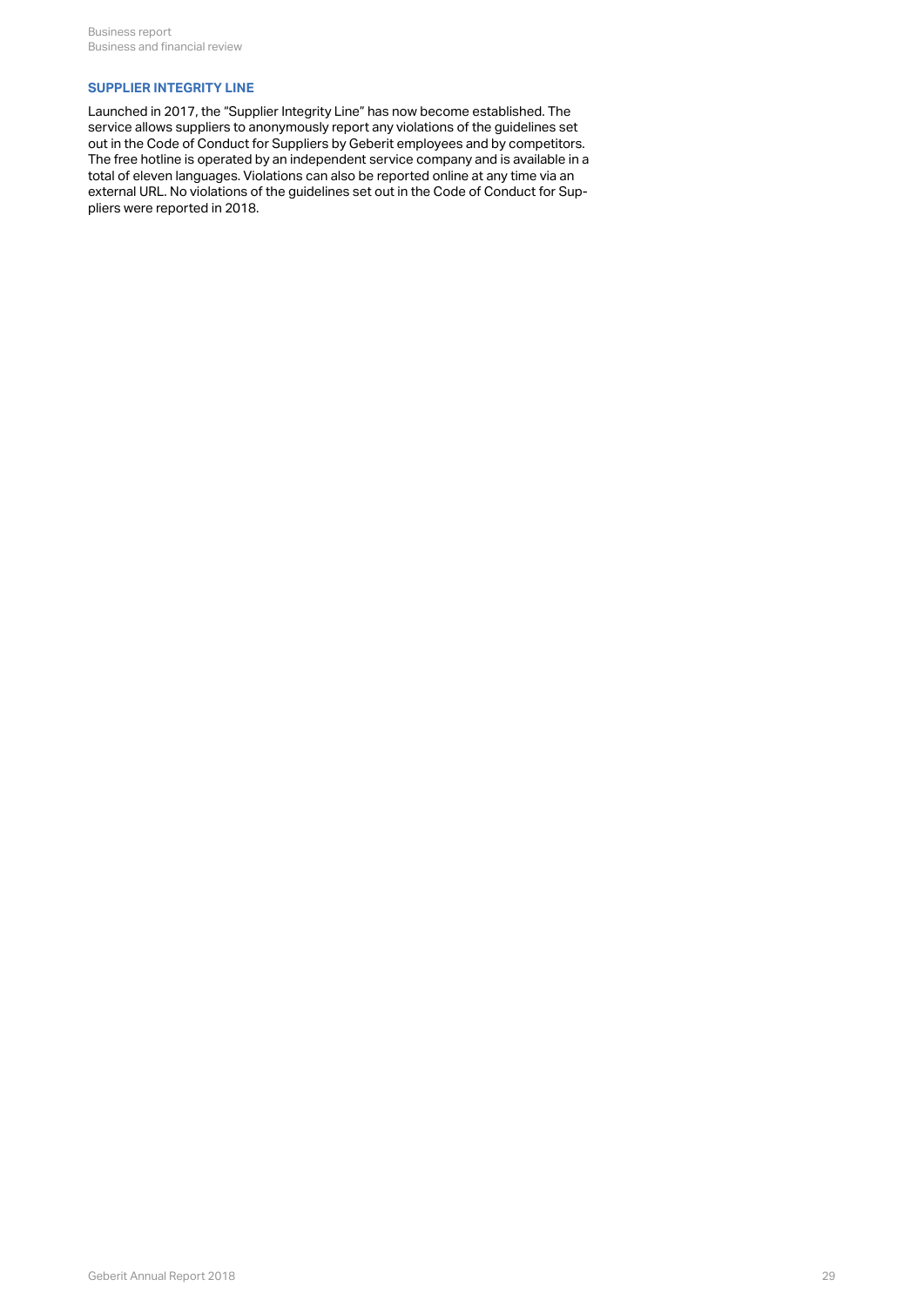### SUPPLIER INTEGRITY LINE

Launched in 2017, the "Supplier Integrity Line" has now become established. The service allows suppliers to anonymously report any violations of the guidelines set out in the Code of Conduct for Suppliers by Geberit employees and by competitors. The free hotline is operated by an independent service company and is available in a total of eleven languages. Violations can also be reported online at any time via an external URL. No violations of the guidelines set out in the Code of Conduct for Suppliers were reported in 2018.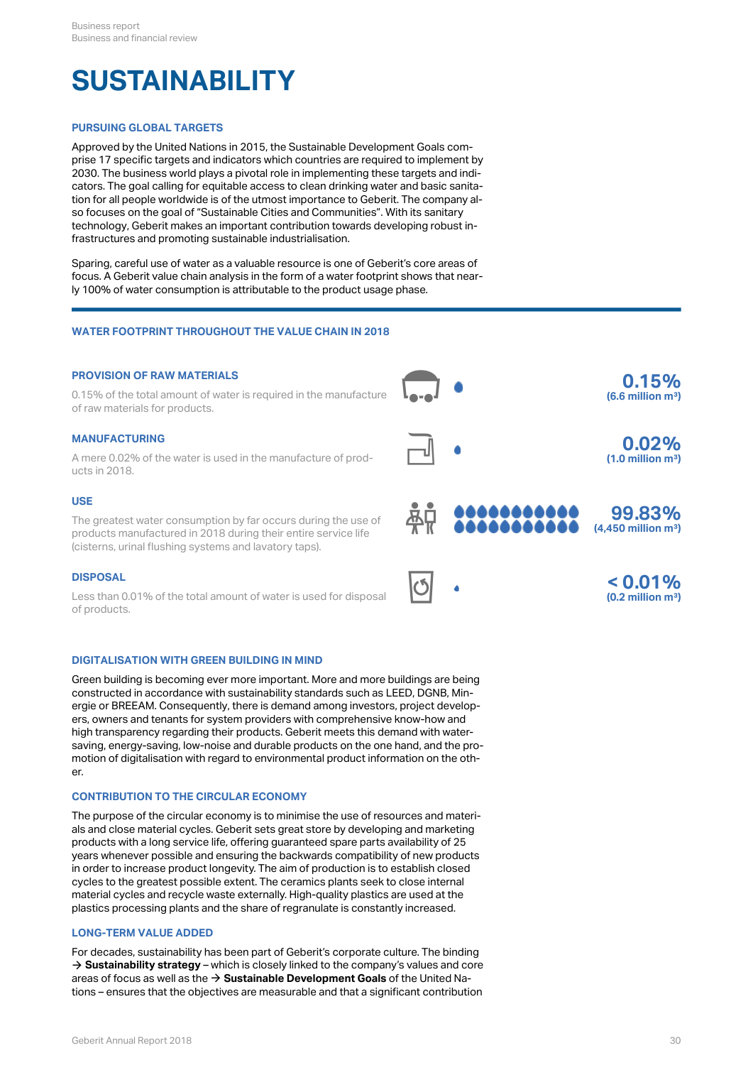# SUSTAINABILITY

### PURSUING GLOBAL TARGETS

Approved by the United Nations in 2015, the Sustainable Development Goals comprise 17 specific targets and indicators which countries are required to implement by 2030. The business world plays a pivotal role in implementing these targets and indicators. The goal calling for equitable access to clean drinking water and basic sanitation for all people worldwide is of the utmost importance to Geberit. The company also focuses on the goal of "Sustainable Cities and Communities". With its sanitary technology, Geberit makes an important contribution towards developing robust infrastructures and promoting sustainable industrialisation.

Sparing, careful use of water as a valuable resource is one of Geberit's core areas of focus. A Geberit value chain analysis in the form of a water footprint shows that nearly 100% of water consumption is attributable to the product usage phase.

### WATER FOOTPRINT THROUGHOUT THE VALUE CHAIN IN 2018

#### PROVISION OF RAW MATERIALS

0.15% of the total amount of water is required in the manufacture of raw materials for products.

**0.15%**
**(6.6 million m³)**

#### MANUFACTURING

A mere 0.02% of the water is used in the manufacture of products in 2018.

**0.02%**
**(1.0 million m³)**

#### USE

The greatest water consumption by far occurs during the use of products manufactured in 2018 during their entire service life (cisterns, urinal flushing systems and lavatory taps).

**99.83%**
**(4,450 million m³)**

#### DISPOSAL

Less than 0.01% of the total amount of water is used for disposal of products.

**< 0.01%**
**(0.2 million m³)**

### DIGITALISATION WITH GREEN BUILDING IN MIND

Green building is becoming ever more important. More and more buildings are being constructed in accordance with sustainability standards such as LEED, DGNB, Minergie or BREEAM. Consequently, there is demand among investors, project developers, owners and tenants for system providers with comprehensive know-how and high transparency regarding their products. Geberit meets this demand with water-saving, energy-saving, low-noise and durable products on the one hand, and the promotion of digitalisation with regard to environmental product information on the other.

### CONTRIBUTION TO THE CIRCULAR ECONOMY

The purpose of the circular economy is to minimise the use of resources and materials and close material cycles. Geberit sets great store by developing and marketing products with a long service life, offering guaranteed spare parts availability of 25 years whenever possible and ensuring the backwards compatibility of new products in order to increase product longevity. The aim of production is to establish closed cycles to the greatest possible extent. The ceramics plants seek to close internal material cycles and recycle waste externally. High-quality plastics are used at the plastics processing plants and the share of regranulate is constantly increased.

### LONG-TERM VALUE ADDED

For decades, sustainability has been part of Geberit's corporate culture. The binding → **Sustainability strategy** – which is closely linked to the company's values and core areas of focus as well as the → **Sustainable Development Goals** of the United Nations – ensures that the objectives are measurable and that a significant contribution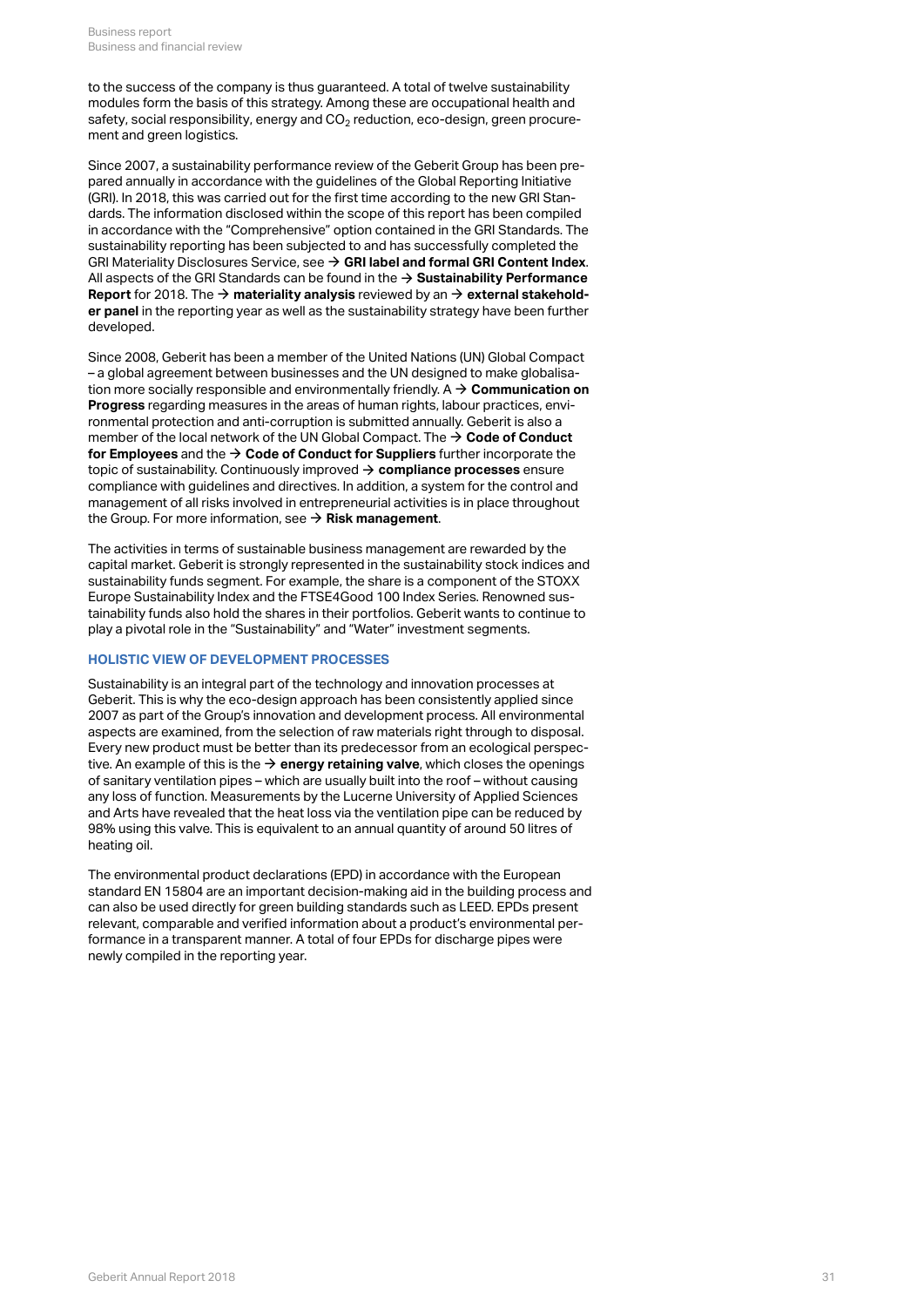to the success of the company is thus guaranteed. A total of twelve sustainability modules form the basis of this strategy. Among these are occupational health and safety, social responsibility, energy and $CO_2$ reduction, eco-design, green procurement and green logistics.

Since 2007, a sustainability performance review of the Geberit Group has been prepared annually in accordance with the guidelines of the Global Reporting Initiative (GRI). In 2018, this was carried out for the first time according to the new GRI Standards. The information disclosed within the scope of this report has been compiled in accordance with the "Comprehensive" option contained in the GRI Standards. The sustainability reporting has been subjected to and has successfully completed the GRI Materiality Disclosures Service, see → **GRI label and formal GRI Content Index**. All aspects of the GRI Standards can be found in the → **Sustainability Performance Report** for 2018. The → **materiality analysis** reviewed by an → **external stakeholder panel** in the reporting year as well as the sustainability strategy have been further developed.

Since 2008, Geberit has been a member of the United Nations (UN) Global Compact – a global agreement between businesses and the UN designed to make globalisation more socially responsible and environmentally friendly. A → **Communication on Progress** regarding measures in the areas of human rights, labour practices, environmental protection and anti-corruption is submitted annually. Geberit is also a member of the local network of the UN Global Compact. The → **Code of Conduct for Employees** and the → **Code of Conduct for Suppliers** further incorporate the topic of sustainability. Continuously improved → **compliance processes** ensure compliance with guidelines and directives. In addition, a system for the control and management of all risks involved in entrepreneurial activities is in place throughout the Group. For more information, see → **Risk management**.

The activities in terms of sustainable business management are rewarded by the capital market. Geberit is strongly represented in the sustainability stock indices and sustainability funds segment. For example, the share is a component of the STOXX Europe Sustainability Index and the FTSE4Good 100 Index Series. Renowned sustainability funds also hold the shares in their portfolios. Geberit wants to continue to play a pivotal role in the "Sustainability" and "Water" investment segments.

## HOLISTIC VIEW OF DEVELOPMENT PROCESSES

Sustainability is an integral part of the technology and innovation processes at Geberit. This is why the eco-design approach has been consistently applied since 2007 as part of the Group's innovation and development process. All environmental aspects are examined, from the selection of raw materials right through to disposal. Every new product must be better than its predecessor from an ecological perspective. An example of this is the → **energy retaining valve**, which closes the openings of sanitary ventilation pipes – which are usually built into the roof – without causing any loss of function. Measurements by the Lucerne University of Applied Sciences and Arts have revealed that the heat loss via the ventilation pipe can be reduced by 98% using this valve. This is equivalent to an annual quantity of around 50 litres of heating oil.

The environmental product declarations (EPD) in accordance with the European standard EN 15804 are an important decision-making aid in the building process and can also be used directly for green building standards such as LEED. EPDs present relevant, comparable and verified information about a product's environmental performance in a transparent manner. A total of four EPDs for discharge pipes were newly compiled in the reporting year.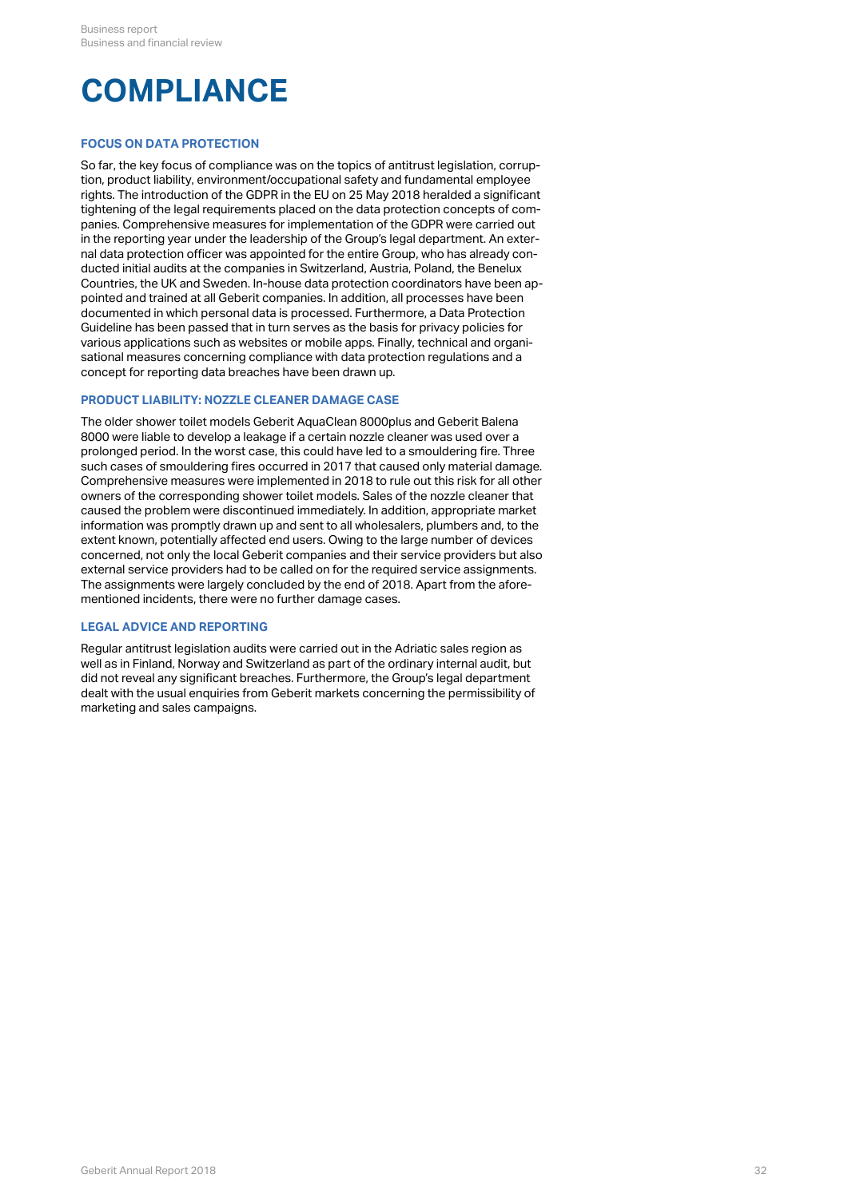# COMPLIANCE

### FOCUS ON DATA PROTECTION

So far, the key focus of compliance was on the topics of antitrust legislation, corruption, product liability, environment/occupational safety and fundamental employee rights. The introduction of the GDPR in the EU on 25 May 2018 heralded a significant tightening of the legal requirements placed on the data protection concepts of companies. Comprehensive measures for implementation of the GDPR were carried out in the reporting year under the leadership of the Group's legal department. An external data protection officer was appointed for the entire Group, who has already conducted initial audits at the companies in Switzerland, Austria, Poland, the Benelux Countries, the UK and Sweden. In-house data protection coordinators have been appointed and trained at all Geberit companies. In addition, all processes have been documented in which personal data is processed. Furthermore, a Data Protection Guideline has been passed that in turn serves as the basis for privacy policies for various applications such as websites or mobile apps. Finally, technical and organisational measures concerning compliance with data protection regulations and a concept for reporting data breaches have been drawn up.

### PRODUCT LIABILITY: NOZZLE CLEANER DAMAGE CASE

The older shower toilet models Geberit AquaClean 8000plus and Geberit Balena 8000 were liable to develop a leakage if a certain nozzle cleaner was used over a prolonged period. In the worst case, this could have led to a smouldering fire. Three such cases of smouldering fires occurred in 2017 that caused only material damage. Comprehensive measures were implemented in 2018 to rule out this risk for all other owners of the corresponding shower toilet models. Sales of the nozzle cleaner that caused the problem were discontinued immediately. In addition, appropriate market information was promptly drawn up and sent to all wholesalers, plumbers and, to the extent known, potentially affected end users. Owing to the large number of devices concerned, not only the local Geberit companies and their service providers but also external service providers had to be called on for the required service assignments. The assignments were largely concluded by the end of 2018. Apart from the aforementioned incidents, there were no further damage cases.

### LEGAL ADVICE AND REPORTING

Regular antitrust legislation audits were carried out in the Adriatic sales region as well as in Finland, Norway and Switzerland as part of the ordinary internal audit, but did not reveal any significant breaches. Furthermore, the Group's legal department dealt with the usual enquiries from Geberit markets concerning the permissibility of marketing and sales campaigns.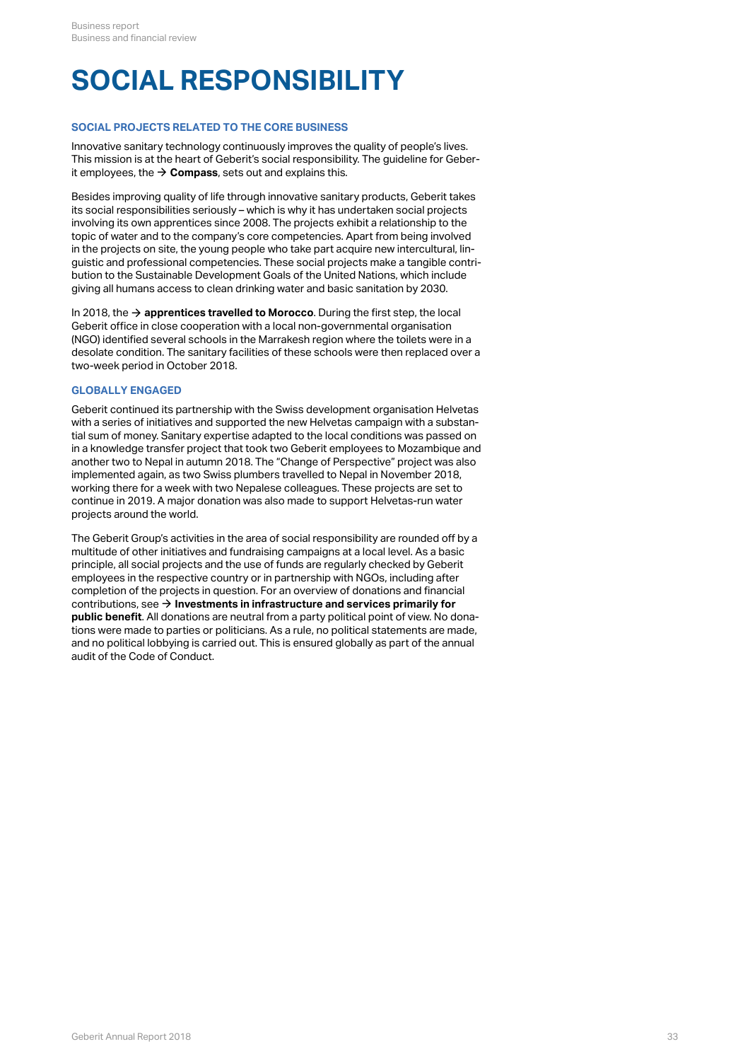# SOCIAL RESPONSIBILITY

## SOCIAL PROJECTS RELATED TO THE CORE BUSINESS

Innovative sanitary technology continuously improves the quality of people's lives. This mission is at the heart of Geberit's social responsibility. The guideline for Geberit employees, the → **Compass**, sets out and explains this.

Besides improving quality of life through innovative sanitary products, Geberit takes its social responsibilities seriously – which is why it has undertaken social projects involving its own apprentices since 2008. The projects exhibit a relationship to the topic of water and to the company's core competencies. Apart from being involved in the projects on site, the young people who take part acquire new intercultural, linguistic and professional competencies. These social projects make a tangible contribution to the Sustainable Development Goals of the United Nations, which include giving all humans access to clean drinking water and basic sanitation by 2030.

In 2018, the → **apprentices travelled to Morocco**. During the first step, the local Geberit office in close cooperation with a local non-governmental organisation (NGO) identified several schools in the Marrakesh region where the toilets were in a desolate condition. The sanitary facilities of these schools were then replaced over a two-week period in October 2018.

## GLOBALLY ENGAGED

Geberit continued its partnership with the Swiss development organisation Helvetas with a series of initiatives and supported the new Helvetas campaign with a substantial sum of money. Sanitary expertise adapted to the local conditions was passed on in a knowledge transfer project that took two Geberit employees to Mozambique and another two to Nepal in autumn 2018. The "Change of Perspective" project was also implemented again, as two Swiss plumbers travelled to Nepal in November 2018, working there for a week with two Nepalese colleagues. These projects are set to continue in 2019. A major donation was also made to support Helvetas-run water projects around the world.

The Geberit Group's activities in the area of social responsibility are rounded off by a multitude of other initiatives and fundraising campaigns at a local level. As a basic principle, all social projects and the use of funds are regularly checked by Geberit employees in the respective country or in partnership with NGOs, including after completion of the projects in question. For an overview of donations and financial contributions, see → **Investments in infrastructure and services primarily for public benefit**. All donations are neutral from a party political point of view. No donations were made to parties or politicians. As a rule, no political statements are made, and no political lobbying is carried out. This is ensured globally as part of the annual audit of the Code of Conduct.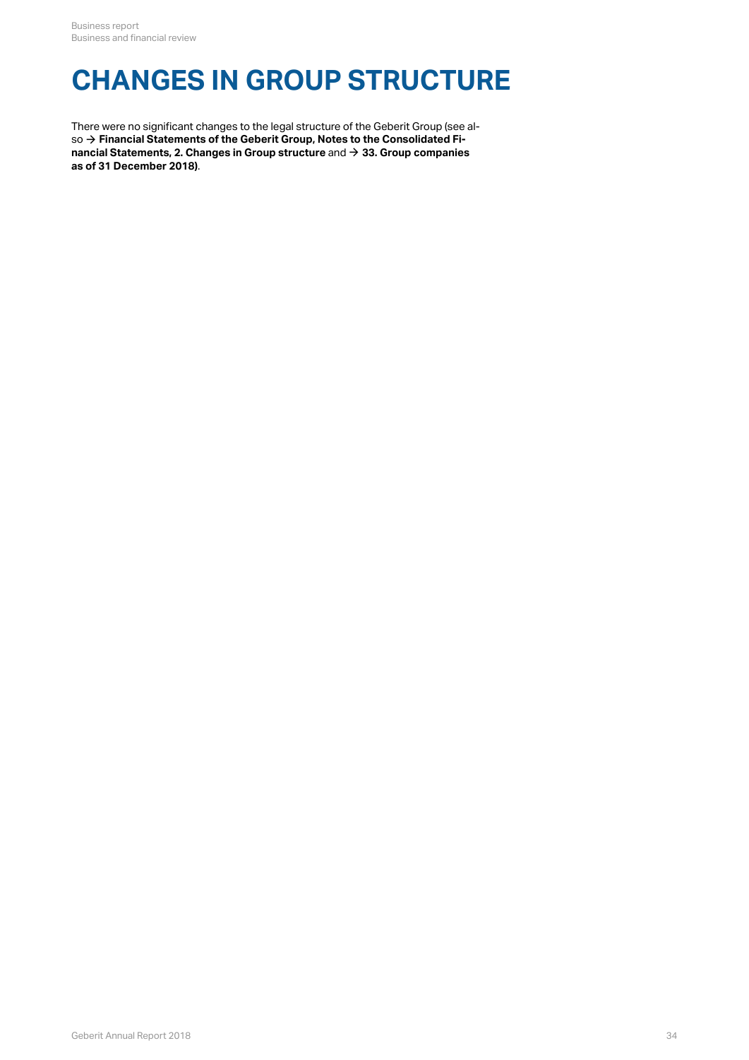# CHANGES IN GROUP STRUCTURE

There were no significant changes to the legal structure of the Geberit Group (see also → **Financial Statements of the Geberit Group, Notes to the Consolidated Financial Statements, 2. Changes in Group structure** and → **33. Group companies as of 31 December 2018)**.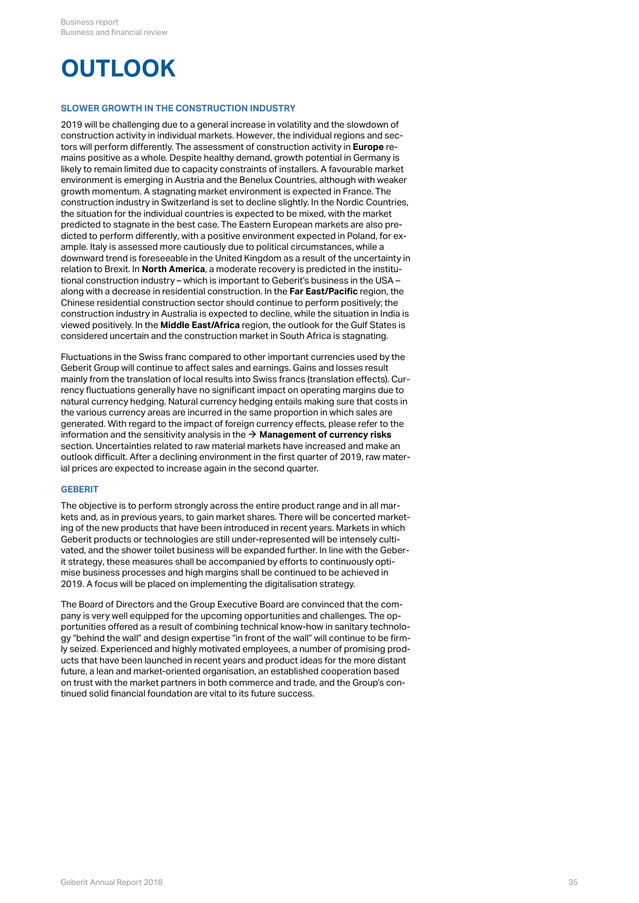# OUTLOOK

## SLOWER GROWTH IN THE CONSTRUCTION INDUSTRY

2019 will be challenging due to a general increase in volatility and the slowdown of construction activity in individual markets. However, the individual regions and sectors will perform differently. The assessment of construction activity in **Europe** remains positive as a whole. Despite healthy demand, growth potential in Germany is likely to remain limited due to capacity constraints of installers. A favourable market environment is emerging in Austria and the Benelux Countries, although with weaker growth momentum. A stagnating market environment is expected in France. The construction industry in Switzerland is set to decline slightly. In the Nordic Countries, the situation for the individual countries is expected to be mixed, with the market predicted to stagnate in the best case. The Eastern European markets are also predicted to perform differently, with a positive environment expected in Poland, for example. Italy is assessed more cautiously due to political circumstances, while a downward trend is foreseeable in the United Kingdom as a result of the uncertainty in relation to Brexit. In **North America**, a moderate recovery is predicted in the institutional construction industry – which is important to Geberit's business in the USA – along with a decrease in residential construction. In the **Far East/Pacific** region, the Chinese residential construction sector should continue to perform positively; the construction industry in Australia is expected to decline, while the situation in India is viewed positively. In the **Middle East/Africa** region, the outlook for the Gulf States is considered uncertain and the construction market in South Africa is stagnating.

Fluctuations in the Swiss franc compared to other important currencies used by the Geberit Group will continue to affect sales and earnings. Gains and losses result mainly from the translation of local results into Swiss francs (translation effects). Currency fluctuations generally have no significant impact on operating margins due to natural currency hedging. Natural currency hedging entails making sure that costs in the various currency areas are incurred in the same proportion in which sales are generated. With regard to the impact of foreign currency effects, please refer to the information and the sensitivity analysis in the → **Management of currency risks** section. Uncertainties related to raw material markets have increased and make an outlook difficult. After a declining environment in the first quarter of 2019, raw material prices are expected to increase again in the second quarter.

## GEBERIT

The objective is to perform strongly across the entire product range and in all markets and, as in previous years, to gain market shares. There will be concerted marketing of the new products that have been introduced in recent years. Markets in which Geberit products or technologies are still under-represented will be intensely cultivated, and the shower toilet business will be expanded further. In line with the Geberit strategy, these measures shall be accompanied by efforts to continuously optimise business processes and high margins shall be continued to be achieved in 2019. A focus will be placed on implementing the digitalisation strategy.

The Board of Directors and the Group Executive Board are convinced that the company is very well equipped for the upcoming opportunities and challenges. The opportunities offered as a result of combining technical know-how in sanitary technology "behind the wall" and design expertise "in front of the wall" will continue to be firmly seized. Experienced and highly motivated employees, a number of promising products that have been launched in recent years and product ideas for the more distant future, a lean and market-oriented organisation, an established cooperation based on trust with the market partners in both commerce and trade, and the Group's continued solid financial foundation are vital to its future success.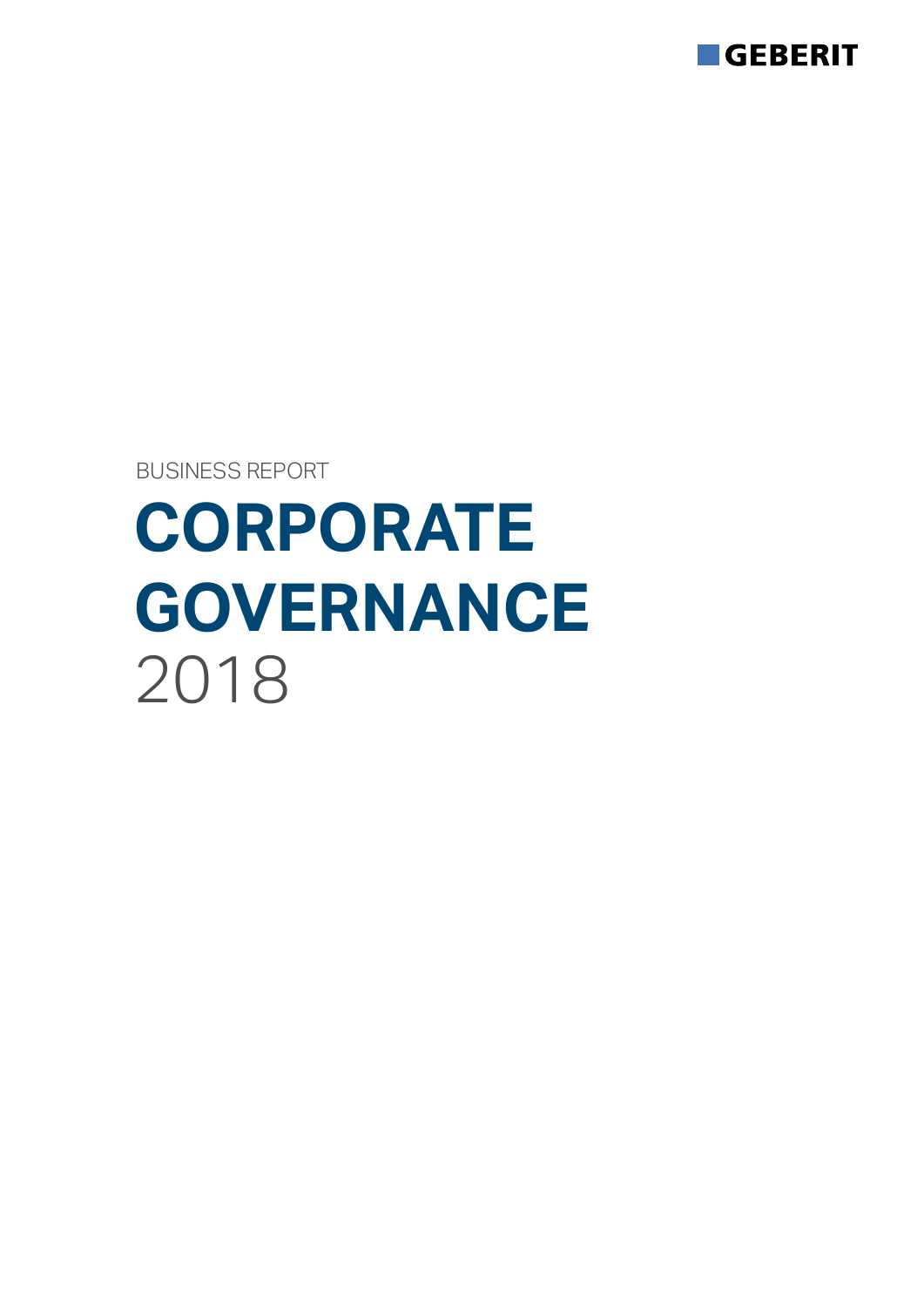GEBERIT

BUSINESS REPORT

# CORPORATE GOVERNANCE

2018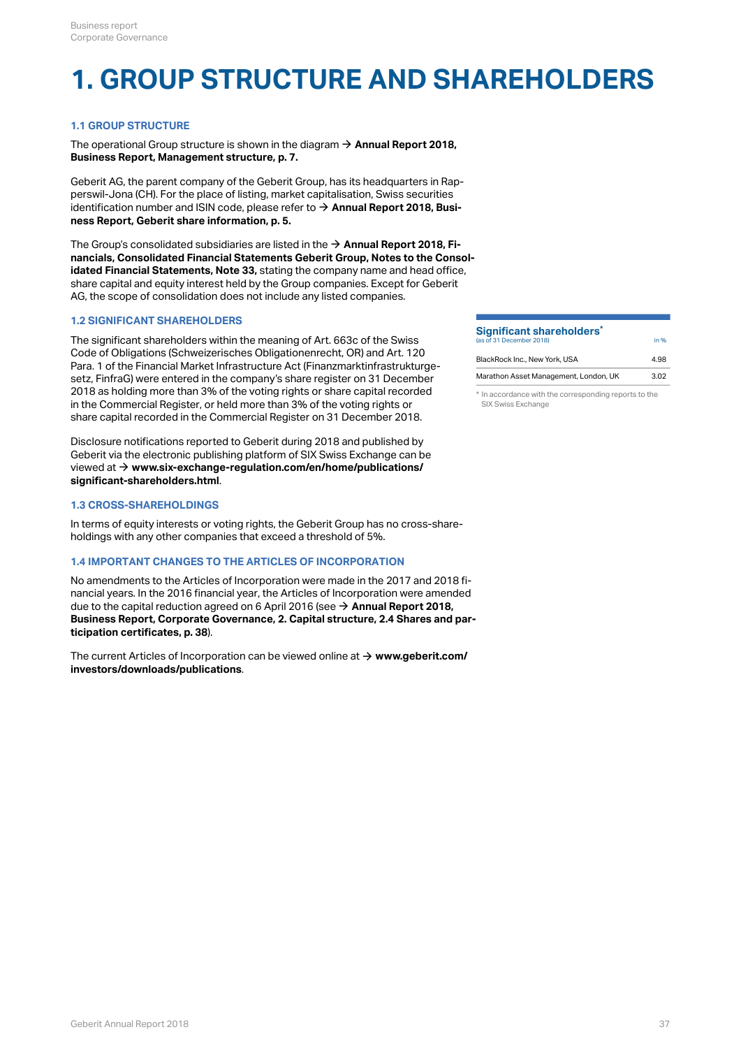# 1. GROUP STRUCTURE AND SHAREHOLDERS

### 1.1 GROUP STRUCTURE

The operational Group structure is shown in the diagram → **Annual Report 2018, Business Report, Management structure, p. 7.**

Geberit AG, the parent company of the Geberit Group, has its headquarters in Rapperswil-Jona (CH). For the place of listing, market capitalisation, Swiss securities identification number and ISIN code, please refer to → **Annual Report 2018, Business Report, Geberit share information, p. 5.**

The Group's consolidated subsidiaries are listed in the → **Annual Report 2018, Financials, Consolidated Financial Statements Geberit Group, Notes to the Consolidated Financial Statements, Note 33,** stating the company name and head office, share capital and equity interest held by the Group companies. Except for Geberit AG, the scope of consolidation does not include any listed companies.

### 1.2 SIGNIFICANT SHAREHOLDERS

The significant shareholders within the meaning of Art. 663c of the Swiss Code of Obligations (Schweizerisches Obligationenrecht, OR) and Art. 120 Para. 1 of the Financial Market Infrastructure Act (Finanzmarktinfrastrukturgesetz, FinfraG) were entered in the company's share register on 31 December 2018 as holding more than 3% of the voting rights or share capital recorded in the Commercial Register, or held more than 3% of the voting rights or share capital recorded in the Commercial Register on 31 December 2018.

**Significant shareholders*** (as of 31 December 2018)

| | in % |
|---|---|
| BlackRock Inc., New York, USA | 4.98 |
| Marathon Asset Management, London, UK | 3.02 |

\* In accordance with the corresponding reports to the SIX Swiss Exchange

Disclosure notifications reported to Geberit during 2018 and published by Geberit via the electronic publishing platform of SIX Swiss Exchange can be viewed at → **www.six-exchange-regulation.com/en/home/publications/significant-shareholders.html**.

### 1.3 CROSS-SHAREHOLDINGS

In terms of equity interests or voting rights, the Geberit Group has no cross-shareholdings with any other companies that exceed a threshold of 5%.

### 1.4 IMPORTANT CHANGES TO THE ARTICLES OF INCORPORATION

No amendments to the Articles of Incorporation were made in the 2017 and 2018 financial years. In the 2016 financial year, the Articles of Incorporation were amended due to the capital reduction agreed on 6 April 2016 (see → **Annual Report 2018, Business Report, Corporate Governance, 2. Capital structure, 2.4 Shares and participation certificates, p. 38**).

The current Articles of Incorporation can be viewed online at → **www.geberit.com/investors/downloads/publications**.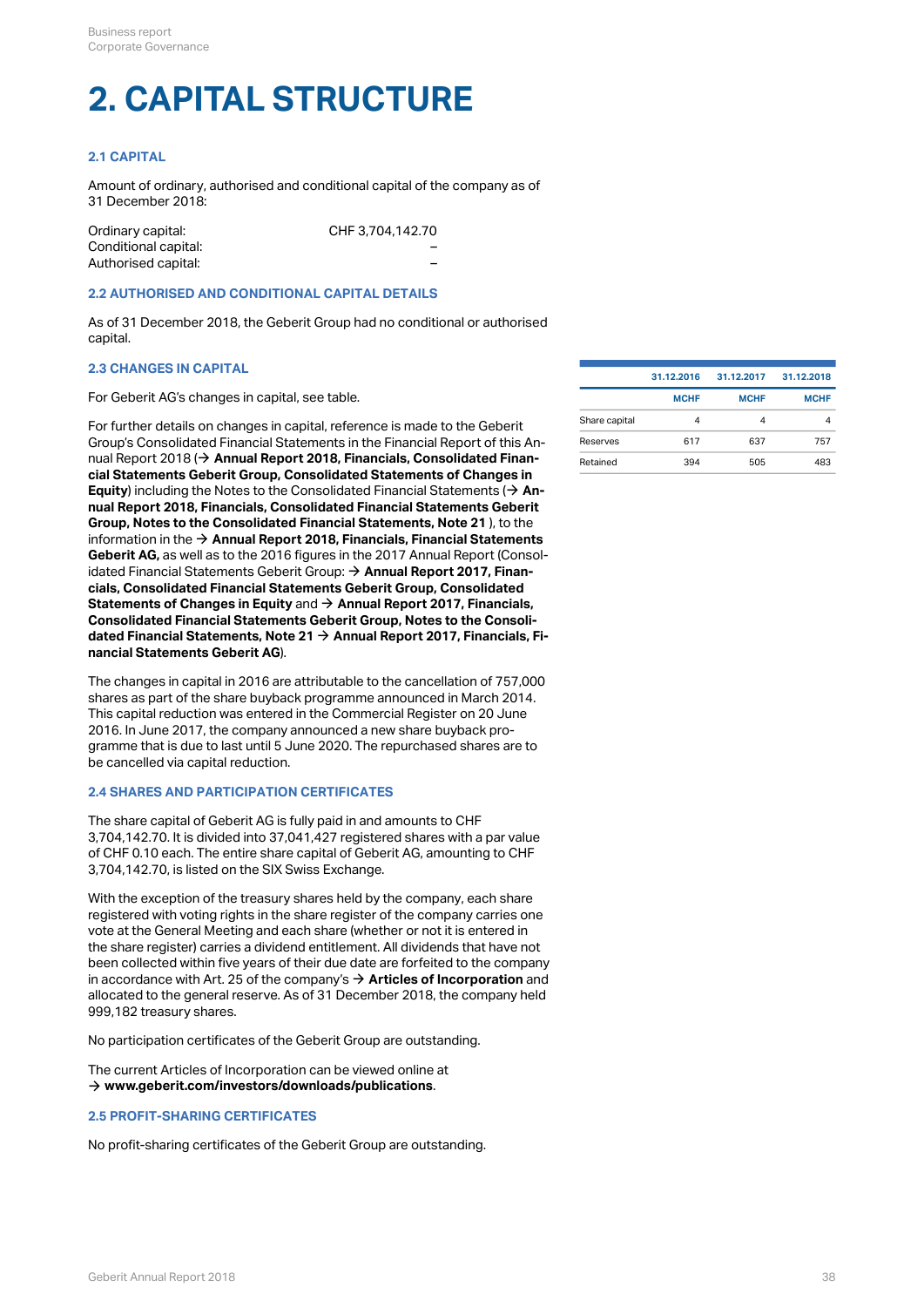# 2. CAPITAL STRUCTURE

## 2.1 CAPITAL

Amount of ordinary, authorised and conditional capital of the company as of 31 December 2018:

| | |
|---|---|
| Ordinary capital: | CHF 3,704,142.70 |
| Conditional capital: | – |
| Authorised capital: | – |

## 2.2 AUTHORISED AND CONDITIONAL CAPITAL DETAILS

As of 31 December 2018, the Geberit Group had no conditional or authorised capital.

## 2.3 CHANGES IN CAPITAL

For Geberit AG's changes in capital, see table.

| | 31.12.2016 | 31.12.2017 | 31.12.2018 |
|---|---|---|---|
| | MCHF | MCHF | MCHF |
| Share capital | 4 | 4 | 4 |
| Reserves | 617 | 637 | 757 |
| Retained | 394 | 505 | 483 |

For further details on changes in capital, reference is made to the Geberit Group's Consolidated Financial Statements in the Financial Report of this Annual Report 2018 (→ **Annual Report 2018, Financials, Consolidated Financial Statements Geberit Group, Consolidated Statements of Changes in Equity**) including the Notes to the Consolidated Financial Statements (→ **Annual Report 2018, Financials, Consolidated Financial Statements Geberit Group, Notes to the Consolidated Financial Statements, Note 21** ), to the information in the → **Annual Report 2018, Financials, Financial Statements Geberit AG,** as well as to the 2016 figures in the 2017 Annual Report (Consolidated Financial Statements Geberit Group: → **Annual Report 2017, Financials, Consolidated Financial Statements Geberit Group, Consolidated Statements of Changes in Equity** and → **Annual Report 2017, Financials, Consolidated Financial Statements Geberit Group, Notes to the Consolidated Financial Statements, Note 21** → **Annual Report 2017, Financials, Financial Statements Geberit AG**).

The changes in capital in 2016 are attributable to the cancellation of 757,000 shares as part of the share buyback programme announced in March 2014. This capital reduction was entered in the Commercial Register on 20 June 2016. In June 2017, the company announced a new share buyback programme that is due to last until 5 June 2020. The repurchased shares are to be cancelled via capital reduction.

## 2.4 SHARES AND PARTICIPATION CERTIFICATES

The share capital of Geberit AG is fully paid in and amounts to CHF 3,704,142.70. It is divided into 37,041,427 registered shares with a par value of CHF 0.10 each. The entire share capital of Geberit AG, amounting to CHF 3,704,142.70, is listed on the SIX Swiss Exchange.

With the exception of the treasury shares held by the company, each share registered with voting rights in the share register of the company carries one vote at the General Meeting and each share (whether or not it is entered in the share register) carries a dividend entitlement. All dividends that have not been collected within five years of their due date are forfeited to the company in accordance with Art. 25 of the company's → **Articles of Incorporation** and allocated to the general reserve. As of 31 December 2018, the company held 999,182 treasury shares.

No participation certificates of the Geberit Group are outstanding.

The current Articles of Incorporation can be viewed online at → **www.geberit.com/investors/downloads/publications**.

## 2.5 PROFIT-SHARING CERTIFICATES

No profit-sharing certificates of the Geberit Group are outstanding.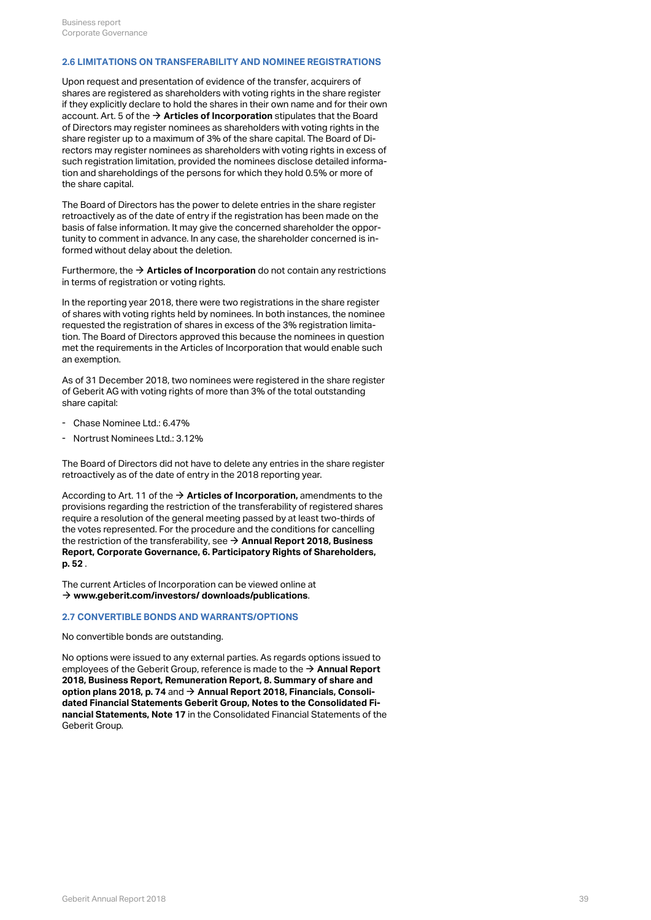### 2.6 LIMITATIONS ON TRANSFERABILITY AND NOMINEE REGISTRATIONS

Upon request and presentation of evidence of the transfer, acquirers of shares are registered as shareholders with voting rights in the share register if they explicitly declare to hold the shares in their own name and for their own account. Art. 5 of the → **Articles of Incorporation** stipulates that the Board of Directors may register nominees as shareholders with voting rights in the share register up to a maximum of 3% of the share capital. The Board of Directors may register nominees as shareholders with voting rights in excess of such registration limitation, provided the nominees disclose detailed information and shareholdings of the persons for which they hold 0.5% or more of the share capital.

The Board of Directors has the power to delete entries in the share register retroactively as of the date of entry if the registration has been made on the basis of false information. It may give the concerned shareholder the opportunity to comment in advance. In any case, the shareholder concerned is informed without delay about the deletion.

Furthermore, the → **Articles of Incorporation** do not contain any restrictions in terms of registration or voting rights.

In the reporting year 2018, there were two registrations in the share register of shares with voting rights held by nominees. In both instances, the nominee requested the registration of shares in excess of the 3% registration limitation. The Board of Directors approved this because the nominees in question met the requirements in the Articles of Incorporation that would enable such an exemption.

As of 31 December 2018, two nominees were registered in the share register of Geberit AG with voting rights of more than 3% of the total outstanding share capital:

- Chase Nominee Ltd.: 6.47%
- Nortrust Nominees Ltd.: 3.12%

The Board of Directors did not have to delete any entries in the share register retroactively as of the date of entry in the 2018 reporting year.

According to Art. 11 of the → **Articles of Incorporation,** amendments to the provisions regarding the restriction of the transferability of registered shares require a resolution of the general meeting passed by at least two-thirds of the votes represented. For the procedure and the conditions for cancelling the restriction of the transferability, see → **Annual Report 2018, Business Report, Corporate Governance, 6. Participatory Rights of Shareholders, p. 52** .

The current Articles of Incorporation can be viewed online at → **www.geberit.com/investors/ downloads/publications**.

### 2.7 CONVERTIBLE BONDS AND WARRANTS/OPTIONS

No convertible bonds are outstanding.

No options were issued to any external parties. As regards options issued to employees of the Geberit Group, reference is made to the → **Annual Report 2018, Business Report, Remuneration Report, 8. Summary of share and option plans 2018, p. 74** and → **Annual Report 2018, Financials, Consolidated Financial Statements Geberit Group, Notes to the Consolidated Financial Statements, Note 17** in the Consolidated Financial Statements of the Geberit Group.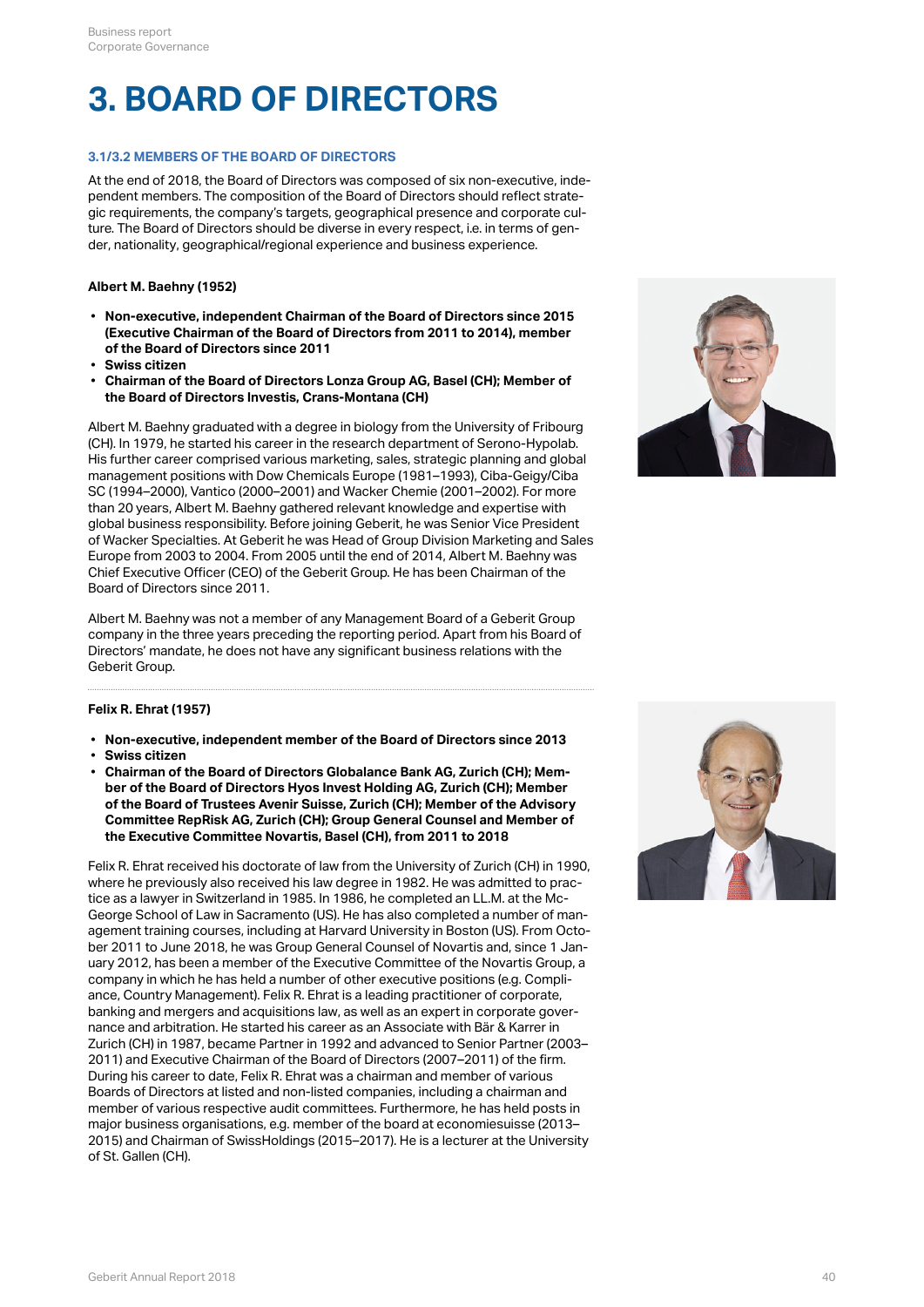# 3. BOARD OF DIRECTORS

### 3.1/3.2 MEMBERS OF THE BOARD OF DIRECTORS

At the end of 2018, the Board of Directors was composed of six non-executive, independent members. The composition of the Board of Directors should reflect strategic requirements, the company's targets, geographical presence and corporate culture. The Board of Directors should be diverse in every respect, i.e. in terms of gender, nationality, geographical/regional experience and business experience.

**Albert M. Baehny (1952)**

- **Non-executive, independent Chairman of the Board of Directors since 2015 (Executive Chairman of the Board of Directors from 2011 to 2014), member of the Board of Directors since 2011**
- **Swiss citizen**
- **Chairman of the Board of Directors Lonza Group AG, Basel (CH); Member of the Board of Directors Investis, Crans-Montana (CH)**

Albert M. Baehny graduated with a degree in biology from the University of Fribourg (CH). In 1979, he started his career in the research department of Serono-Hypolab. His further career comprised various marketing, sales, strategic planning and global management positions with Dow Chemicals Europe (1981–1993), Ciba-Geigy/Ciba SC (1994–2000), Vantico (2000–2001) and Wacker Chemie (2001–2002). For more than 20 years, Albert M. Baehny gathered relevant knowledge and expertise with global business responsibility. Before joining Geberit, he was Senior Vice President of Wacker Specialties. At Geberit he was Head of Group Division Marketing and Sales Europe from 2003 to 2004. From 2005 until the end of 2014, Albert M. Baehny was Chief Executive Officer (CEO) of the Geberit Group. He has been Chairman of the Board of Directors since 2011.

Albert M. Baehny was not a member of any Management Board of a Geberit Group company in the three years preceding the reporting period. Apart from his Board of Directors' mandate, he does not have any significant business relations with the Geberit Group.

**Felix R. Ehrat (1957)**

- **Non-executive, independent member of the Board of Directors since 2013**
- **Swiss citizen**
- **Chairman of the Board of Directors Globalance Bank AG, Zurich (CH); Member of the Board of Directors Hyos Invest Holding AG, Zurich (CH); Member of the Board of Trustees Avenir Suisse, Zurich (CH); Member of the Advisory Committee RepRisk AG, Zurich (CH); Group General Counsel and Member of the Executive Committee Novartis, Basel (CH), from 2011 to 2018**

Felix R. Ehrat received his doctorate of law from the University of Zurich (CH) in 1990, where he previously also received his law degree in 1982. He was admitted to practice as a lawyer in Switzerland in 1985. In 1986, he completed an LL.M. at the McGeorge School of Law in Sacramento (US). He has also completed a number of management training courses, including at Harvard University in Boston (US). From October 2011 to June 2018, he was Group General Counsel of Novartis and, since 1 January 2012, has been a member of the Executive Committee of the Novartis Group, a company in which he has held a number of other executive positions (e.g. Compliance, Country Management). Felix R. Ehrat is a leading practitioner of corporate, banking and mergers and acquisitions law, as well as an expert in corporate governance and arbitration. He started his career as an Associate with Bär & Karrer in Zurich (CH) in 1987, became Partner in 1992 and advanced to Senior Partner (2003–2011) and Executive Chairman of the Board of Directors (2007–2011) of the firm. During his career to date, Felix R. Ehrat was a chairman and member of various Boards of Directors at listed and non-listed companies, including a chairman and member of various respective audit committees. Furthermore, he has held posts in major business organisations, e.g. member of the board at economiesuisse (2013–2015) and Chairman of SwissHoldings (2015–2017). He is a lecturer at the University of St. Gallen (CH).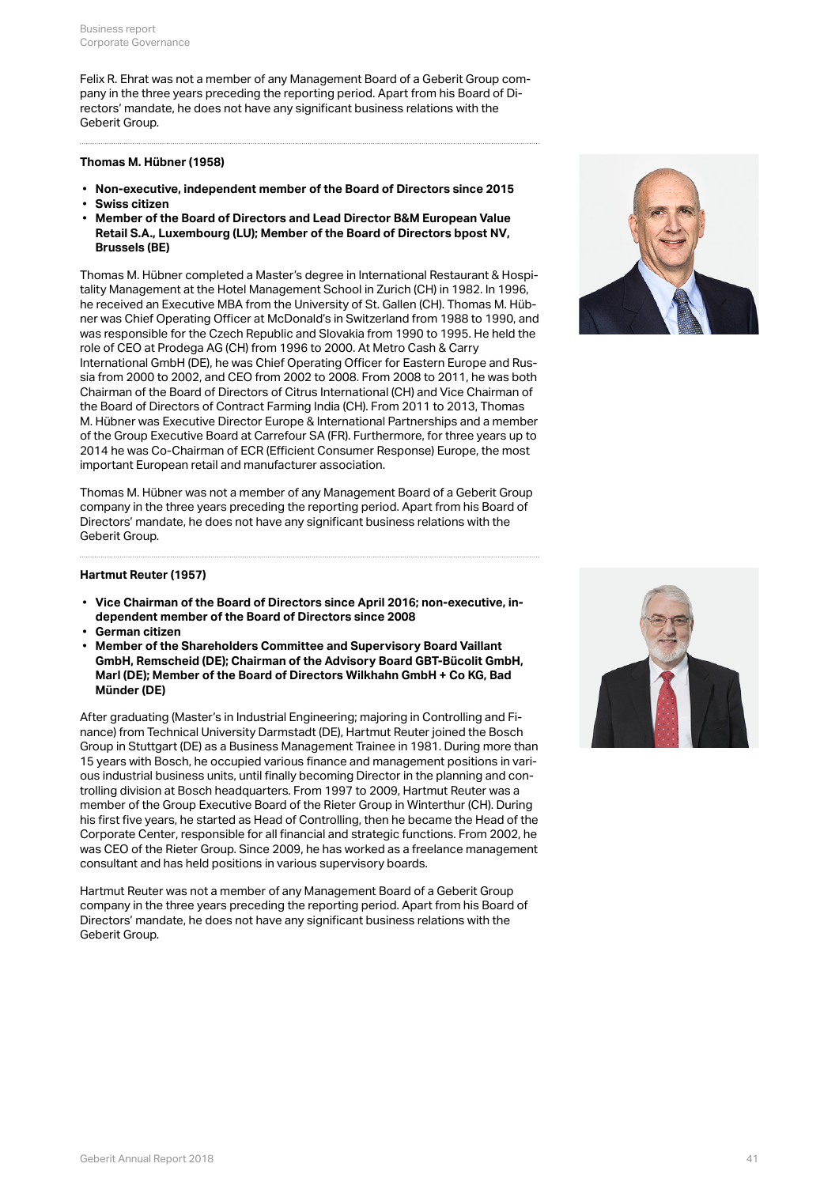Felix R. Ehrat was not a member of any Management Board of a Geberit Group company in the three years preceding the reporting period. Apart from his Board of Directors' mandate, he does not have any significant business relations with the Geberit Group.

---

**Thomas M. Hübner (1958)**

- **Non-executive, independent member of the Board of Directors since 2015**
- **Swiss citizen**
- **Member of the Board of Directors and Lead Director B&M European Value Retail S.A., Luxembourg (LU); Member of the Board of Directors bpost NV, Brussels (BE)**

Thomas M. Hübner completed a Master's degree in International Restaurant & Hospitality Management at the Hotel Management School in Zurich (CH) in 1982. In 1996, he received an Executive MBA from the University of St. Gallen (CH). Thomas M. Hübner was Chief Operating Officer at McDonald's in Switzerland from 1988 to 1990, and was responsible for the Czech Republic and Slovakia from 1990 to 1995. He held the role of CEO at Prodega AG (CH) from 1996 to 2000. At Metro Cash & Carry International GmbH (DE), he was Chief Operating Officer for Eastern Europe and Russia from 2000 to 2002, and CEO from 2002 to 2008. From 2008 to 2011, he was both Chairman of the Board of Directors of Citrus International (CH) and Vice Chairman of the Board of Directors of Contract Farming India (CH). From 2011 to 2013, Thomas M. Hübner was Executive Director Europe & International Partnerships and a member of the Group Executive Board at Carrefour SA (FR). Furthermore, for three years up to 2014 he was Co-Chairman of ECR (Efficient Consumer Response) Europe, the most important European retail and manufacturer association.

Thomas M. Hübner was not a member of any Management Board of a Geberit Group company in the three years preceding the reporting period. Apart from his Board of Directors' mandate, he does not have any significant business relations with the Geberit Group.

---

**Hartmut Reuter (1957)**

- **Vice Chairman of the Board of Directors since April 2016; non-executive, independent member of the Board of Directors since 2008**
- **German citizen**
- **Member of the Shareholders Committee and Supervisory Board Vaillant GmbH, Remscheid (DE); Chairman of the Advisory Board GBT-Bücolit GmbH, Marl (DE); Member of the Board of Directors Wilkhahn GmbH + Co KG, Bad Münder (DE)**

After graduating (Master's in Industrial Engineering; majoring in Controlling and Finance) from Technical University Darmstadt (DE), Hartmut Reuter joined the Bosch Group in Stuttgart (DE) as a Business Management Trainee in 1981. During more than 15 years with Bosch, he occupied various finance and management positions in various industrial business units, until finally becoming Director in the planning and controlling division at Bosch headquarters. From 1997 to 2009, Hartmut Reuter was a member of the Group Executive Board of the Rieter Group in Winterthur (CH). During his first five years, he started as Head of Controlling, then he became the Head of the Corporate Center, responsible for all financial and strategic functions. From 2002, he was CEO of the Rieter Group. Since 2009, he has worked as a freelance management consultant and has held positions in various supervisory boards.

Hartmut Reuter was not a member of any Management Board of a Geberit Group company in the three years preceding the reporting period. Apart from his Board of Directors' mandate, he does not have any significant business relations with the Geberit Group.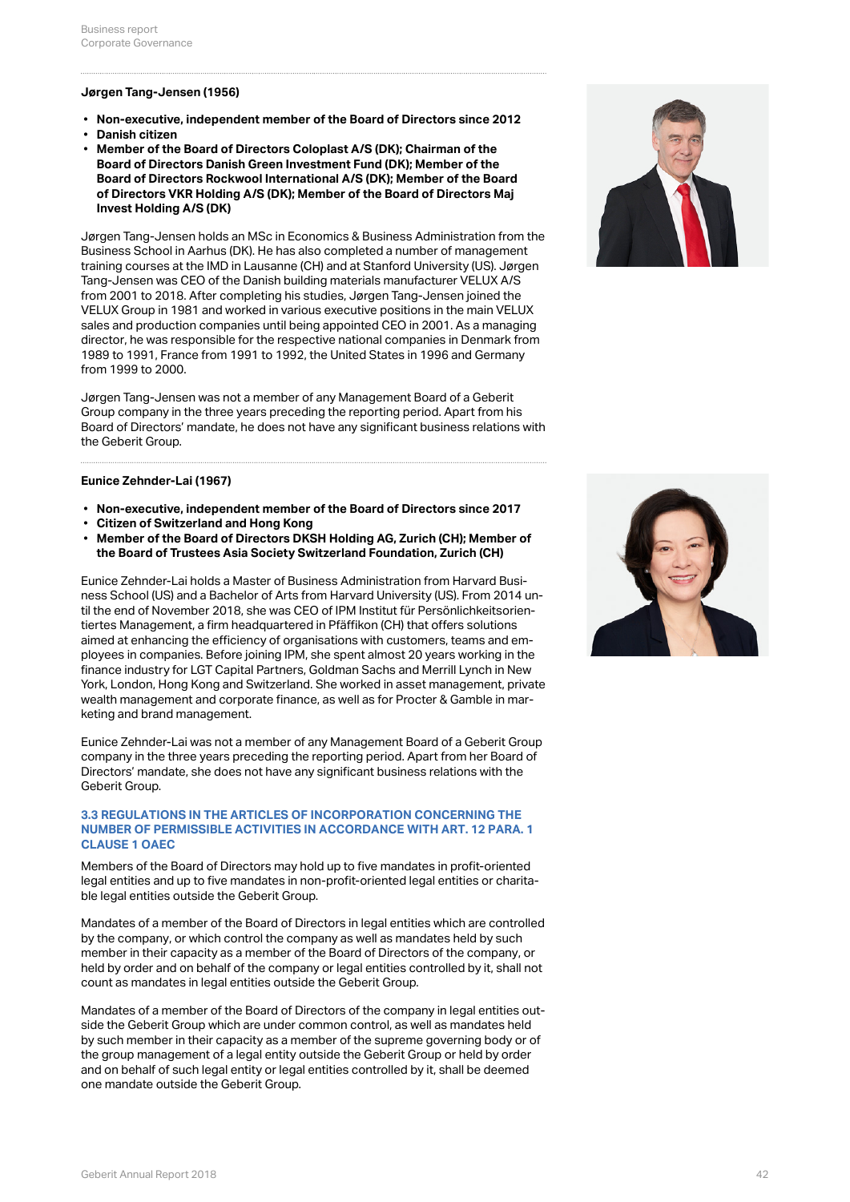#### Jørgen Tang-Jensen (1956)

- **Non-executive, independent member of the Board of Directors since 2012**
- **Danish citizen**
- **Member of the Board of Directors Coloplast A/S (DK); Chairman of the Board of Directors Danish Green Investment Fund (DK); Member of the Board of Directors Rockwool International A/S (DK); Member of the Board of Directors VKR Holding A/S (DK); Member of the Board of Directors Maj Invest Holding A/S (DK)**

Jørgen Tang-Jensen holds an MSc in Economics & Business Administration from the Business School in Aarhus (DK). He has also completed a number of management training courses at the IMD in Lausanne (CH) and at Stanford University (US). Jørgen Tang-Jensen was CEO of the Danish building materials manufacturer VELUX A/S from 2001 to 2018. After completing his studies, Jørgen Tang-Jensen joined the VELUX Group in 1981 and worked in various executive positions in the main VELUX sales and production companies until being appointed CEO in 2001. As a managing director, he was responsible for the respective national companies in Denmark from 1989 to 1991, France from 1991 to 1992, the United States in 1996 and Germany from 1999 to 2000.

Jørgen Tang-Jensen was not a member of any Management Board of a Geberit Group company in the three years preceding the reporting period. Apart from his Board of Directors' mandate, he does not have any significant business relations with the Geberit Group.

#### Eunice Zehnder-Lai (1967)

- **Non-executive, independent member of the Board of Directors since 2017**
- **Citizen of Switzerland and Hong Kong**
- **Member of the Board of Directors DKSH Holding AG, Zurich (CH); Member of the Board of Trustees Asia Society Switzerland Foundation, Zurich (CH)**

Eunice Zehnder-Lai holds a Master of Business Administration from Harvard Business School (US) and a Bachelor of Arts from Harvard University (US). From 2014 until the end of November 2018, she was CEO of IPM Institut für Persönlichkeitsorientiertes Management, a firm headquartered in Pfäffikon (CH) that offers solutions aimed at enhancing the efficiency of organisations with customers, teams and employees in companies. Before joining IPM, she spent almost 20 years working in the finance industry for LGT Capital Partners, Goldman Sachs and Merrill Lynch in New York, London, Hong Kong and Switzerland. She worked in asset management, private wealth management and corporate finance, as well as for Procter & Gamble in marketing and brand management.

Eunice Zehnder-Lai was not a member of any Management Board of a Geberit Group company in the three years preceding the reporting period. Apart from her Board of Directors' mandate, she does not have any significant business relations with the Geberit Group.

### 3.3 REGULATIONS IN THE ARTICLES OF INCORPORATION CONCERNING THE NUMBER OF PERMISSIBLE ACTIVITIES IN ACCORDANCE WITH ART. 12 PARA. 1 CLAUSE 1 OAEC

Members of the Board of Directors may hold up to five mandates in profit-oriented legal entities and up to five mandates in non-profit-oriented legal entities or charitable legal entities outside the Geberit Group.

Mandates of a member of the Board of Directors in legal entities which are controlled by the company, or which control the company as well as mandates held by such member in their capacity as a member of the Board of Directors of the company, or held by order and on behalf of the company or legal entities controlled by it, shall not count as mandates in legal entities outside the Geberit Group.

Mandates of a member of the Board of Directors of the company in legal entities outside the Geberit Group which are under common control, as well as mandates held by such member in their capacity as a member of the supreme governing body or of the group management of a legal entity outside the Geberit Group or held by order and on behalf of such legal entity or legal entities controlled by it, shall be deemed one mandate outside the Geberit Group.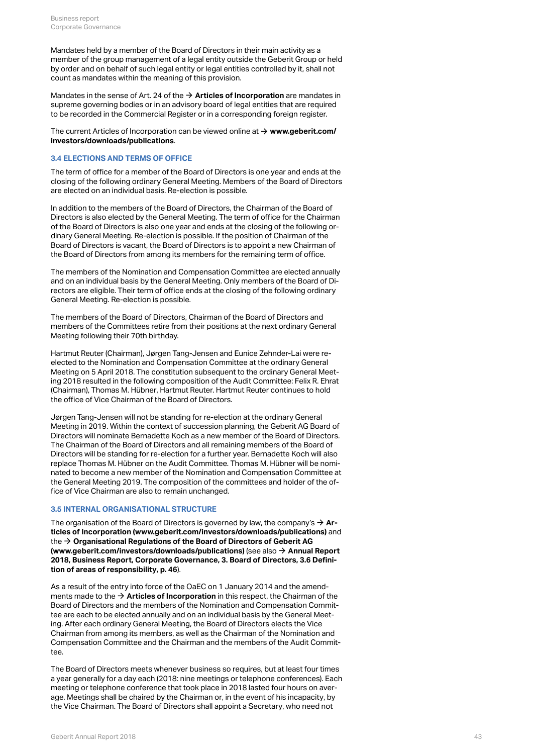Mandates held by a member of the Board of Directors in their main activity as a member of the group management of a legal entity outside the Geberit Group or held by order and on behalf of such legal entity or legal entities controlled by it, shall not count as mandates within the meaning of this provision.

Mandates in the sense of Art. 24 of the → **Articles of Incorporation** are mandates in supreme governing bodies or in an advisory board of legal entities that are required to be recorded in the Commercial Register or in a corresponding foreign register.

The current Articles of Incorporation can be viewed online at → **www.geberit.com/investors/downloads/publications**.

### 3.4 ELECTIONS AND TERMS OF OFFICE

The term of office for a member of the Board of Directors is one year and ends at the closing of the following ordinary General Meeting. Members of the Board of Directors are elected on an individual basis. Re-election is possible.

In addition to the members of the Board of Directors, the Chairman of the Board of Directors is also elected by the General Meeting. The term of office for the Chairman of the Board of Directors is also one year and ends at the closing of the following ordinary General Meeting. Re-election is possible. If the position of Chairman of the Board of Directors is vacant, the Board of Directors is to appoint a new Chairman of the Board of Directors from among its members for the remaining term of office.

The members of the Nomination and Compensation Committee are elected annually and on an individual basis by the General Meeting. Only members of the Board of Directors are eligible. Their term of office ends at the closing of the following ordinary General Meeting. Re-election is possible.

The members of the Board of Directors, Chairman of the Board of Directors and members of the Committees retire from their positions at the next ordinary General Meeting following their 70th birthday.

Hartmut Reuter (Chairman), Jørgen Tang-Jensen and Eunice Zehnder-Lai were re-elected to the Nomination and Compensation Committee at the ordinary General Meeting on 5 April 2018. The constitution subsequent to the ordinary General Meeting 2018 resulted in the following composition of the Audit Committee: Felix R. Ehrat (Chairman), Thomas M. Hübner, Hartmut Reuter. Hartmut Reuter continues to hold the office of Vice Chairman of the Board of Directors.

Jørgen Tang-Jensen will not be standing for re-election at the ordinary General Meeting in 2019. Within the context of succession planning, the Geberit AG Board of Directors will nominate Bernadette Koch as a new member of the Board of Directors. The Chairman of the Board of Directors and all remaining members of the Board of Directors will be standing for re-election for a further year. Bernadette Koch will also replace Thomas M. Hübner on the Audit Committee. Thomas M. Hübner will be nominated to become a new member of the Nomination and Compensation Committee at the General Meeting 2019. The composition of the committees and holder of the office of Vice Chairman are also to remain unchanged.

### 3.5 INTERNAL ORGANISATIONAL STRUCTURE

The organisation of the Board of Directors is governed by law, the company's → **Articles of Incorporation (www.geberit.com/investors/downloads/publications)** and the → **Organisational Regulations of the Board of Directors of Geberit AG (www.geberit.com/investors/downloads/publications)** (see also → **Annual Report 2018, Business Report, Corporate Governance, 3. Board of Directors, 3.6 Definition of areas of responsibility, p. 46**).

As a result of the entry into force of the OaEC on 1 January 2014 and the amendments made to the → **Articles of Incorporation** in this respect, the Chairman of the Board of Directors and the members of the Nomination and Compensation Committee are each to be elected annually and on an individual basis by the General Meeting. After each ordinary General Meeting, the Board of Directors elects the Vice Chairman from among its members, as well as the Chairman of the Nomination and Compensation Committee and the Chairman and the members of the Audit Committee.

The Board of Directors meets whenever business so requires, but at least four times a year generally for a day each (2018: nine meetings or telephone conferences). Each meeting or telephone conference that took place in 2018 lasted four hours on average. Meetings shall be chaired by the Chairman or, in the event of his incapacity, by the Vice Chairman. The Board of Directors shall appoint a Secretary, who need not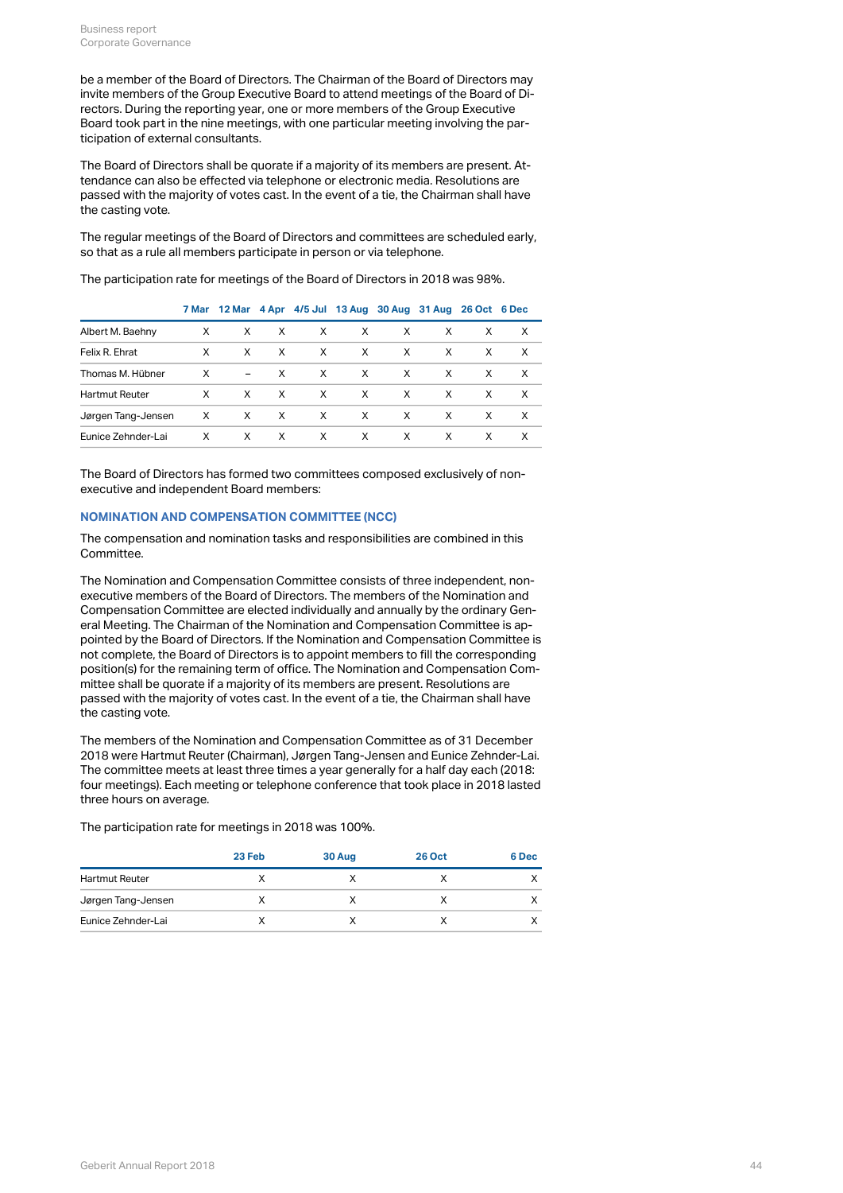be a member of the Board of Directors. The Chairman of the Board of Directors may invite members of the Group Executive Board to attend meetings of the Board of Directors. During the reporting year, one or more members of the Group Executive Board took part in the nine meetings, with one particular meeting involving the participation of external consultants.

The Board of Directors shall be quorate if a majority of its members are present. Attendance can also be effected via telephone or electronic media. Resolutions are passed with the majority of votes cast. In the event of a tie, the Chairman shall have the casting vote.

The regular meetings of the Board of Directors and committees are scheduled early, so that as a rule all members participate in person or via telephone.

The participation rate for meetings of the Board of Directors in 2018 was 98%.

| | 7 Mar | 12 Mar | 4 Apr | 4/5 Jul | 13 Aug | 30 Aug | 31 Aug | 26 Oct | 6 Dec |
|---|---|---|---|---|---|---|---|---|---|
| Albert M. Baehny | X | X | X | X | X | X | X | X | X |
| Felix R. Ehrat | X | X | X | X | X | X | X | X | X |
| Thomas M. Hübner | X | – | X | X | X | X | X | X | X |
| Hartmut Reuter | X | X | X | X | X | X | X | X | X |
| Jørgen Tang-Jensen | X | X | X | X | X | X | X | X | X |
| Eunice Zehnder-Lai | X | X | X | X | X | X | X | X | X |

The Board of Directors has formed two committees composed exclusively of non-executive and independent Board members:

### NOMINATION AND COMPENSATION COMMITTEE (NCC)

The compensation and nomination tasks and responsibilities are combined in this Committee.

The Nomination and Compensation Committee consists of three independent, non-executive members of the Board of Directors. The members of the Nomination and Compensation Committee are elected individually and annually by the ordinary General Meeting. The Chairman of the Nomination and Compensation Committee is appointed by the Board of Directors. If the Nomination and Compensation Committee is not complete, the Board of Directors is to appoint members to fill the corresponding position(s) for the remaining term of office. The Nomination and Compensation Committee shall be quorate if a majority of its members are present. Resolutions are passed with the majority of votes cast. In the event of a tie, the Chairman shall have the casting vote.

The members of the Nomination and Compensation Committee as of 31 December 2018 were Hartmut Reuter (Chairman), Jørgen Tang-Jensen and Eunice Zehnder-Lai. The committee meets at least three times a year generally for a half day each (2018: four meetings). Each meeting or telephone conference that took place in 2018 lasted three hours on average.

The participation rate for meetings in 2018 was 100%.

| | 23 Feb | 30 Aug | 26 Oct | 6 Dec |
|---|---|---|---|---|
| Hartmut Reuter | X | X | X | X |
| Jørgen Tang-Jensen | X | X | X | X |
| Eunice Zehnder-Lai | X | X | X | X |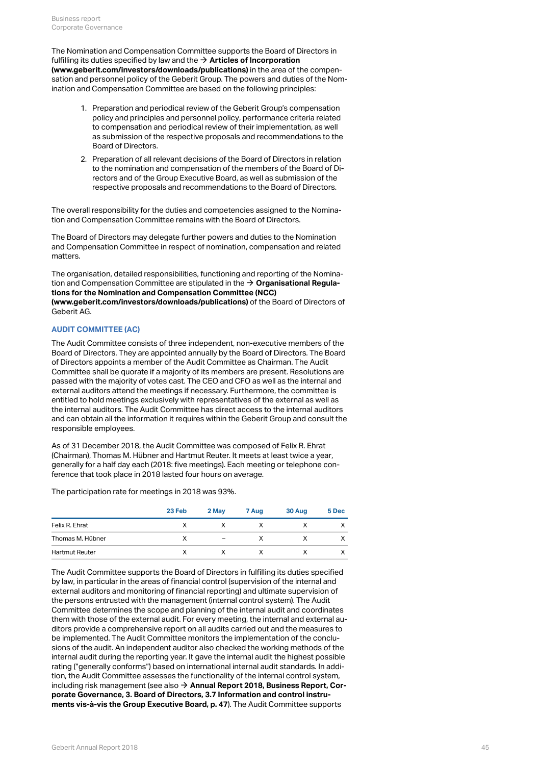The Nomination and Compensation Committee supports the Board of Directors in fulfilling its duties specified by law and the → **Articles of Incorporation (www.geberit.com/investors/downloads/publications)** in the area of the compensation and personnel policy of the Geberit Group. The powers and duties of the Nomination and Compensation Committee are based on the following principles:

1. Preparation and periodical review of the Geberit Group's compensation policy and principles and personnel policy, performance criteria related to compensation and periodical review of their implementation, as well as submission of the respective proposals and recommendations to the Board of Directors.
2. Preparation of all relevant decisions of the Board of Directors in relation to the nomination and compensation of the members of the Board of Directors and of the Group Executive Board, as well as submission of the respective proposals and recommendations to the Board of Directors.

The overall responsibility for the duties and competencies assigned to the Nomination and Compensation Committee remains with the Board of Directors.

The Board of Directors may delegate further powers and duties to the Nomination and Compensation Committee in respect of nomination, compensation and related matters.

The organisation, detailed responsibilities, functioning and reporting of the Nomination and Compensation Committee are stipulated in the → **Organisational Regulations for the Nomination and Compensation Committee (NCC) (www.geberit.com/investors/downloads/publications)** of the Board of Directors of Geberit AG.

## AUDIT COMMITTEE (AC)

The Audit Committee consists of three independent, non-executive members of the Board of Directors. They are appointed annually by the Board of Directors. The Board of Directors appoints a member of the Audit Committee as Chairman. The Audit Committee shall be quorate if a majority of its members are present. Resolutions are passed with the majority of votes cast. The CEO and CFO as well as the internal and external auditors attend the meetings if necessary. Furthermore, the committee is entitled to hold meetings exclusively with representatives of the external as well as the internal auditors. The Audit Committee has direct access to the internal auditors and can obtain all the information it requires within the Geberit Group and consult the responsible employees.

As of 31 December 2018, the Audit Committee was composed of Felix R. Ehrat (Chairman), Thomas M. Hübner and Hartmut Reuter. It meets at least twice a year, generally for a half day each (2018: five meetings). Each meeting or telephone conference that took place in 2018 lasted four hours on average.

The participation rate for meetings in 2018 was 93%.

| | 23 Feb | 2 May | 7 Aug | 30 Aug | 5 Dec |
|---|---|---|---|---|---|
| Felix R. Ehrat | X | X | X | X | X |
| Thomas M. Hübner | X | – | X | X | X |
| Hartmut Reuter | X | X | X | X | X |

The Audit Committee supports the Board of Directors in fulfilling its duties specified by law, in particular in the areas of financial control (supervision of the internal and external auditors and monitoring of financial reporting) and ultimate supervision of the persons entrusted with the management (internal control system). The Audit Committee determines the scope and planning of the internal audit and coordinates them with those of the external audit. For every meeting, the internal and external auditors provide a comprehensive report on all audits carried out and the measures to be implemented. The Audit Committee monitors the implementation of the conclusions of the audit. An independent auditor also checked the working methods of the internal audit during the reporting year. It gave the internal audit the highest possible rating ("generally conforms") based on international internal audit standards. In addition, the Audit Committee assesses the functionality of the internal control system, including risk management (see also → **Annual Report 2018, Business Report, Corporate Governance, 3. Board of Directors, 3.7 Information and control instruments vis-à-vis the Group Executive Board, p. 47**). The Audit Committee supports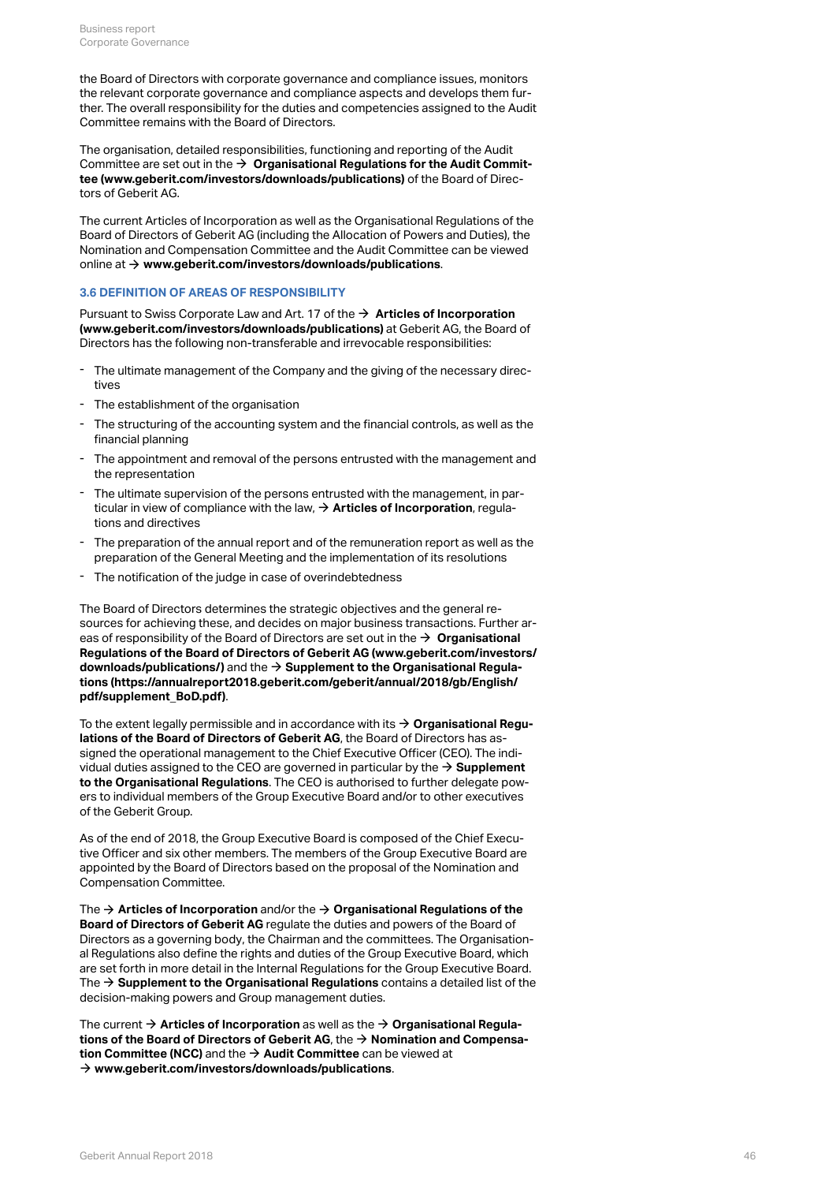the Board of Directors with corporate governance and compliance issues, monitors the relevant corporate governance and compliance aspects and develops them further. The overall responsibility for the duties and competencies assigned to the Audit Committee remains with the Board of Directors.

The organisation, detailed responsibilities, functioning and reporting of the Audit Committee are set out in the → **Organisational Regulations for the Audit Committee (www.geberit.com/investors/downloads/publications)** of the Board of Directors of Geberit AG.

The current Articles of Incorporation as well as the Organisational Regulations of the Board of Directors of Geberit AG (including the Allocation of Powers and Duties), the Nomination and Compensation Committee and the Audit Committee can be viewed online at → **www.geberit.com/investors/downloads/publications**.

### 3.6 DEFINITION OF AREAS OF RESPONSIBILITY

Pursuant to Swiss Corporate Law and Art. 17 of the → **Articles of Incorporation (www.geberit.com/investors/downloads/publications)** at Geberit AG, the Board of Directors has the following non-transferable and irrevocable responsibilities:

- The ultimate management of the Company and the giving of the necessary directives
- The establishment of the organisation
- The structuring of the accounting system and the financial controls, as well as the financial planning
- The appointment and removal of the persons entrusted with the management and the representation
- The ultimate supervision of the persons entrusted with the management, in particular in view of compliance with the law, → **Articles of Incorporation**, regulations and directives
- The preparation of the annual report and of the remuneration report as well as the preparation of the General Meeting and the implementation of its resolutions
- The notification of the judge in case of overindebtedness

The Board of Directors determines the strategic objectives and the general resources for achieving these, and decides on major business transactions. Further areas of responsibility of the Board of Directors are set out in the → **Organisational Regulations of the Board of Directors of Geberit AG (www.geberit.com/investors/downloads/publications/)** and the → **Supplement to the Organisational Regulations (https://annualreport2018.geberit.com/geberit/annual/2018/gb/English/pdf/supplement_BoD.pdf)**.

To the extent legally permissible and in accordance with its → **Organisational Regulations of the Board of Directors of Geberit AG**, the Board of Directors has assigned the operational management to the Chief Executive Officer (CEO). The individual duties assigned to the CEO are governed in particular by the → **Supplement to the Organisational Regulations**. The CEO is authorised to further delegate powers to individual members of the Group Executive Board and/or to other executives of the Geberit Group.

As of the end of 2018, the Group Executive Board is composed of the Chief Executive Officer and six other members. The members of the Group Executive Board are appointed by the Board of Directors based on the proposal of the Nomination and Compensation Committee.

The → **Articles of Incorporation** and/or the → **Organisational Regulations of the Board of Directors of Geberit AG** regulate the duties and powers of the Board of Directors as a governing body, the Chairman and the committees. The Organisational Regulations also define the rights and duties of the Group Executive Board, which are set forth in more detail in the Internal Regulations for the Group Executive Board. The → **Supplement to the Organisational Regulations** contains a detailed list of the decision-making powers and Group management duties.

The current → **Articles of Incorporation** as well as the → **Organisational Regulations of the Board of Directors of Geberit AG**, the → **Nomination and Compensation Committee (NCC)** and the → **Audit Committee** can be viewed at → **www.geberit.com/investors/downloads/publications**.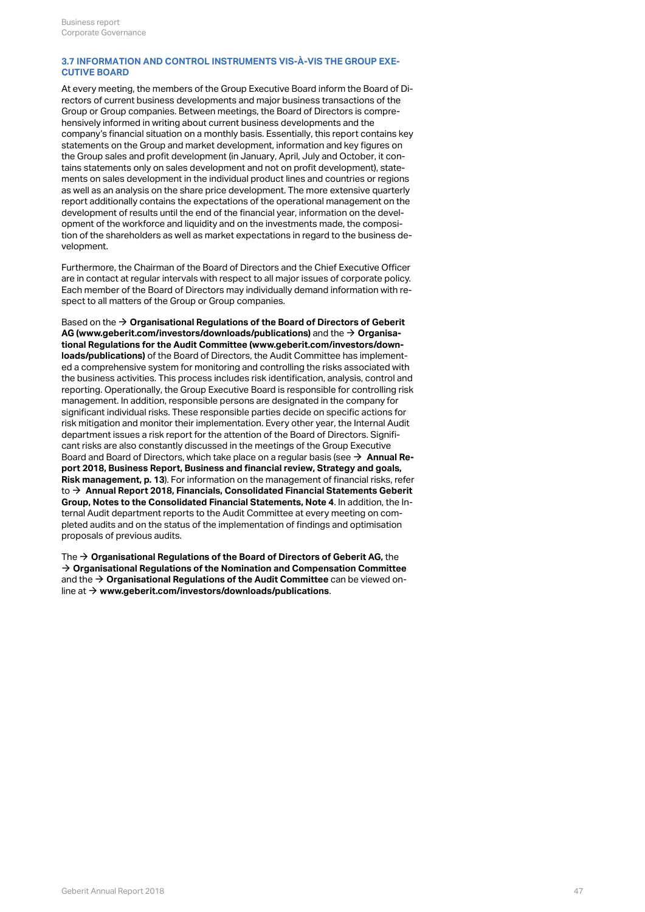### 3.7 INFORMATION AND CONTROL INSTRUMENTS VIS-À-VIS THE GROUP EXECUTIVE BOARD

At every meeting, the members of the Group Executive Board inform the Board of Directors of current business developments and major business transactions of the Group or Group companies. Between meetings, the Board of Directors is comprehensively informed in writing about current business developments and the company's financial situation on a monthly basis. Essentially, this report contains key statements on the Group and market development, information and key figures on the Group sales and profit development (in January, April, July and October, it contains statements only on sales development and not on profit development), statements on sales development in the individual product lines and countries or regions as well as an analysis on the share price development. The more extensive quarterly report additionally contains the expectations of the operational management on the development of results until the end of the financial year, information on the development of the workforce and liquidity and on the investments made, the composition of the shareholders as well as market expectations in regard to the business development.

Furthermore, the Chairman of the Board of Directors and the Chief Executive Officer are in contact at regular intervals with respect to all major issues of corporate policy. Each member of the Board of Directors may individually demand information with respect to all matters of the Group or Group companies.

Based on the → **Organisational Regulations of the Board of Directors of Geberit AG (www.geberit.com/investors/downloads/publications)** and the → **Organisational Regulations for the Audit Committee (www.geberit.com/investors/downloads/publications)** of the Board of Directors, the Audit Committee has implemented a comprehensive system for monitoring and controlling the risks associated with the business activities. This process includes risk identification, analysis, control and reporting. Operationally, the Group Executive Board is responsible for controlling risk management. In addition, responsible persons are designated in the company for significant individual risks. These responsible parties decide on specific actions for risk mitigation and monitor their implementation. Every other year, the Internal Audit department issues a risk report for the attention of the Board of Directors. Significant risks are also constantly discussed in the meetings of the Group Executive Board and Board of Directors, which take place on a regular basis (see → **Annual Report 2018, Business Report, Business and financial review, Strategy and goals, Risk management, p. 13**). For information on the management of financial risks, refer to → **Annual Report 2018, Financials, Consolidated Financial Statements Geberit Group, Notes to the Consolidated Financial Statements, Note 4**. In addition, the Internal Audit department reports to the Audit Committee at every meeting on completed audits and on the status of the implementation of findings and optimisation proposals of previous audits.

The → **Organisational Regulations of the Board of Directors of Geberit AG,** the → **Organisational Regulations of the Nomination and Compensation Committee** and the → **Organisational Regulations of the Audit Committee** can be viewed online at → **www.geberit.com/investors/downloads/publications**.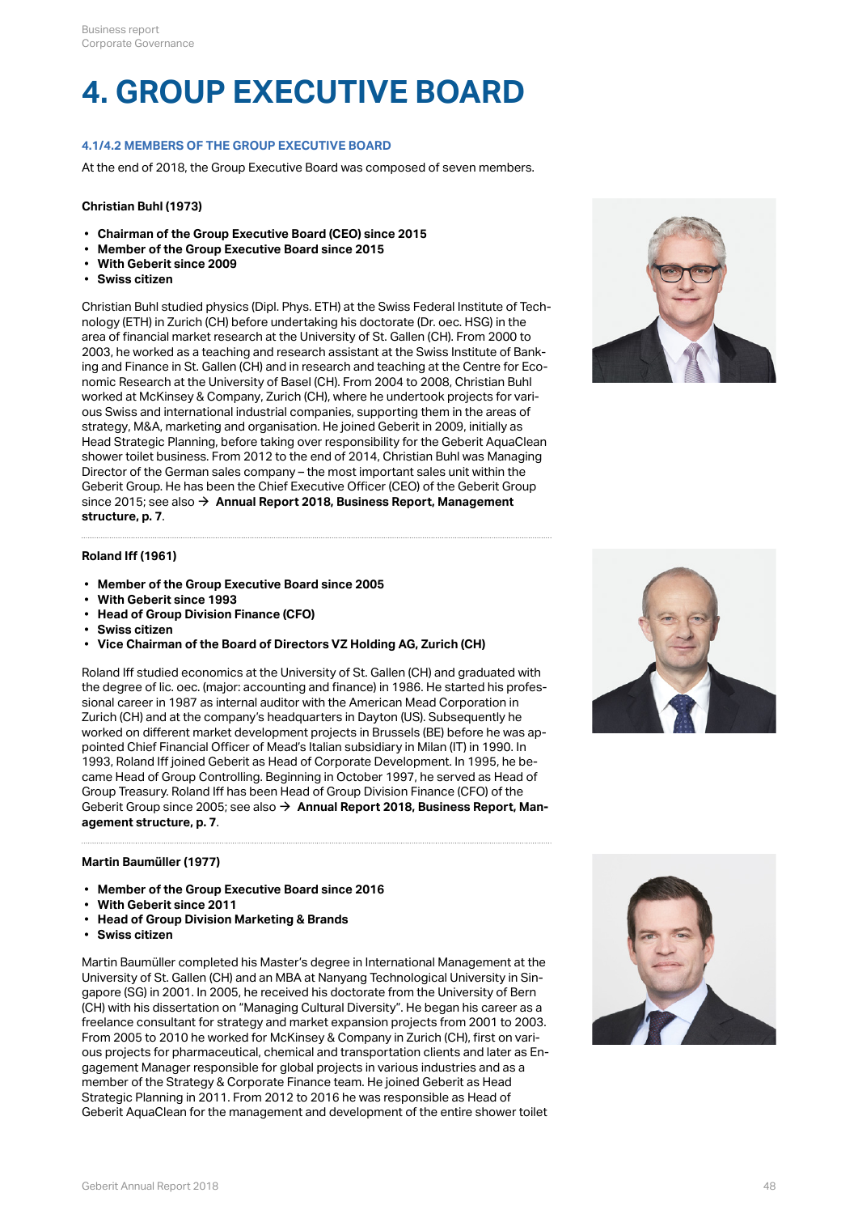# 4. GROUP EXECUTIVE BOARD

## 4.1/4.2 MEMBERS OF THE GROUP EXECUTIVE BOARD

At the end of 2018, the Group Executive Board was composed of seven members.

**Christian Buhl (1973)**

- **Chairman of the Group Executive Board (CEO) since 2015**
- **Member of the Group Executive Board since 2015**
- **With Geberit since 2009**
- **Swiss citizen**

Christian Buhl studied physics (Dipl. Phys. ETH) at the Swiss Federal Institute of Technology (ETH) in Zurich (CH) before undertaking his doctorate (Dr. oec. HSG) in the area of financial market research at the University of St. Gallen (CH). From 2000 to 2003, he worked as a teaching and research assistant at the Swiss Institute of Banking and Finance in St. Gallen (CH) and in research and teaching at the Centre for Economic Research at the University of Basel (CH). From 2004 to 2008, Christian Buhl worked at McKinsey & Company, Zurich (CH), where he undertook projects for various Swiss and international industrial companies, supporting them in the areas of strategy, M&A, marketing and organisation. He joined Geberit in 2009, initially as Head Strategic Planning, before taking over responsibility for the Geberit AquaClean shower toilet business. From 2012 to the end of 2014, Christian Buhl was Managing Director of the German sales company – the most important sales unit within the Geberit Group. He has been the Chief Executive Officer (CEO) of the Geberit Group since 2015; see also → **Annual Report 2018, Business Report, Management structure, p. 7**.

**Roland Iff (1961)**

- **Member of the Group Executive Board since 2005**
- **With Geberit since 1993**
- **Head of Group Division Finance (CFO)**
- **Swiss citizen**
- **Vice Chairman of the Board of Directors VZ Holding AG, Zurich (CH)**

Roland Iff studied economics at the University of St. Gallen (CH) and graduated with the degree of lic. oec. (major: accounting and finance) in 1986. He started his professional career in 1987 as internal auditor with the American Mead Corporation in Zurich (CH) and at the company's headquarters in Dayton (US). Subsequently he worked on different market development projects in Brussels (BE) before he was appointed Chief Financial Officer of Mead's Italian subsidiary in Milan (IT) in 1990. In 1993, Roland Iff joined Geberit as Head of Corporate Development. In 1995, he became Head of Group Controlling. Beginning in October 1997, he served as Head of Group Treasury. Roland Iff has been Head of Group Division Finance (CFO) of the Geberit Group since 2005; see also → **Annual Report 2018, Business Report, Management structure, p. 7**.

**Martin Baumüller (1977)**

- **Member of the Group Executive Board since 2016**
- **With Geberit since 2011**
- **Head of Group Division Marketing & Brands**
- **Swiss citizen**

Martin Baumüller completed his Master's degree in International Management at the University of St. Gallen (CH) and an MBA at Nanyang Technological University in Singapore (SG) in 2001. In 2005, he received his doctorate from the University of Bern (CH) with his dissertation on "Managing Cultural Diversity". He began his career as a freelance consultant for strategy and market expansion projects from 2001 to 2003. From 2005 to 2010 he worked for McKinsey & Company in Zurich (CH), first on various projects for pharmaceutical, chemical and transportation clients and later as Engagement Manager responsible for global projects in various industries and as a member of the Strategy & Corporate Finance team. He joined Geberit as Head Strategic Planning in 2011. From 2012 to 2016 he was responsible as Head of Geberit AquaClean for the management and development of the entire shower toilet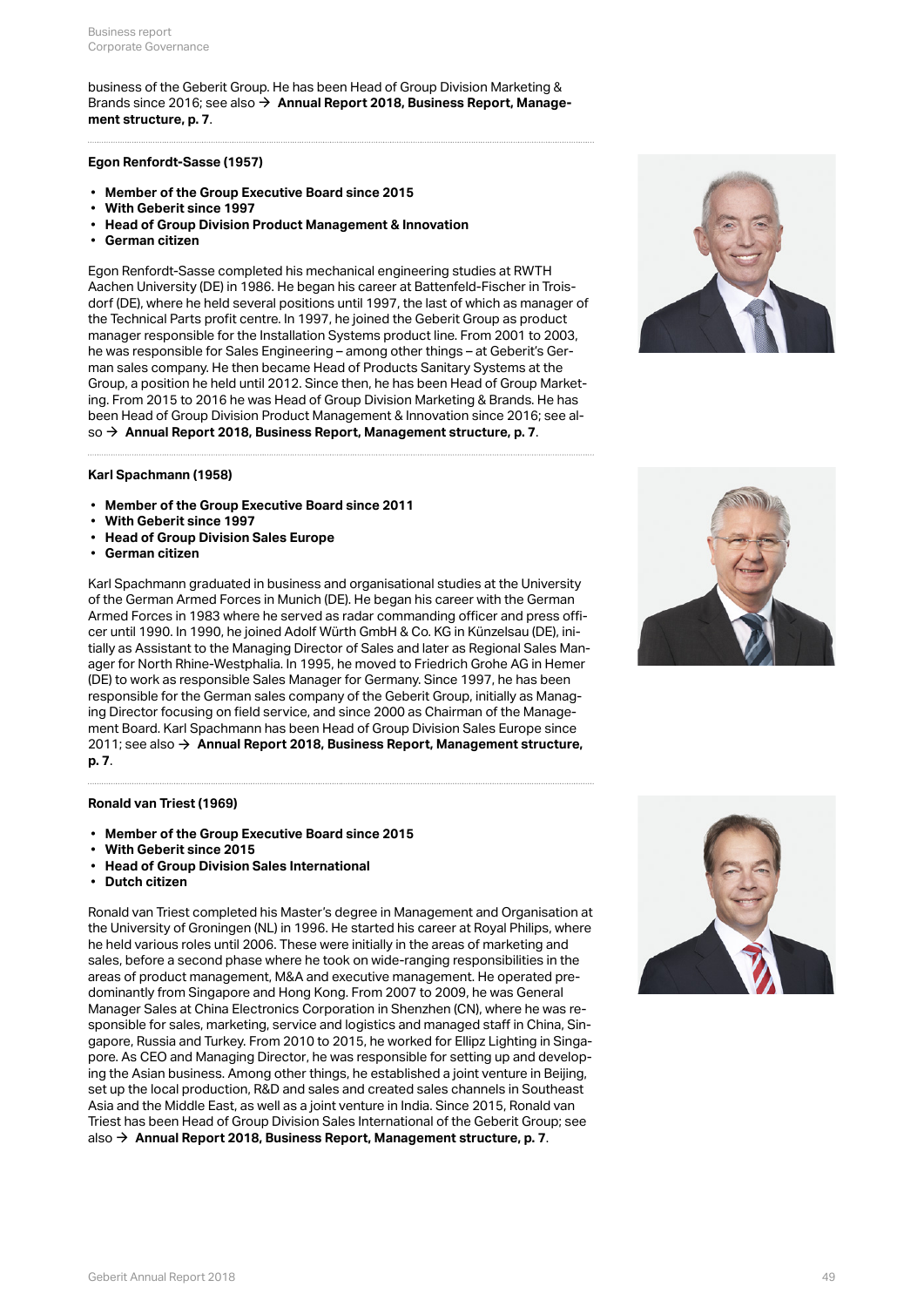business of the Geberit Group. He has been Head of Group Division Marketing & Brands since 2016; see also → **Annual Report 2018, Business Report, Management structure, p. 7**.

### Egon Renfordt-Sasse (1957)

- **Member of the Group Executive Board since 2015**
- **With Geberit since 1997**
- **Head of Group Division Product Management & Innovation**
- **German citizen**

Egon Renfordt-Sasse completed his mechanical engineering studies at RWTH Aachen University (DE) in 1986. He began his career at Battenfeld-Fischer in Troisdorf (DE), where he held several positions until 1997, the last of which as manager of the Technical Parts profit centre. In 1997, he joined the Geberit Group as product manager responsible for the Installation Systems product line. From 2001 to 2003, he was responsible for Sales Engineering – among other things – at Geberit's German sales company. He then became Head of Products Sanitary Systems at the Group, a position he held until 2012. Since then, he has been Head of Group Marketing. From 2015 to 2016 he was Head of Group Division Marketing & Brands. He has been Head of Group Division Product Management & Innovation since 2016; see also → **Annual Report 2018, Business Report, Management structure, p. 7**.

### Karl Spachmann (1958)

- **Member of the Group Executive Board since 2011**
- **With Geberit since 1997**
- **Head of Group Division Sales Europe**
- **German citizen**

Karl Spachmann graduated in business and organisational studies at the University of the German Armed Forces in Munich (DE). He began his career with the German Armed Forces in 1983 where he served as radar commanding officer and press officer until 1990. In 1990, he joined Adolf Würth GmbH & Co. KG in Künzelsau (DE), initially as Assistant to the Managing Director of Sales and later as Regional Sales Manager for North Rhine-Westphalia. In 1995, he moved to Friedrich Grohe AG in Hemer (DE) to work as responsible Sales Manager for Germany. Since 1997, he has been responsible for the German sales company of the Geberit Group, initially as Managing Director focusing on field service, and since 2000 as Chairman of the Management Board. Karl Spachmann has been Head of Group Division Sales Europe since 2011; see also → **Annual Report 2018, Business Report, Management structure, p. 7**.

### Ronald van Triest (1969)

- **Member of the Group Executive Board since 2015**
- **With Geberit since 2015**
- **Head of Group Division Sales International**
- **Dutch citizen**

Ronald van Triest completed his Master's degree in Management and Organisation at the University of Groningen (NL) in 1996. He started his career at Royal Philips, where he held various roles until 2006. These were initially in the areas of marketing and sales, before a second phase where he took on wide-ranging responsibilities in the areas of product management, M&A and executive management. He operated predominantly from Singapore and Hong Kong. From 2007 to 2009, he was General Manager Sales at China Electronics Corporation in Shenzhen (CN), where he was responsible for sales, marketing, service and logistics and managed staff in China, Singapore, Russia and Turkey. From 2010 to 2015, he worked for Ellipz Lighting in Singapore. As CEO and Managing Director, he was responsible for setting up and developing the Asian business. Among other things, he established a joint venture in Beijing, set up the local production, R&D and sales and created sales channels in Southeast Asia and the Middle East, as well as a joint venture in India. Since 2015, Ronald van Triest has been Head of Group Division Sales International of the Geberit Group; see also → **Annual Report 2018, Business Report, Management structure, p. 7**.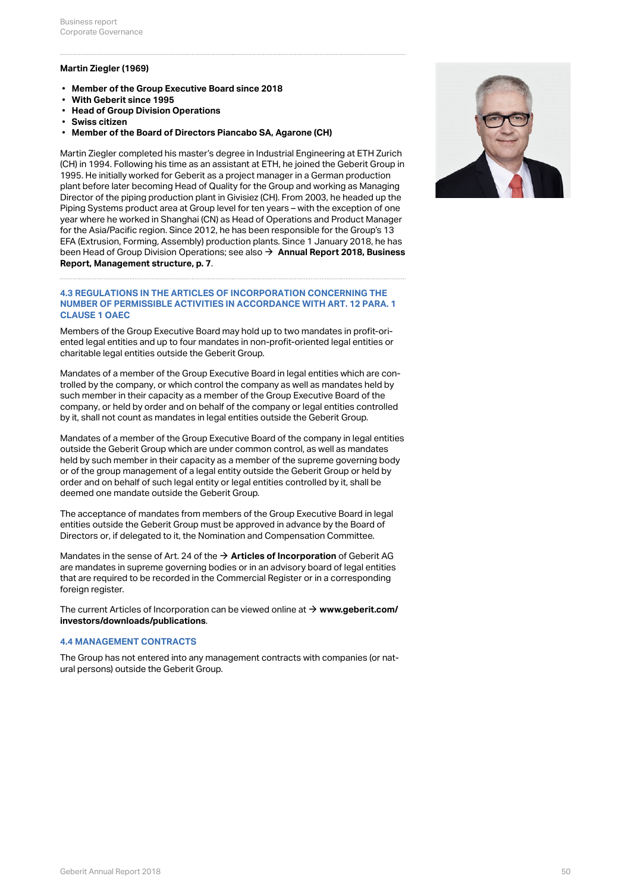**Martin Ziegler (1969)**

- **Member of the Group Executive Board since 2018**
- **With Geberit since 1995**
- **Head of Group Division Operations**
- **Swiss citizen**
- **Member of the Board of Directors Piancabo SA, Agarone (CH)**

Martin Ziegler completed his master's degree in Industrial Engineering at ETH Zurich (CH) in 1994. Following his time as an assistant at ETH, he joined the Geberit Group in 1995. He initially worked for Geberit as a project manager in a German production plant before later becoming Head of Quality for the Group and working as Managing Director of the piping production plant in Givisiez (CH). From 2003, he headed up the Piping Systems product area at Group level for ten years – with the exception of one year where he worked in Shanghai (CN) as Head of Operations and Product Manager for the Asia/Pacific region. Since 2012, he has been responsible for the Group's 13 EFA (Extrusion, Forming, Assembly) production plants. Since 1 January 2018, he has been Head of Group Division Operations; see also → **Annual Report 2018, Business Report, Management structure, p. 7**.

### 4.3 REGULATIONS IN THE ARTICLES OF INCORPORATION CONCERNING THE NUMBER OF PERMISSIBLE ACTIVITIES IN ACCORDANCE WITH ART. 12 PARA. 1 CLAUSE 1 OAEC

Members of the Group Executive Board may hold up to two mandates in profit-oriented legal entities and up to four mandates in non-profit-oriented legal entities or charitable legal entities outside the Geberit Group.

Mandates of a member of the Group Executive Board in legal entities which are controlled by the company, or which control the company as well as mandates held by such member in their capacity as a member of the Group Executive Board of the company, or held by order and on behalf of the company or legal entities controlled by it, shall not count as mandates in legal entities outside the Geberit Group.

Mandates of a member of the Group Executive Board of the company in legal entities outside the Geberit Group which are under common control, as well as mandates held by such member in their capacity as a member of the supreme governing body or of the group management of a legal entity outside the Geberit Group or held by order and on behalf of such legal entity or legal entities controlled by it, shall be deemed one mandate outside the Geberit Group.

The acceptance of mandates from members of the Group Executive Board in legal entities outside the Geberit Group must be approved in advance by the Board of Directors or, if delegated to it, the Nomination and Compensation Committee.

Mandates in the sense of Art. 24 of the → **Articles of Incorporation** of Geberit AG are mandates in supreme governing bodies or in an advisory board of legal entities that are required to be recorded in the Commercial Register or in a corresponding foreign register.

The current Articles of Incorporation can be viewed online at → **www.geberit.com/investors/downloads/publications**.

### 4.4 MANAGEMENT CONTRACTS

The Group has not entered into any management contracts with companies (or natural persons) outside the Geberit Group.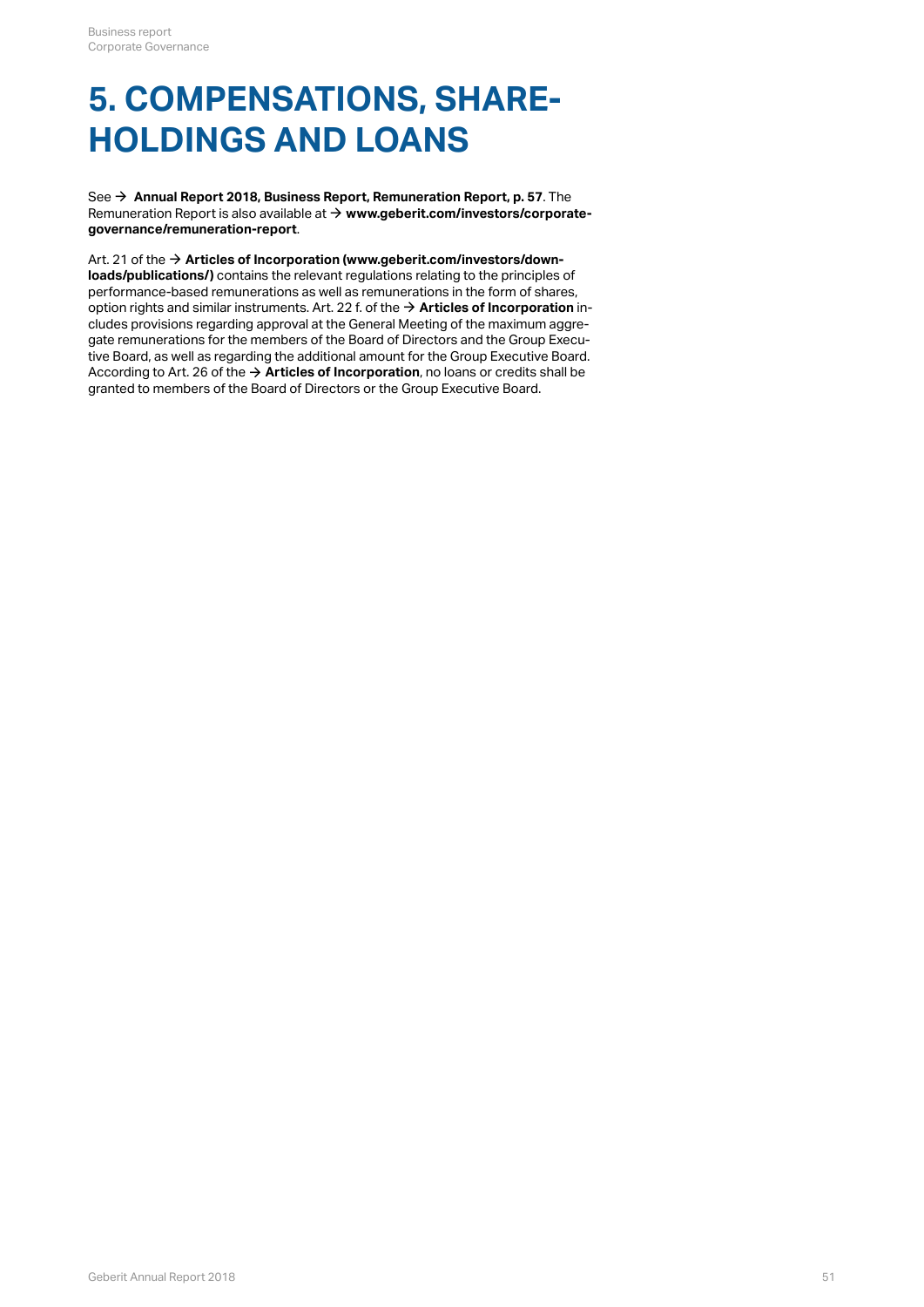# 5. COMPENSATIONS, SHAREHOLDINGS AND LOANS

See → **Annual Report 2018, Business Report, Remuneration Report, p. 57**. The Remuneration Report is also available at → **www.geberit.com/investors/corporate-governance/remuneration-report**.

Art. 21 of the → **Articles of Incorporation (www.geberit.com/investors/downloads/publications/)** contains the relevant regulations relating to the principles of performance-based remunerations as well as remunerations in the form of shares, option rights and similar instruments. Art. 22 f. of the → **Articles of Incorporation** includes provisions regarding approval at the General Meeting of the maximum aggregate remunerations for the members of the Board of Directors and the Group Executive Board, as well as regarding the additional amount for the Group Executive Board. According to Art. 26 of the → **Articles of Incorporation**, no loans or credits shall be granted to members of the Board of Directors or the Group Executive Board.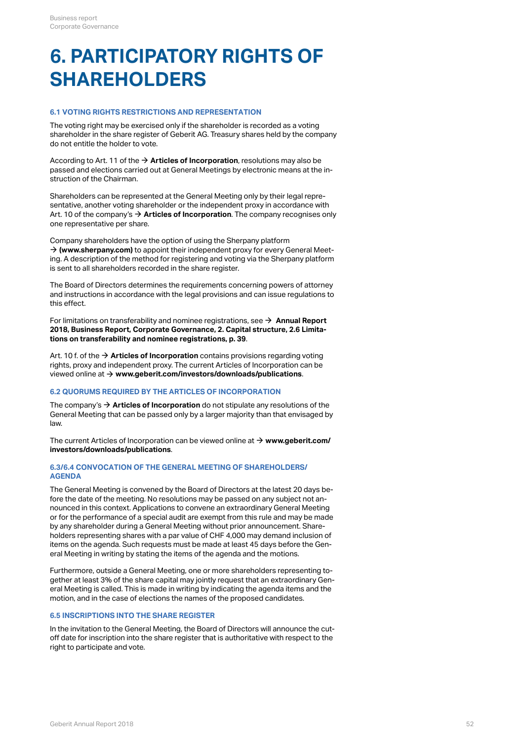# 6. PARTICIPATORY RIGHTS OF SHAREHOLDERS

### 6.1 VOTING RIGHTS RESTRICTIONS AND REPRESENTATION

The voting right may be exercised only if the shareholder is recorded as a voting shareholder in the share register of Geberit AG. Treasury shares held by the company do not entitle the holder to vote.

According to Art. 11 of the → **Articles of Incorporation**, resolutions may also be passed and elections carried out at General Meetings by electronic means at the instruction of the Chairman.

Shareholders can be represented at the General Meeting only by their legal representative, another voting shareholder or the independent proxy in accordance with Art. 10 of the company's → **Articles of Incorporation**. The company recognises only one representative per share.

Company shareholders have the option of using the Sherpany platform → **(www.sherpany.com)** to appoint their independent proxy for every General Meeting. A description of the method for registering and voting via the Sherpany platform is sent to all shareholders recorded in the share register.

The Board of Directors determines the requirements concerning powers of attorney and instructions in accordance with the legal provisions and can issue regulations to this effect.

For limitations on transferability and nominee registrations, see → **Annual Report 2018, Business Report, Corporate Governance, 2. Capital structure, 2.6 Limitations on transferability and nominee registrations, p. 39**.

Art. 10 f. of the → **Articles of Incorporation** contains provisions regarding voting rights, proxy and independent proxy. The current Articles of Incorporation can be viewed online at → **www.geberit.com/investors/downloads/publications**.

### 6.2 QUORUMS REQUIRED BY THE ARTICLES OF INCORPORATION

The company's → **Articles of Incorporation** do not stipulate any resolutions of the General Meeting that can be passed only by a larger majority than that envisaged by law.

The current Articles of Incorporation can be viewed online at → **www.geberit.com/investors/downloads/publications**.

### 6.3/6.4 CONVOCATION OF THE GENERAL MEETING OF SHAREHOLDERS/AGENDA

The General Meeting is convened by the Board of Directors at the latest 20 days before the date of the meeting. No resolutions may be passed on any subject not announced in this context. Applications to convene an extraordinary General Meeting or for the performance of a special audit are exempt from this rule and may be made by any shareholder during a General Meeting without prior announcement. Shareholders representing shares with a par value of CHF 4,000 may demand inclusion of items on the agenda. Such requests must be made at least 45 days before the General Meeting in writing by stating the items of the agenda and the motions.

Furthermore, outside a General Meeting, one or more shareholders representing together at least 3% of the share capital may jointly request that an extraordinary General Meeting is called. This is made in writing by indicating the agenda items and the motion, and in the case of elections the names of the proposed candidates.

### 6.5 INSCRIPTIONS INTO THE SHARE REGISTER

In the invitation to the General Meeting, the Board of Directors will announce the cut-off date for inscription into the share register that is authoritative with respect to the right to participate and vote.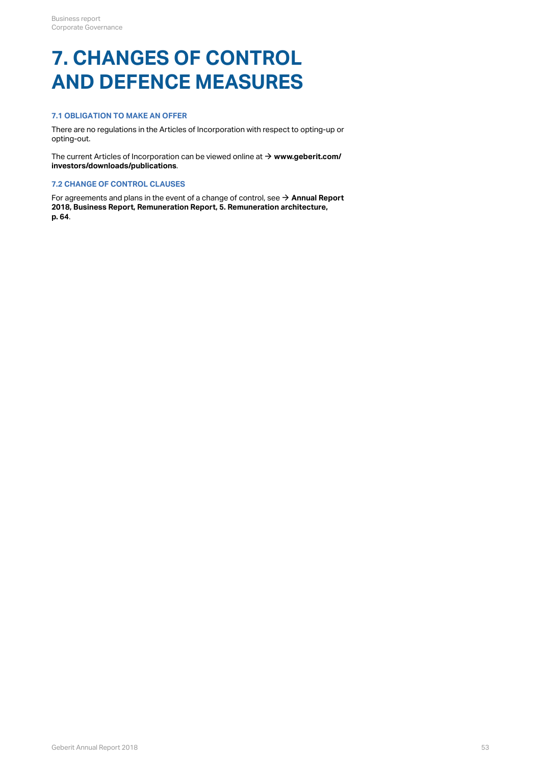# 7. CHANGES OF CONTROL AND DEFENCE MEASURES

### 7.1 OBLIGATION TO MAKE AN OFFER

There are no regulations in the Articles of Incorporation with respect to opting-up or opting-out.

The current Articles of Incorporation can be viewed online at → **www.geberit.com/investors/downloads/publications**.

### 7.2 CHANGE OF CONTROL CLAUSES

For agreements and plans in the event of a change of control, see → **Annual Report 2018, Business Report, Remuneration Report, 5. Remuneration architecture, p. 64**.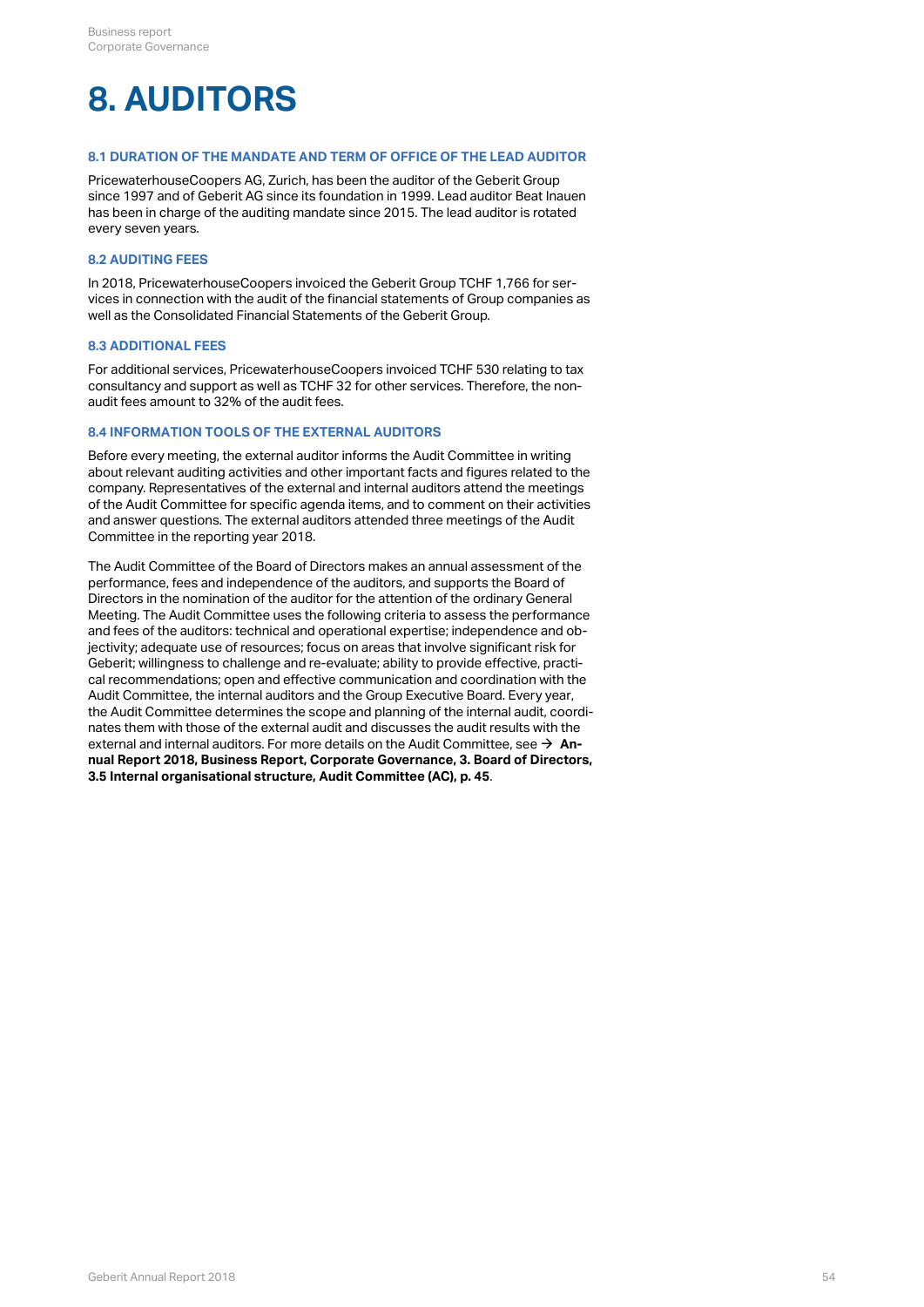# 8. AUDITORS

### 8.1 DURATION OF THE MANDATE AND TERM OF OFFICE OF THE LEAD AUDITOR

PricewaterhouseCoopers AG, Zurich, has been the auditor of the Geberit Group since 1997 and of Geberit AG since its foundation in 1999. Lead auditor Beat Inauen has been in charge of the auditing mandate since 2015. The lead auditor is rotated every seven years.

### 8.2 AUDITING FEES

In 2018, PricewaterhouseCoopers invoiced the Geberit Group TCHF 1,766 for services in connection with the audit of the financial statements of Group companies as well as the Consolidated Financial Statements of the Geberit Group.

### 8.3 ADDITIONAL FEES

For additional services, PricewaterhouseCoopers invoiced TCHF 530 relating to tax consultancy and support as well as TCHF 32 for other services. Therefore, the non-audit fees amount to 32% of the audit fees.

### 8.4 INFORMATION TOOLS OF THE EXTERNAL AUDITORS

Before every meeting, the external auditor informs the Audit Committee in writing about relevant auditing activities and other important facts and figures related to the company. Representatives of the external and internal auditors attend the meetings of the Audit Committee for specific agenda items, and to comment on their activities and answer questions. The external auditors attended three meetings of the Audit Committee in the reporting year 2018.

The Audit Committee of the Board of Directors makes an annual assessment of the performance, fees and independence of the auditors, and supports the Board of Directors in the nomination of the auditor for the attention of the ordinary General Meeting. The Audit Committee uses the following criteria to assess the performance and fees of the auditors: technical and operational expertise; independence and objectivity; adequate use of resources; focus on areas that involve significant risk for Geberit; willingness to challenge and re-evaluate; ability to provide effective, practical recommendations; open and effective communication and coordination with the Audit Committee, the internal auditors and the Group Executive Board. Every year, the Audit Committee determines the scope and planning of the internal audit, coordinates them with those of the external audit and discusses the audit results with the external and internal auditors. For more details on the Audit Committee, see → **Annual Report 2018, Business Report, Corporate Governance, 3. Board of Directors, 3.5 Internal organisational structure, Audit Committee (AC), p. 45**.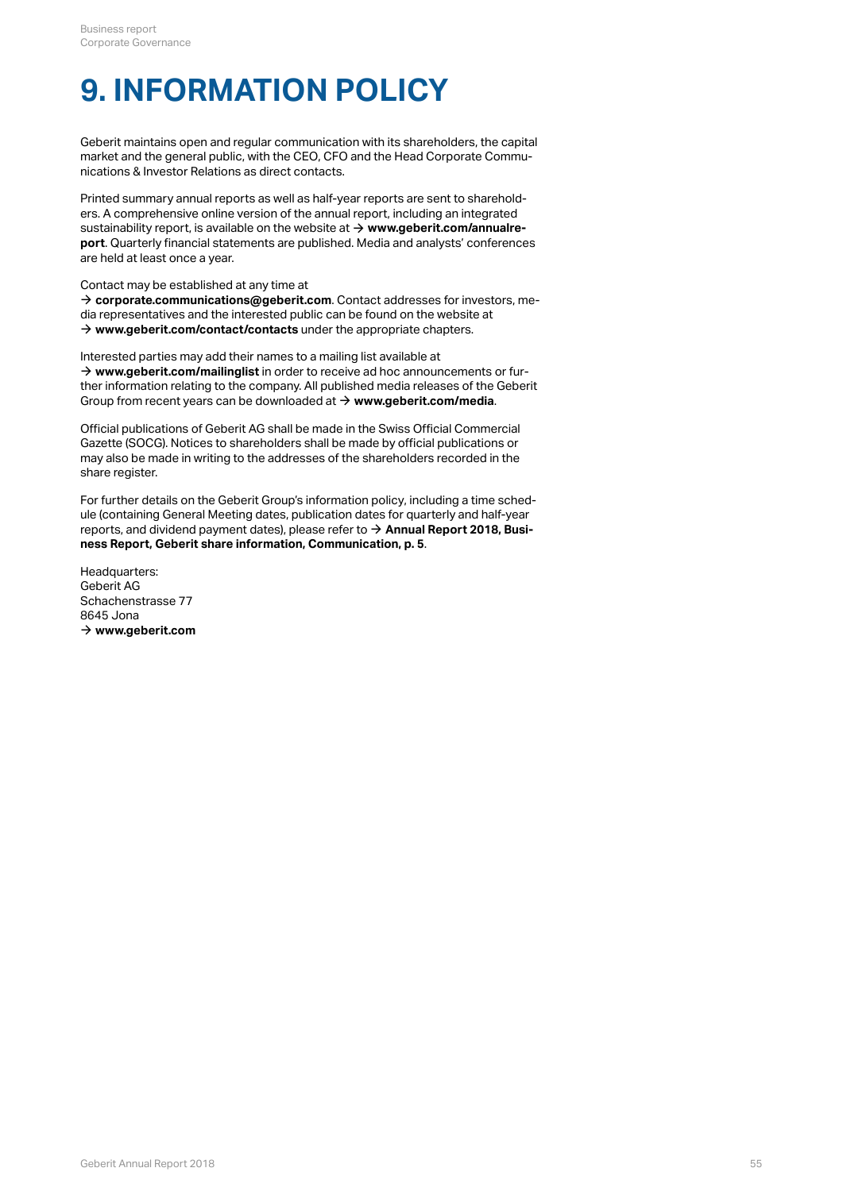# 9. INFORMATION POLICY

Geberit maintains open and regular communication with its shareholders, the capital market and the general public, with the CEO, CFO and the Head Corporate Communications & Investor Relations as direct contacts.

Printed summary annual reports as well as half-year reports are sent to shareholders. A comprehensive online version of the annual report, including an integrated sustainability report, is available on the website at → **www.geberit.com/annualreport**. Quarterly financial statements are published. Media and analysts' conferences are held at least once a year.

Contact may be established at any time at → **corporate.communications@geberit.com**. Contact addresses for investors, media representatives and the interested public can be found on the website at → **www.geberit.com/contact/contacts** under the appropriate chapters.

Interested parties may add their names to a mailing list available at → **www.geberit.com/mailinglist** in order to receive ad hoc announcements or further information relating to the company. All published media releases of the Geberit Group from recent years can be downloaded at → **www.geberit.com/media**.

Official publications of Geberit AG shall be made in the Swiss Official Commercial Gazette (SOCG). Notices to shareholders shall be made by official publications or may also be made in writing to the addresses of the shareholders recorded in the share register.

For further details on the Geberit Group's information policy, including a time schedule (containing General Meeting dates, publication dates for quarterly and half-year reports, and dividend payment dates), please refer to → **Annual Report 2018, Business Report, Geberit share information, Communication, p. 5**.

Headquarters:
Geberit AG
Schachenstrasse 77
8645 Jona
→ **www.geberit.com**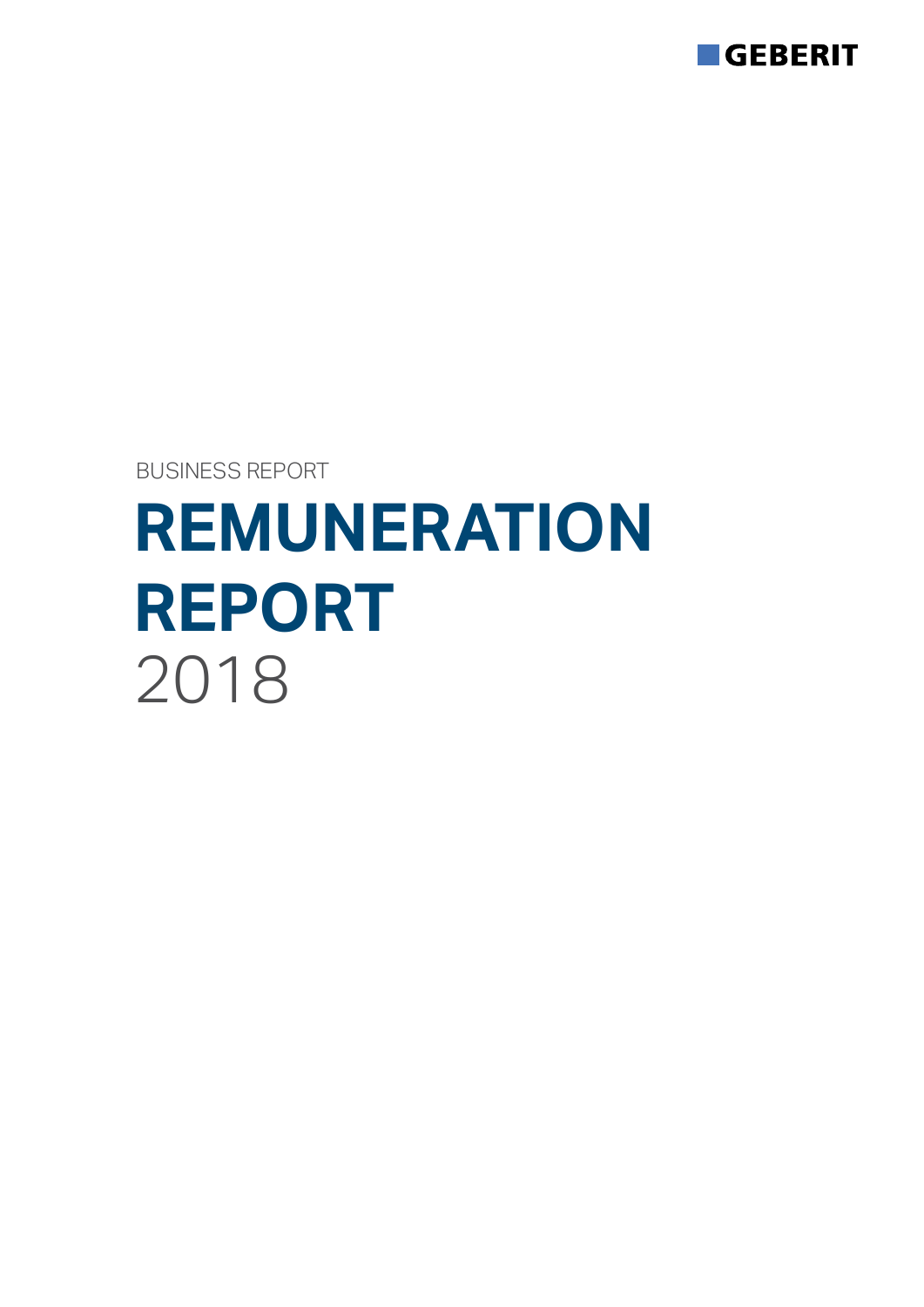GEBERIT

BUSINESS REPORT

# REMUNERATION REPORT

2018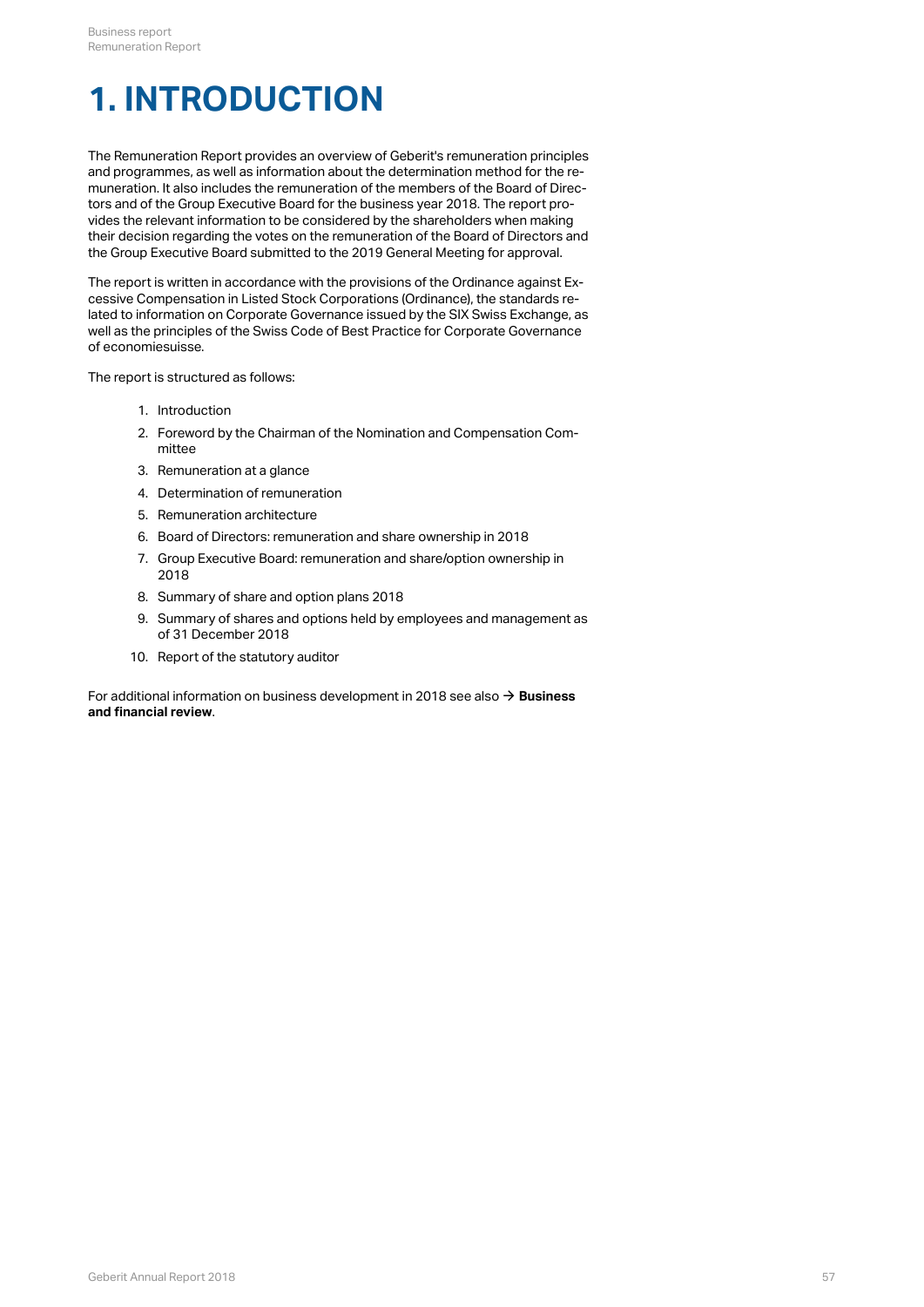# 1. INTRODUCTION

The Remuneration Report provides an overview of Geberit's remuneration principles and programmes, as well as information about the determination method for the remuneration. It also includes the remuneration of the members of the Board of Directors and of the Group Executive Board for the business year 2018. The report provides the relevant information to be considered by the shareholders when making their decision regarding the votes on the remuneration of the Board of Directors and the Group Executive Board submitted to the 2019 General Meeting for approval.

The report is written in accordance with the provisions of the Ordinance against Excessive Compensation in Listed Stock Corporations (Ordinance), the standards related to information on Corporate Governance issued by the SIX Swiss Exchange, as well as the principles of the Swiss Code of Best Practice for Corporate Governance of economiesuisse.

The report is structured as follows:

1. Introduction
2. Foreword by the Chairman of the Nomination and Compensation Committee
3. Remuneration at a glance
4. Determination of remuneration
5. Remuneration architecture
6. Board of Directors: remuneration and share ownership in 2018
7. Group Executive Board: remuneration and share/option ownership in 2018
8. Summary of share and option plans 2018
9. Summary of shares and options held by employees and management as of 31 December 2018
10. Report of the statutory auditor

For additional information on business development in 2018 see also → **Business and financial review**.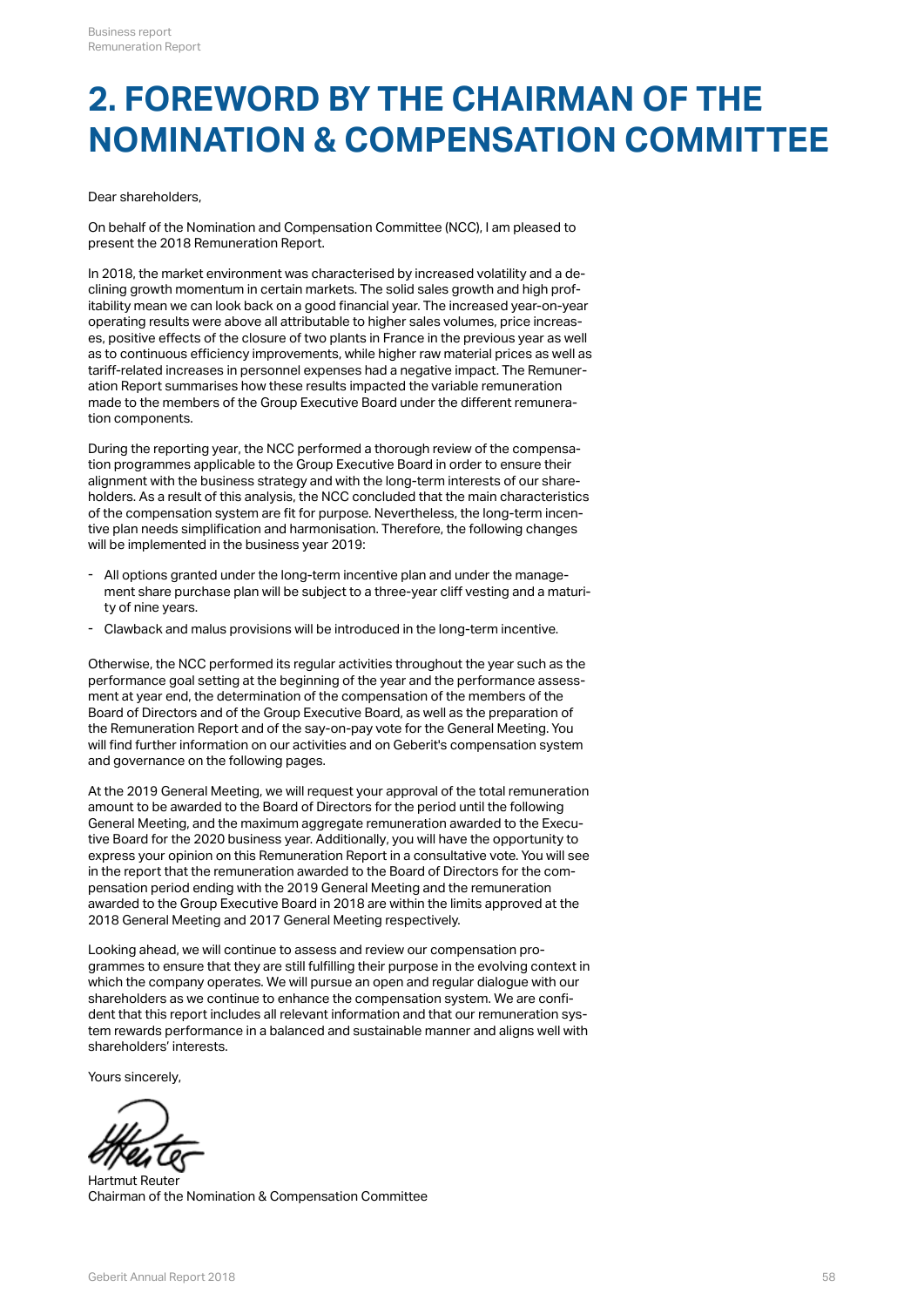# 2. FOREWORD BY THE CHAIRMAN OF THE NOMINATION & COMPENSATION COMMITTEE

Dear shareholders,

On behalf of the Nomination and Compensation Committee (NCC), I am pleased to present the 2018 Remuneration Report.

In 2018, the market environment was characterised by increased volatility and a declining growth momentum in certain markets. The solid sales growth and high profitability mean we can look back on a good financial year. The increased year-on-year operating results were above all attributable to higher sales volumes, price increases, positive effects of the closure of two plants in France in the previous year as well as to continuous efficiency improvements, while higher raw material prices as well as tariff-related increases in personnel expenses had a negative impact. The Remuneration Report summarises how these results impacted the variable remuneration made to the members of the Group Executive Board under the different remuneration components.

During the reporting year, the NCC performed a thorough review of the compensation programmes applicable to the Group Executive Board in order to ensure their alignment with the business strategy and with the long-term interests of our shareholders. As a result of this analysis, the NCC concluded that the main characteristics of the compensation system are fit for purpose. Nevertheless, the long-term incentive plan needs simplification and harmonisation. Therefore, the following changes will be implemented in the business year 2019:

- All options granted under the long-term incentive plan and under the management share purchase plan will be subject to a three-year cliff vesting and a maturity of nine years.
- Clawback and malus provisions will be introduced in the long-term incentive.

Otherwise, the NCC performed its regular activities throughout the year such as the performance goal setting at the beginning of the year and the performance assessment at year end, the determination of the compensation of the members of the Board of Directors and of the Group Executive Board, as well as the preparation of the Remuneration Report and of the say-on-pay vote for the General Meeting. You will find further information on our activities and on Geberit's compensation system and governance on the following pages.

At the 2019 General Meeting, we will request your approval of the total remuneration amount to be awarded to the Board of Directors for the period until the following General Meeting, and the maximum aggregate remuneration awarded to the Executive Board for the 2020 business year. Additionally, you will have the opportunity to express your opinion on this Remuneration Report in a consultative vote. You will see in the report that the remuneration awarded to the Board of Directors for the compensation period ending with the 2019 General Meeting and the remuneration awarded to the Group Executive Board in 2018 are within the limits approved at the 2018 General Meeting and 2017 General Meeting respectively.

Looking ahead, we will continue to assess and review our compensation programmes to ensure that they are still fulfilling their purpose in the evolving context in which the company operates. We will pursue an open and regular dialogue with our shareholders as we continue to enhance the compensation system. We are confident that this report includes all relevant information and that our remuneration system rewards performance in a balanced and sustainable manner and aligns well with shareholders' interests.

Yours sincerely,

Hartmut Reuter
Chairman of the Nomination & Compensation Committee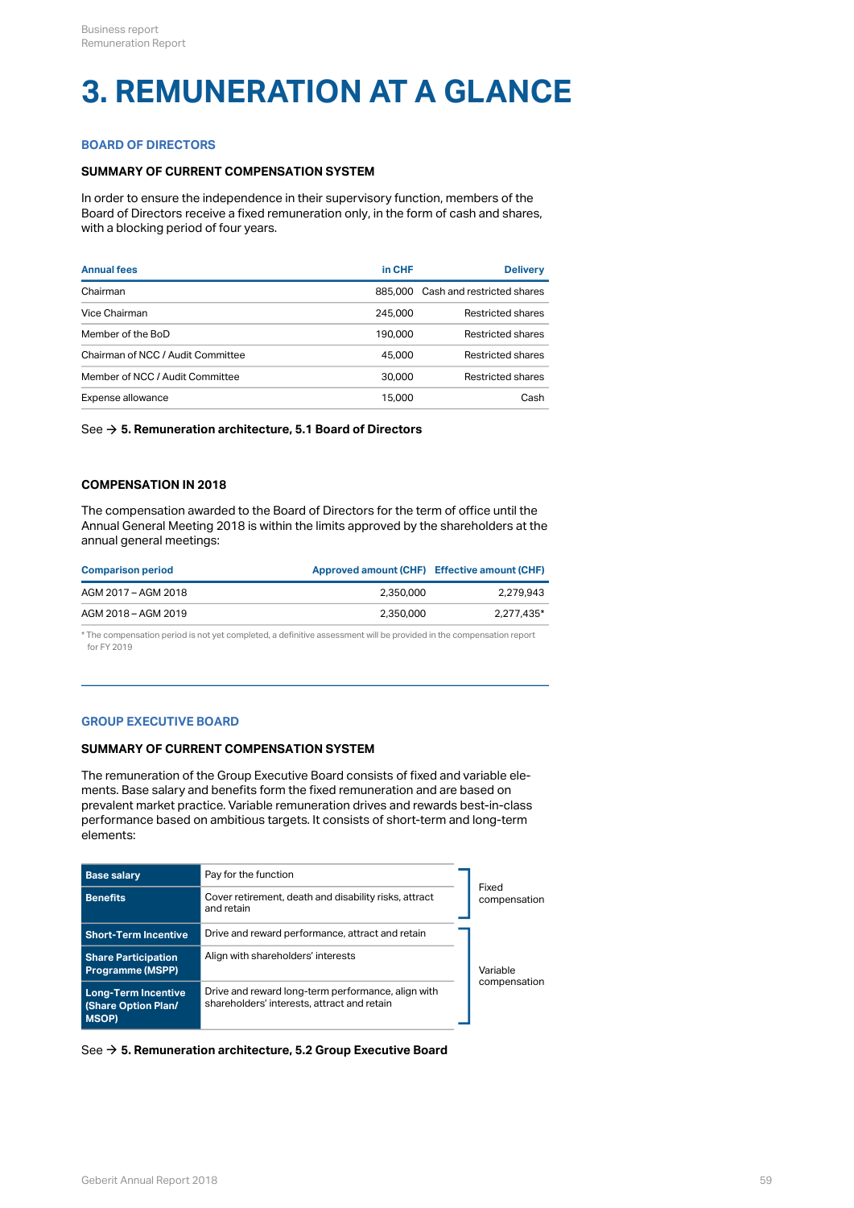# 3. REMUNERATION AT A GLANCE

## BOARD OF DIRECTORS

### SUMMARY OF CURRENT COMPENSATION SYSTEM

In order to ensure the independence in their supervisory function, members of the Board of Directors receive a fixed remuneration only, in the form of cash and shares, with a blocking period of four years.

| Annual fees | in CHF | Delivery |
|---|---|---|
| Chairman | 885,000 | Cash and restricted shares |
| Vice Chairman | 245,000 | Restricted shares |
| Member of the BoD | 190,000 | Restricted shares |
| Chairman of NCC / Audit Committee | 45,000 | Restricted shares |
| Member of NCC / Audit Committee | 30,000 | Restricted shares |
| Expense allowance | 15,000 | Cash |

See → **5. Remuneration architecture, 5.1 Board of Directors**

### COMPENSATION IN 2018

The compensation awarded to the Board of Directors for the term of office until the Annual General Meeting 2018 is within the limits approved by the shareholders at the annual general meetings:

| Comparison period | Approved amount (CHF) | Effective amount (CHF) |
|---|---|---|
| AGM 2017 – AGM 2018 | 2,350,000 | 2,279,943 |
| AGM 2018 – AGM 2019 | 2,350,000 | 2,277,435* |

\* The compensation period is not yet completed, a definitive assessment will be provided in the compensation report for FY 2019

## GROUP EXECUTIVE BOARD

### SUMMARY OF CURRENT COMPENSATION SYSTEM

The remuneration of the Group Executive Board consists of fixed and variable elements. Base salary and benefits form the fixed remuneration and are based on prevalent market practice. Variable remuneration drives and rewards best-in-class performance based on ambitious targets. It consists of short-term and long-term elements:

| Element | Purpose | Type |
|---|---|---|
| **Base salary** | Pay for the function | Fixed compensation |
| **Benefits** | Cover retirement, death and disability risks, attract and retain | Fixed compensation |
| **Short-Term Incentive** | Drive and reward performance, attract and retain | Variable compensation |
| **Share Participation Programme (MSPP)** | Align with shareholders' interests | Variable compensation |
| **Long-Term Incentive (Share Option Plan/ MSOP)** | Drive and reward long-term performance, align with shareholders' interests, attract and retain | Variable compensation |

See → **5. Remuneration architecture, 5.2 Group Executive Board**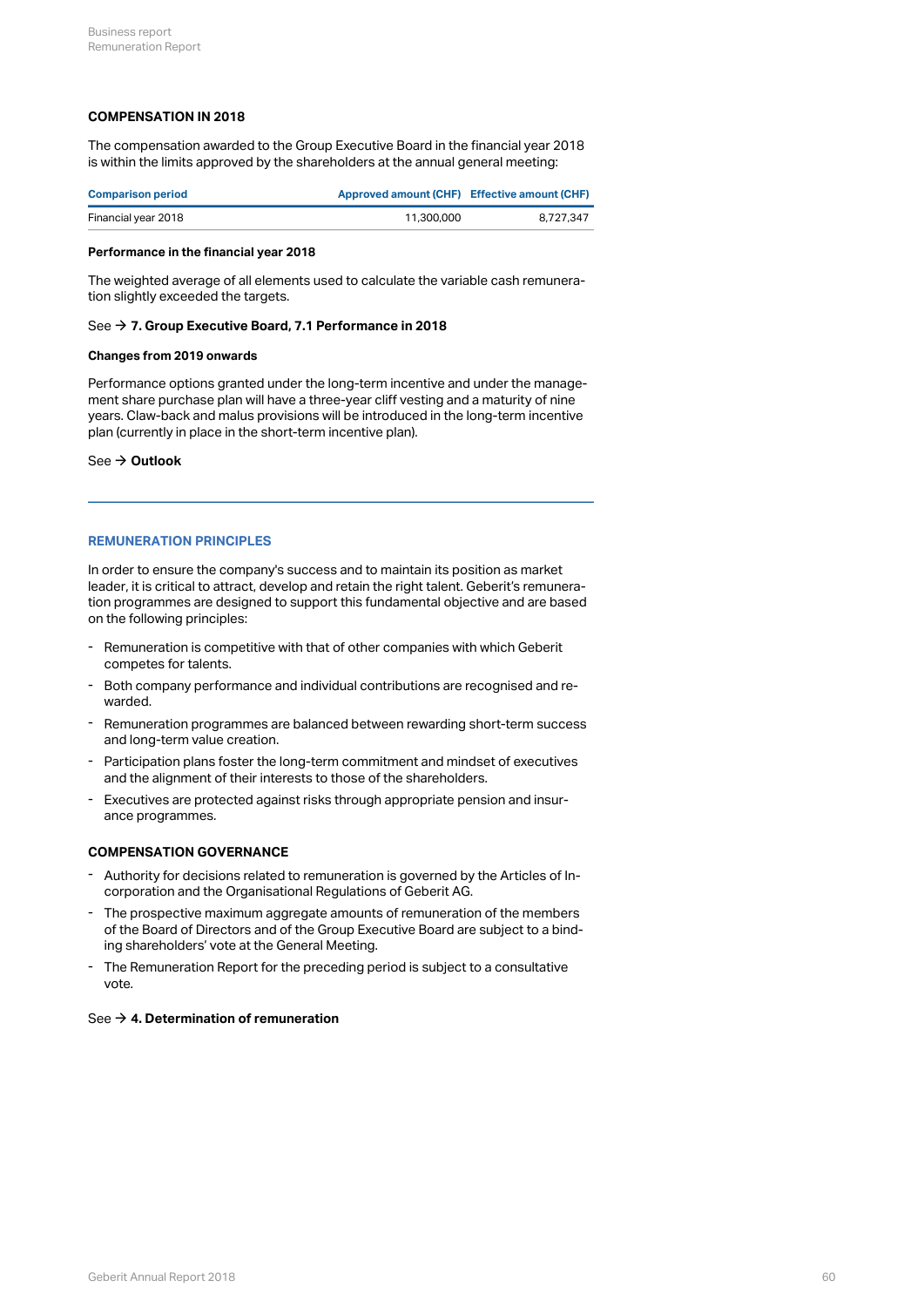## COMPENSATION IN 2018

The compensation awarded to the Group Executive Board in the financial year 2018 is within the limits approved by the shareholders at the annual general meeting:

| Comparison period | Approved amount (CHF) | Effective amount (CHF) |
| --- | --- | --- |
| Financial year 2018 | 11,300,000 | 8,727,347 |

### Performance in the financial year 2018

The weighted average of all elements used to calculate the variable cash remuneration slightly exceeded the targets.

See → **7. Group Executive Board, 7.1 Performance in 2018**

### Changes from 2019 onwards

Performance options granted under the long-term incentive and under the management share purchase plan will have a three-year cliff vesting and a maturity of nine years. Claw-back and malus provisions will be introduced in the long-term incentive plan (currently in place in the short-term incentive plan).

See → **Outlook**

## REMUNERATION PRINCIPLES

In order to ensure the company's success and to maintain its position as market leader, it is critical to attract, develop and retain the right talent. Geberit's remuneration programmes are designed to support this fundamental objective and are based on the following principles:

- Remuneration is competitive with that of other companies with which Geberit competes for talents.
- Both company performance and individual contributions are recognised and rewarded.
- Remuneration programmes are balanced between rewarding short-term success and long-term value creation.
- Participation plans foster the long-term commitment and mindset of executives and the alignment of their interests to those of the shareholders.
- Executives are protected against risks through appropriate pension and insurance programmes.

## COMPENSATION GOVERNANCE

- Authority for decisions related to remuneration is governed by the Articles of Incorporation and the Organisational Regulations of Geberit AG.
- The prospective maximum aggregate amounts of remuneration of the members of the Board of Directors and of the Group Executive Board are subject to a binding shareholders' vote at the General Meeting.
- The Remuneration Report for the preceding period is subject to a consultative vote.

See → **4. Determination of remuneration**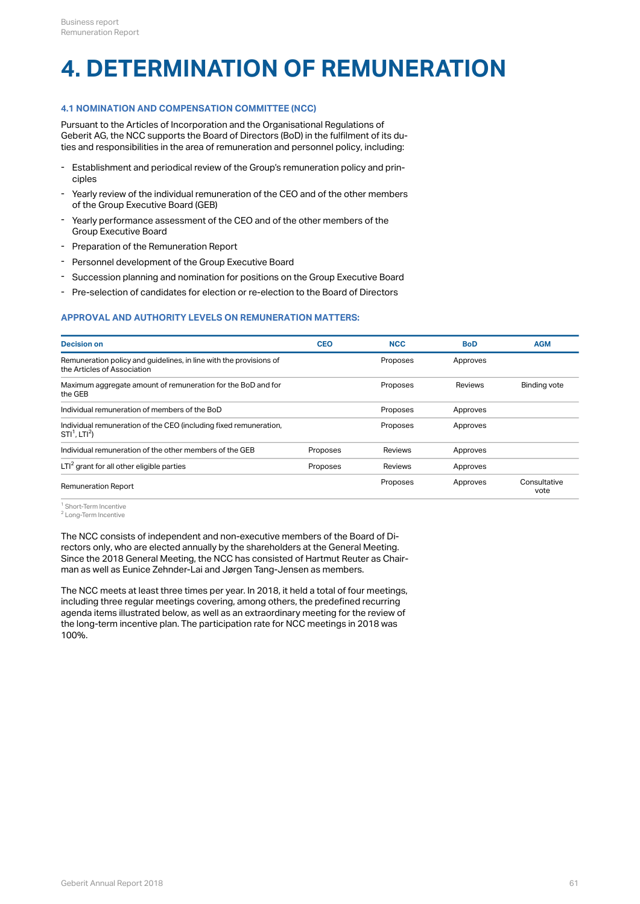# 4. DETERMINATION OF REMUNERATION

### 4.1 NOMINATION AND COMPENSATION COMMITTEE (NCC)

Pursuant to the Articles of Incorporation and the Organisational Regulations of Geberit AG, the NCC supports the Board of Directors (BoD) in the fulfilment of its duties and responsibilities in the area of remuneration and personnel policy, including:

- Establishment and periodical review of the Group's remuneration policy and principles
- Yearly review of the individual remuneration of the CEO and of the other members of the Group Executive Board (GEB)
- Yearly performance assessment of the CEO and of the other members of the Group Executive Board
- Preparation of the Remuneration Report
- Personnel development of the Group Executive Board
- Succession planning and nomination for positions on the Group Executive Board
- Pre-selection of candidates for election or re-election to the Board of Directors

### APPROVAL AND AUTHORITY LEVELS ON REMUNERATION MATTERS:

| Decision on | CEO | NCC | BoD | AGM |
|---|---|---|---|---|
| Remuneration policy and guidelines, in line with the provisions of the Articles of Association | | Proposes | Approves | |
| Maximum aggregate amount of remuneration for the BoD and for the GEB | | Proposes | Reviews | Binding vote |
| Individual remuneration of members of the BoD | | Proposes | Approves | |
| Individual remuneration of the CEO (including fixed remuneration, STI[1], LTI[2]) | | Proposes | Approves | |
| Individual remuneration of the other members of the GEB | Proposes | Reviews | Approves | |
| LTI[2] grant for all other eligible parties | Proposes | Reviews | Approves | |
| Remuneration Report | | Proposes | Approves | Consultative vote |

[1] Short-Term Incentive
[2] Long-Term Incentive

The NCC consists of independent and non-executive members of the Board of Directors only, who are elected annually by the shareholders at the General Meeting. Since the 2018 General Meeting, the NCC has consisted of Hartmut Reuter as Chairman as well as Eunice Zehnder-Lai and Jørgen Tang-Jensen as members.

The NCC meets at least three times per year. In 2018, it held a total of four meetings, including three regular meetings covering, among others, the predefined recurring agenda items illustrated below, as well as an extraordinary meeting for the review of the long-term incentive plan. The participation rate for NCC meetings in 2018 was 100%.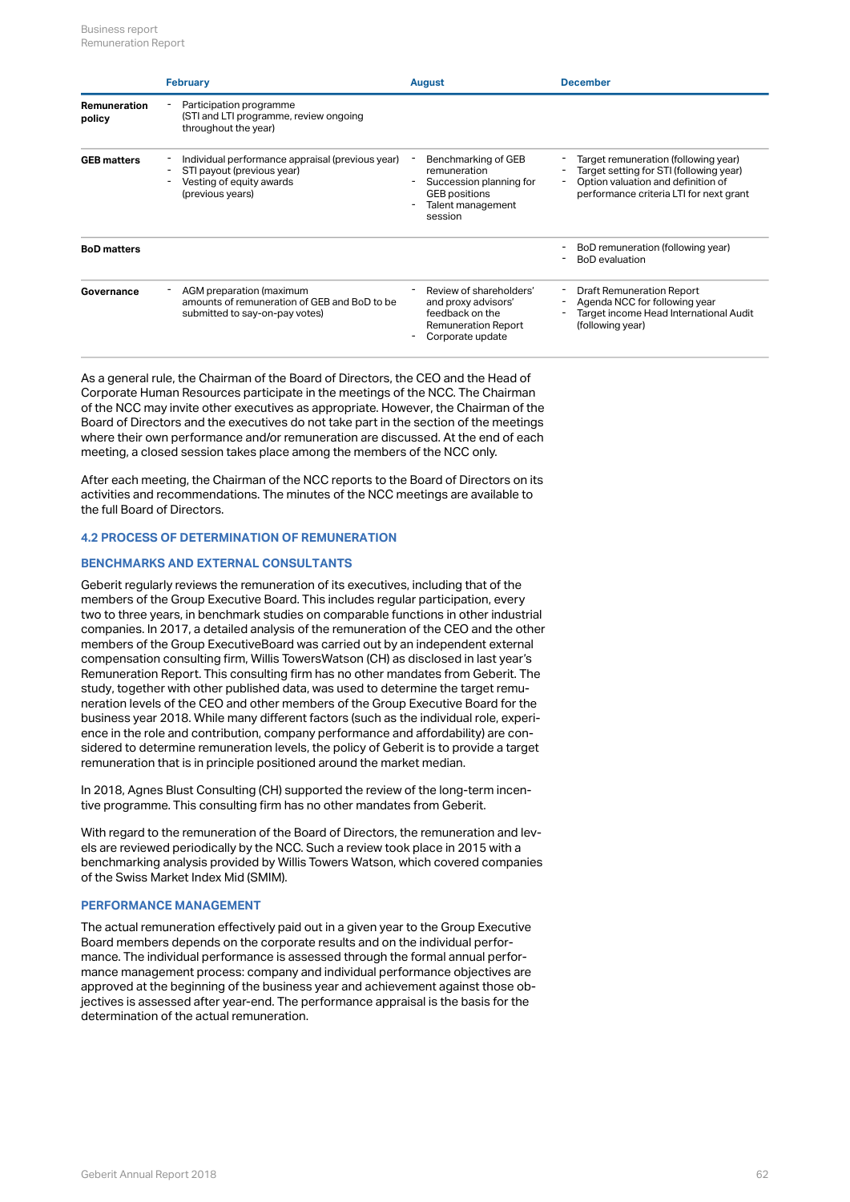| | February | August | December |
|---|---|---|---|
| **Remuneration policy** | - Participation programme (STI and LTI programme, review ongoing throughout the year) | | |
| **GEB matters** | - Individual performance appraisal (previous year)<br>- STI payout (previous year)<br>- Vesting of equity awards (previous years) | - Benchmarking of GEB remuneration<br>- Succession planning for GEB positions<br>- Talent management session | - Target remuneration (following year)<br>- Target setting for STI (following year)<br>- Option valuation and definition of performance criteria LTI for next grant |
| **BoD matters** | | | - BoD remuneration (following year)<br>- BoD evaluation |
| **Governance** | - AGM preparation (maximum amounts of remuneration of GEB and BoD to be submitted to say-on-pay votes) | - Review of shareholders' and proxy advisors' feedback on the Remuneration Report<br>- Corporate update | - Draft Remuneration Report<br>- Agenda NCC for following year<br>- Target income Head International Audit (following year) |

As a general rule, the Chairman of the Board of Directors, the CEO and the Head of Corporate Human Resources participate in the meetings of the NCC. The Chairman of the NCC may invite other executives as appropriate. However, the Chairman of the Board of Directors and the executives do not take part in the section of the meetings where their own performance and/or remuneration are discussed. At the end of each meeting, a closed session takes place among the members of the NCC only.

After each meeting, the Chairman of the NCC reports to the Board of Directors on its activities and recommendations. The minutes of the NCC meetings are available to the full Board of Directors.

## 4.2 PROCESS OF DETERMINATION OF REMUNERATION

### BENCHMARKS AND EXTERNAL CONSULTANTS

Geberit regularly reviews the remuneration of its executives, including that of the members of the Group Executive Board. This includes regular participation, every two to three years, in benchmark studies on comparable functions in other industrial companies. In 2017, a detailed analysis of the remuneration of the CEO and the other members of the Group ExecutiveBoard was carried out by an independent external compensation consulting firm, Willis TowersWatson (CH) as disclosed in last year's Remuneration Report. This consulting firm has no other mandates from Geberit. The study, together with other published data, was used to determine the target remuneration levels of the CEO and other members of the Group Executive Board for the business year 2018. While many different factors (such as the individual role, experience in the role and contribution, company performance and affordability) are considered to determine remuneration levels, the policy of Geberit is to provide a target remuneration that is in principle positioned around the market median.

In 2018, Agnes Blust Consulting (CH) supported the review of the long-term incentive programme. This consulting firm has no other mandates from Geberit.

With regard to the remuneration of the Board of Directors, the remuneration and levels are reviewed periodically by the NCC. Such a review took place in 2015 with a benchmarking analysis provided by Willis Towers Watson, which covered companies of the Swiss Market Index Mid (SMIM).

### PERFORMANCE MANAGEMENT

The actual remuneration effectively paid out in a given year to the Group Executive Board members depends on the corporate results and on the individual performance. The individual performance is assessed through the formal annual performance management process: company and individual performance objectives are approved at the beginning of the business year and achievement against those objectives is assessed after year-end. The performance appraisal is the basis for the determination of the actual remuneration.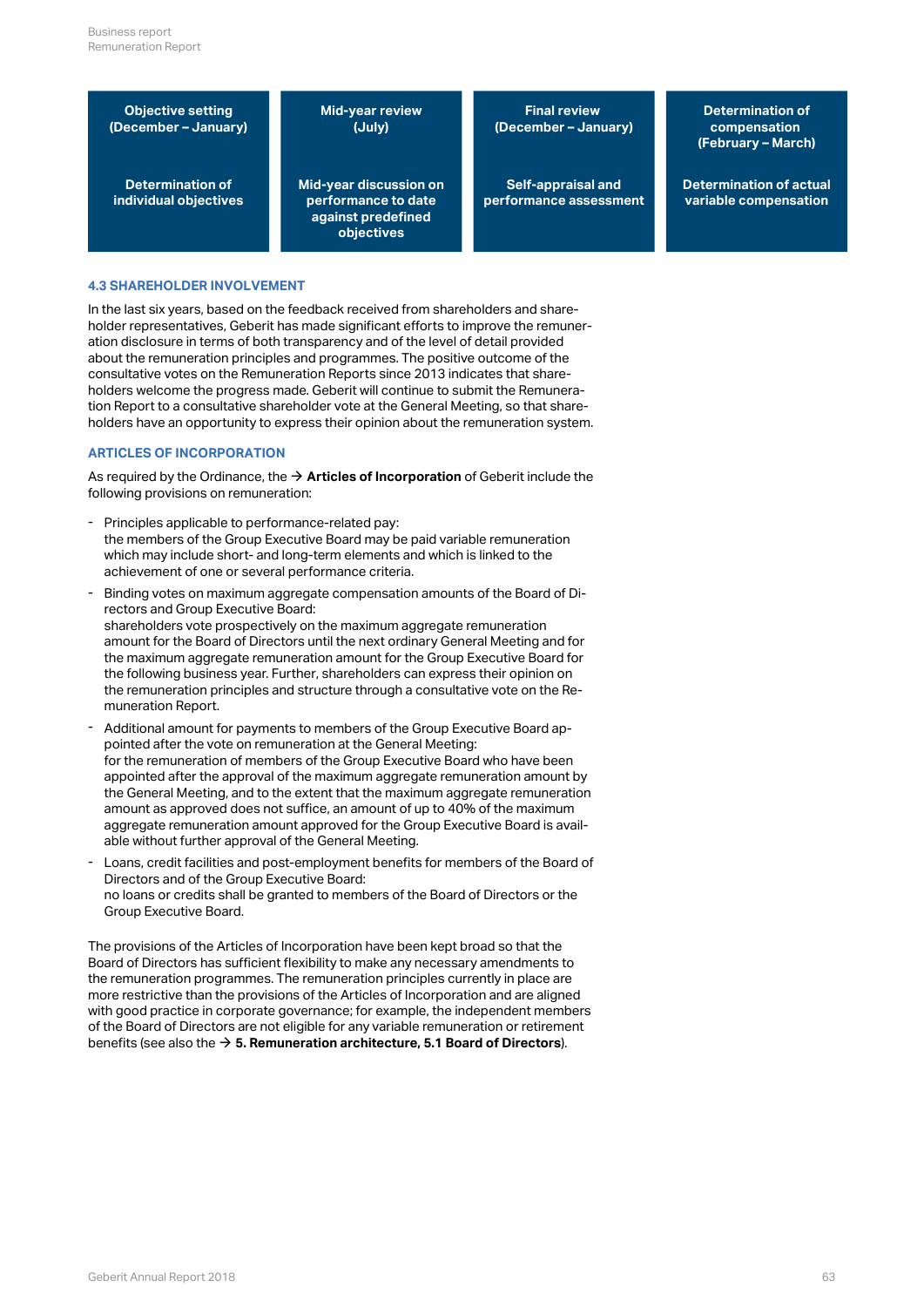| Objective setting (December – January) | Mid-year review (July) | Final review (December – January) | Determination of compensation (February – March) |
|---|---|---|---|
| Determination of individual objectives | Mid-year discussion on performance to date against predefined objectives | Self-appraisal and performance assessment | Determination of actual variable compensation |

### 4.3 SHAREHOLDER INVOLVEMENT

In the last six years, based on the feedback received from shareholders and shareholder representatives, Geberit has made significant efforts to improve the remuneration disclosure in terms of both transparency and of the level of detail provided about the remuneration principles and programmes. The positive outcome of the consultative votes on the Remuneration Reports since 2013 indicates that shareholders welcome the progress made. Geberit will continue to submit the Remuneration Report to a consultative shareholder vote at the General Meeting, so that shareholders have an opportunity to express their opinion about the remuneration system.

### ARTICLES OF INCORPORATION

As required by the Ordinance, the → **Articles of Incorporation** of Geberit include the following provisions on remuneration:

- Principles applicable to performance-related pay:
  the members of the Group Executive Board may be paid variable remuneration which may include short- and long-term elements and which is linked to the achievement of one or several performance criteria.
- Binding votes on maximum aggregate compensation amounts of the Board of Directors and Group Executive Board:
  shareholders vote prospectively on the maximum aggregate remuneration amount for the Board of Directors until the next ordinary General Meeting and for the maximum aggregate remuneration amount for the Group Executive Board for the following business year. Further, shareholders can express their opinion on the remuneration principles and structure through a consultative vote on the Remuneration Report.
- Additional amount for payments to members of the Group Executive Board appointed after the vote on remuneration at the General Meeting:
  for the remuneration of members of the Group Executive Board who have been appointed after the approval of the maximum aggregate remuneration amount by the General Meeting, and to the extent that the maximum aggregate remuneration amount as approved does not suffice, an amount of up to 40% of the maximum aggregate remuneration amount approved for the Group Executive Board is available without further approval of the General Meeting.
- Loans, credit facilities and post-employment benefits for members of the Board of Directors and of the Group Executive Board:
  no loans or credits shall be granted to members of the Board of Directors or the Group Executive Board.

The provisions of the Articles of Incorporation have been kept broad so that the Board of Directors has sufficient flexibility to make any necessary amendments to the remuneration programmes. The remuneration principles currently in place are more restrictive than the provisions of the Articles of Incorporation and are aligned with good practice in corporate governance; for example, the independent members of the Board of Directors are not eligible for any variable remuneration or retirement benefits (see also the → **5. Remuneration architecture, 5.1 Board of Directors**).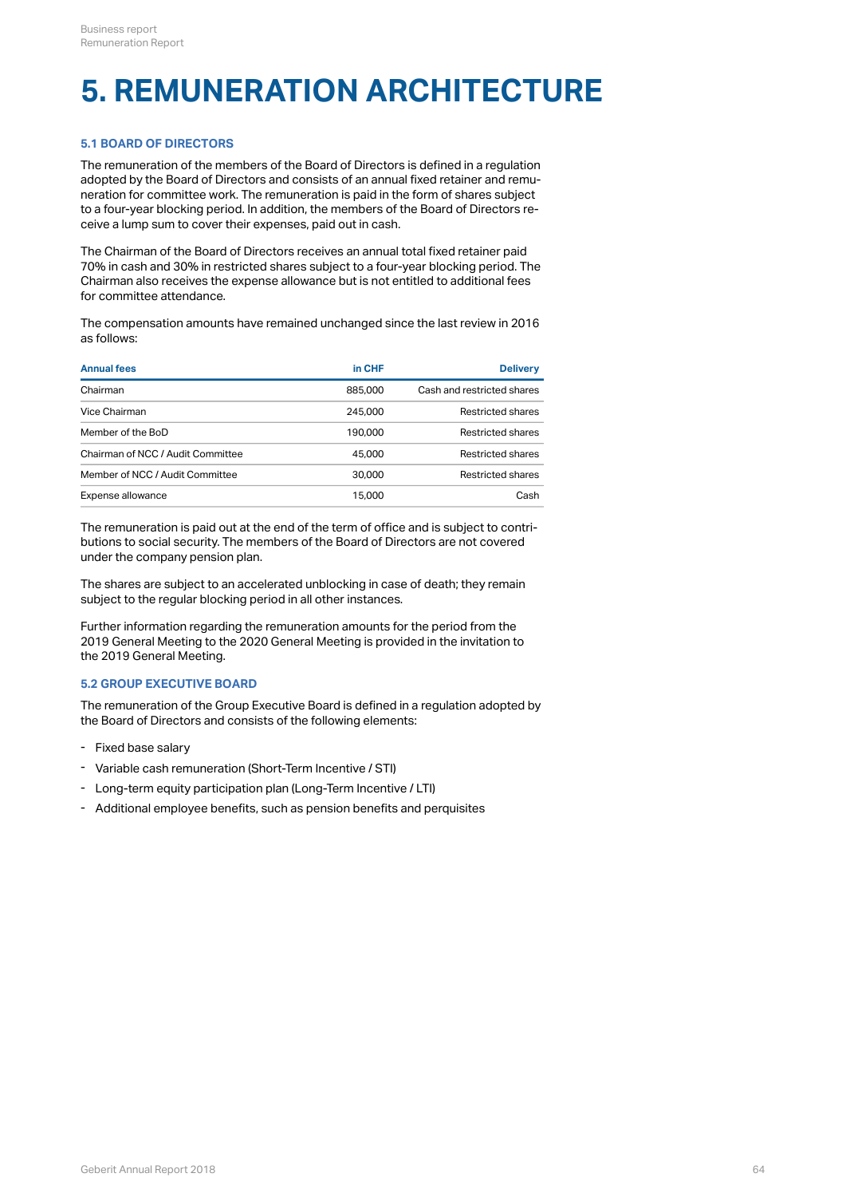# 5. REMUNERATION ARCHITECTURE

### 5.1 BOARD OF DIRECTORS

The remuneration of the members of the Board of Directors is defined in a regulation adopted by the Board of Directors and consists of an annual fixed retainer and remuneration for committee work. The remuneration is paid in the form of shares subject to a four-year blocking period. In addition, the members of the Board of Directors receive a lump sum to cover their expenses, paid out in cash.

The Chairman of the Board of Directors receives an annual total fixed retainer paid 70% in cash and 30% in restricted shares subject to a four-year blocking period. The Chairman also receives the expense allowance but is not entitled to additional fees for committee attendance.

The compensation amounts have remained unchanged since the last review in 2016 as follows:

| Annual fees | in CHF | Delivery |
|---|---|---|
| Chairman | 885,000 | Cash and restricted shares |
| Vice Chairman | 245,000 | Restricted shares |
| Member of the BoD | 190,000 | Restricted shares |
| Chairman of NCC / Audit Committee | 45,000 | Restricted shares |
| Member of NCC / Audit Committee | 30,000 | Restricted shares |
| Expense allowance | 15,000 | Cash |

The remuneration is paid out at the end of the term of office and is subject to contributions to social security. The members of the Board of Directors are not covered under the company pension plan.

The shares are subject to an accelerated unblocking in case of death; they remain subject to the regular blocking period in all other instances.

Further information regarding the remuneration amounts for the period from the 2019 General Meeting to the 2020 General Meeting is provided in the invitation to the 2019 General Meeting.

### 5.2 GROUP EXECUTIVE BOARD

The remuneration of the Group Executive Board is defined in a regulation adopted by the Board of Directors and consists of the following elements:

- Fixed base salary
- Variable cash remuneration (Short-Term Incentive / STI)
- Long-term equity participation plan (Long-Term Incentive / LTI)
- Additional employee benefits, such as pension benefits and perquisites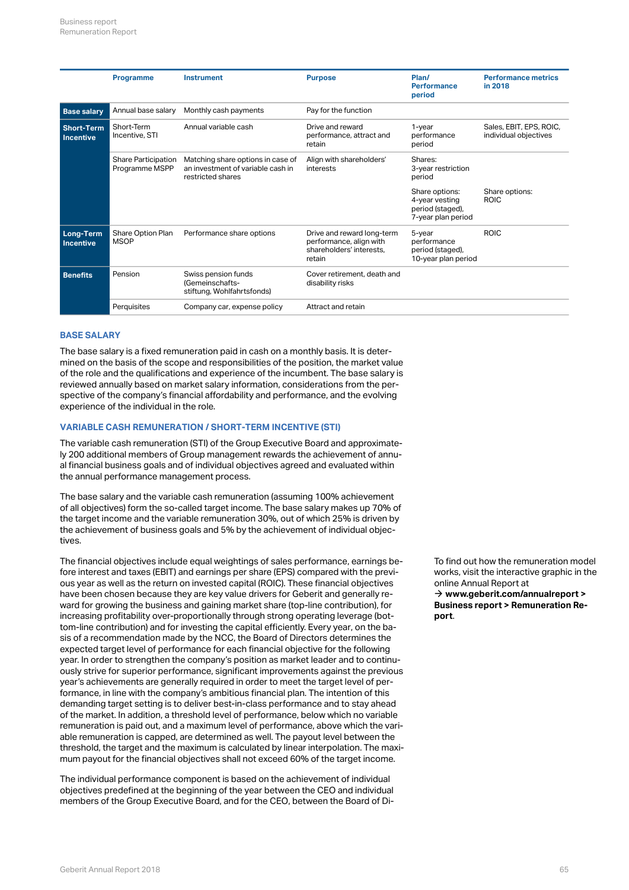| | Programme | Instrument | Purpose | Plan/ Performance period | Performance metrics in 2018 |
|---|---|---|---|---|---|
| **Base salary** | Annual base salary | Monthly cash payments | Pay for the function | | |
| **Short-Term Incentive** | Short-Term Incentive, STI | Annual variable cash | Drive and reward performance, attract and retain | 1-year performance period | Sales, EBIT, EPS, ROIC, individual objectives |
| | Share Participation Programme MSPP | Matching share options in case of an investment of variable cash in restricted shares | Align with shareholders' interests | Shares: 3-year restriction period | |
| | | | | Share options: 4-year vesting period (staged), 7-year plan period | Share options: ROIC |
| **Long-Term Incentive** | Share Option Plan MSOP | Performance share options | Drive and reward long-term performance, align with shareholders' interests, retain | 5-year performance period (staged), 10-year plan period | ROIC |
| **Benefits** | Pension | Swiss pension funds (Gemeinschafts-stiftung, Wohlfahrtsfonds) | Cover retirement, death and disability risks | | |
| | Perquisites | Company car, expense policy | Attract and retain | | |

## BASE SALARY

The base salary is a fixed remuneration paid in cash on a monthly basis. It is determined on the basis of the scope and responsibilities of the position, the market value of the role and the qualifications and experience of the incumbent. The base salary is reviewed annually based on market salary information, considerations from the perspective of the company's financial affordability and performance, and the evolving experience of the individual in the role.

### VARIABLE CASH REMUNERATION / SHORT-TERM INCENTIVE (STI)

The variable cash remuneration (STI) of the Group Executive Board and approximately 200 additional members of Group management rewards the achievement of annual financial business goals and of individual objectives agreed and evaluated within the annual performance management process.

The base salary and the variable cash remuneration (assuming 100% achievement of all objectives) form the so-called target income. The base salary makes up 70% of the target income and the variable remuneration 30%, out of which 25% is driven by the achievement of business goals and 5% by the achievement of individual objectives.

The financial objectives include equal weightings of sales performance, earnings before interest and taxes (EBIT) and earnings per share (EPS) compared with the previous year as well as the return on invested capital (ROIC). These financial objectives have been chosen because they are key value drivers for Geberit and generally reward for growing the business and gaining market share (top-line contribution), for increasing profitability over-proportionally through strong operating leverage (bottom-line contribution) and for investing the capital efficiently. Every year, on the basis of a recommendation made by the NCC, the Board of Directors determines the expected target level of performance for each financial objective for the following year. In order to strengthen the company's position as market leader and to continuously strive for superior performance, significant improvements against the previous year's achievements are generally required in order to meet the target level of performance, in line with the company's ambitious financial plan. The intention of this demanding target setting is to deliver best-in-class performance and to stay ahead of the market. In addition, a threshold level of performance, below which no variable remuneration is paid out, and a maximum level of performance, above which the variable remuneration is capped, are determined as well. The payout level between the threshold, the target and the maximum is calculated by linear interpolation. The maximum payout for the financial objectives shall not exceed 60% of the target income.

To find out how the remuneration model works, visit the interactive graphic in the online Annual Report at
→ **www.geberit.com/annualreport > Business report > Remuneration Report**.

The individual performance component is based on the achievement of individual objectives predefined at the beginning of the year between the CEO and individual members of the Group Executive Board, and for the CEO, between the Board of Di-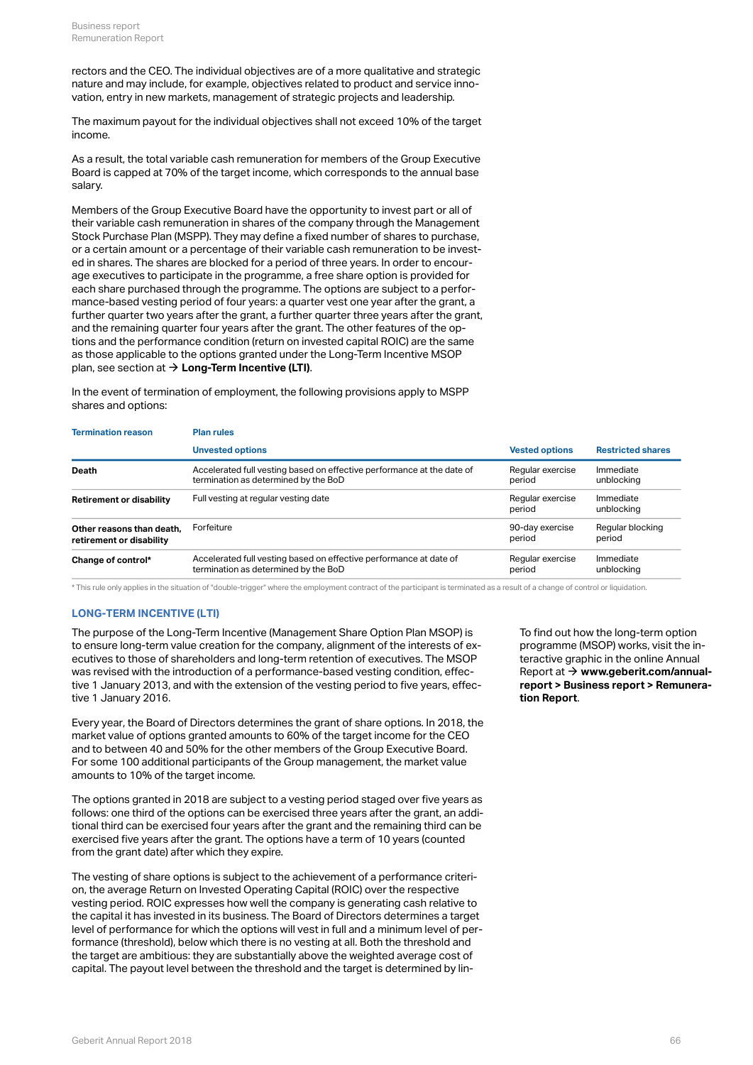rectors and the CEO. The individual objectives are of a more qualitative and strategic nature and may include, for example, objectives related to product and service innovation, entry in new markets, management of strategic projects and leadership.

The maximum payout for the individual objectives shall not exceed 10% of the target income.

As a result, the total variable cash remuneration for members of the Group Executive Board is capped at 70% of the target income, which corresponds to the annual base salary.

Members of the Group Executive Board have the opportunity to invest part or all of their variable cash remuneration in shares of the company through the Management Stock Purchase Plan (MSPP). They may define a fixed number of shares to purchase, or a certain amount or a percentage of their variable cash remuneration to be invested in shares. The shares are blocked for a period of three years. In order to encourage executives to participate in the programme, a free share option is provided for each share purchased through the programme. The options are subject to a performance-based vesting period of four years: a quarter vest one year after the grant, a further quarter two years after the grant, a further quarter three years after the grant, and the remaining quarter four years after the grant. The other features of the options and the performance condition (return on invested capital ROIC) are the same as those applicable to the options granted under the Long-Term Incentive MSOP plan, see section at → **Long-Term Incentive (LTI)**.

In the event of termination of employment, the following provisions apply to MSPP shares and options:

| Termination reason | Plan rules | | |
|---|---|---|---|
| | Unvested options | Vested options | Restricted shares |
| **Death** | Accelerated full vesting based on effective performance at the date of termination as determined by the BoD | Regular exercise period | Immediate unblocking |
| **Retirement or disability** | Full vesting at regular vesting date | Regular exercise period | Immediate unblocking |
| **Other reasons than death, retirement or disability** | Forfeiture | 90-day exercise period | Regular blocking period |
| **Change of control*** | Accelerated full vesting based on effective performance at date of termination as determined by the BoD | Regular exercise period | Immediate unblocking |

* This rule only applies in the situation of "double-trigger" where the employment contract of the participant is terminated as a result of a change of control or liquidation.

## LONG-TERM INCENTIVE (LTI)

The purpose of the Long-Term Incentive (Management Share Option Plan MSOP) is to ensure long-term value creation for the company, alignment of the interests of executives to those of shareholders and long-term retention of executives. The MSOP was revised with the introduction of a performance-based vesting condition, effective 1 January 2013, and with the extension of the vesting period to five years, effective 1 January 2016.

Every year, the Board of Directors determines the grant of share options. In 2018, the market value of options granted amounts to 60% of the target income for the CEO and to between 40 and 50% for the other members of the Group Executive Board. For some 100 additional participants of the Group management, the market value amounts to 10% of the target income.

The options granted in 2018 are subject to a vesting period staged over five years as follows: one third of the options can be exercised three years after the grant, an additional third can be exercised four years after the grant and the remaining third can be exercised five years after the grant. The options have a term of 10 years (counted from the grant date) after which they expire.

The vesting of share options is subject to the achievement of a performance criterion, the average Return on Invested Operating Capital (ROIC) over the respective vesting period. ROIC expresses how well the company is generating cash relative to the capital it has invested in its business. The Board of Directors determines a target level of performance for which the options will vest in full and a minimum level of performance (threshold), below which there is no vesting at all. Both the threshold and the target are ambitious: they are substantially above the weighted average cost of capital. The payout level between the threshold and the target is determined by lin-

To find out how the long-term option programme (MSOP) works, visit the interactive graphic in the online Annual Report at → **www.geberit.com/annual-report > Business report > Remuneration Report**.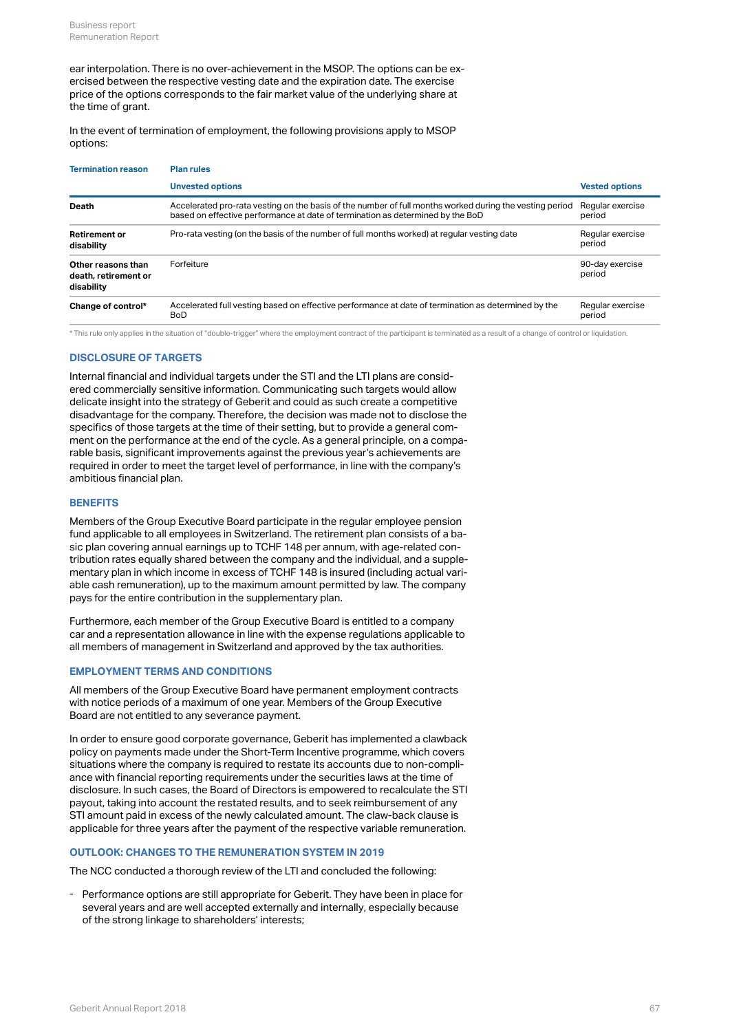ear interpolation. There is no over-achievement in the MSOP. The options can be exercised between the respective vesting date and the expiration date. The exercise price of the options corresponds to the fair market value of the underlying share at the time of grant.

In the event of termination of employment, the following provisions apply to MSOP options:

| Termination reason | Plan rules | |
|---|---|---|
| | **Unvested options** | **Vested options** |
| **Death** | Accelerated pro-rata vesting on the basis of the number of full months worked during the vesting period based on effective performance at date of termination as determined by the BoD | Regular exercise period |
| **Retirement or disability** | Pro-rata vesting (on the basis of the number of full months worked) at regular vesting date | Regular exercise period |
| **Other reasons than death, retirement or disability** | Forfeiture | 90-day exercise period |
| **Change of control*** | Accelerated full vesting based on effective performance at date of termination as determined by the BoD | Regular exercise period |

* This rule only applies in the situation of "double-trigger" where the employment contract of the participant is terminated as a result of a change of control or liquidation.

## DISCLOSURE OF TARGETS

Internal financial and individual targets under the STI and the LTI plans are considered commercially sensitive information. Communicating such targets would allow delicate insight into the strategy of Geberit and could as such create a competitive disadvantage for the company. Therefore, the decision was made not to disclose the specifics of those targets at the time of their setting, but to provide a general comment on the performance at the end of the cycle. As a general principle, on a comparable basis, significant improvements against the previous year's achievements are required in order to meet the target level of performance, in line with the company's ambitious financial plan.

## BENEFITS

Members of the Group Executive Board participate in the regular employee pension fund applicable to all employees in Switzerland. The retirement plan consists of a basic plan covering annual earnings up to TCHF 148 per annum, with age-related contribution rates equally shared between the company and the individual, and a supplementary plan in which income in excess of TCHF 148 is insured (including actual variable cash remuneration), up to the maximum amount permitted by law. The company pays for the entire contribution in the supplementary plan.

Furthermore, each member of the Group Executive Board is entitled to a company car and a representation allowance in line with the expense regulations applicable to all members of management in Switzerland and approved by the tax authorities.

## EMPLOYMENT TERMS AND CONDITIONS

All members of the Group Executive Board have permanent employment contracts with notice periods of a maximum of one year. Members of the Group Executive Board are not entitled to any severance payment.

In order to ensure good corporate governance, Geberit has implemented a clawback policy on payments made under the Short-Term Incentive programme, which covers situations where the company is required to restate its accounts due to non-compliance with financial reporting requirements under the securities laws at the time of disclosure. In such cases, the Board of Directors is empowered to recalculate the STI payout, taking into account the restated results, and to seek reimbursement of any STI amount paid in excess of the newly calculated amount. The claw-back clause is applicable for three years after the payment of the respective variable remuneration.

## OUTLOOK: CHANGES TO THE REMUNERATION SYSTEM IN 2019

The NCC conducted a thorough review of the LTI and concluded the following:

- Performance options are still appropriate for Geberit. They have been in place for several years and are well accepted externally and internally, especially because of the strong linkage to shareholders' interests;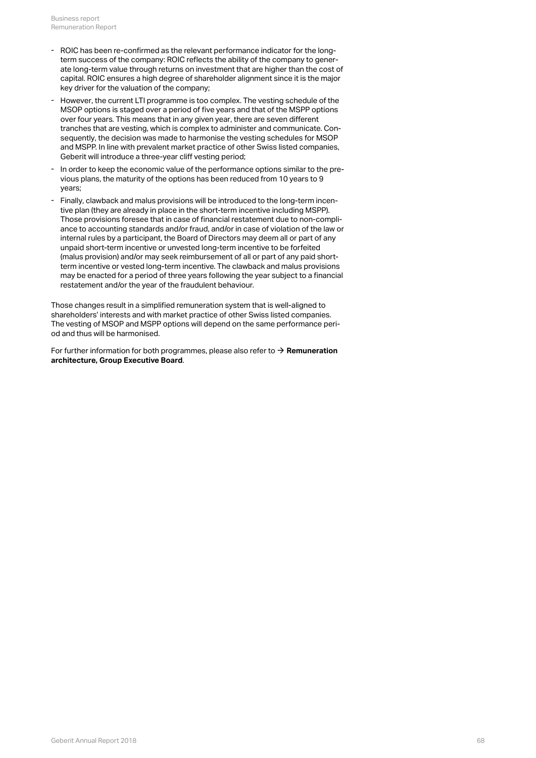- ROIC has been re-confirmed as the relevant performance indicator for the long-term success of the company: ROIC reflects the ability of the company to generate long-term value through returns on investment that are higher than the cost of capital. ROIC ensures a high degree of shareholder alignment since it is the major key driver for the valuation of the company;
- However, the current LTI programme is too complex. The vesting schedule of the MSOP options is staged over a period of five years and that of the MSPP options over four years. This means that in any given year, there are seven different tranches that are vesting, which is complex to administer and communicate. Consequently, the decision was made to harmonise the vesting schedules for MSOP and MSPP. In line with prevalent market practice of other Swiss listed companies, Geberit will introduce a three-year cliff vesting period;
- In order to keep the economic value of the performance options similar to the previous plans, the maturity of the options has been reduced from 10 years to 9 years;
- Finally, clawback and malus provisions will be introduced to the long-term incentive plan (they are already in place in the short-term incentive including MSPP). Those provisions foresee that in case of financial restatement due to non-compliance to accounting standards and/or fraud, and/or in case of violation of the law or internal rules by a participant, the Board of Directors may deem all or part of any unpaid short-term incentive or unvested long-term incentive to be forfeited (malus provision) and/or may seek reimbursement of all or part of any paid short-term incentive or vested long-term incentive. The clawback and malus provisions may be enacted for a period of three years following the year subject to a financial restatement and/or the year of the fraudulent behaviour.

Those changes result in a simplified remuneration system that is well-aligned to shareholders' interests and with market practice of other Swiss listed companies. The vesting of MSOP and MSPP options will depend on the same performance period and thus will be harmonised.

For further information for both programmes, please also refer to → **Remuneration architecture, Group Executive Board**.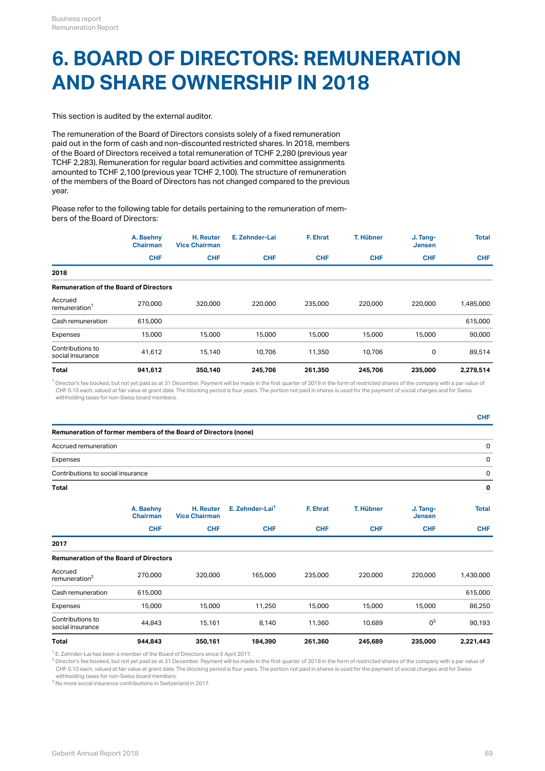# 6. BOARD OF DIRECTORS: REMUNERATION AND SHARE OWNERSHIP IN 2018

This section is audited by the external auditor.

The remuneration of the Board of Directors consists solely of a fixed remuneration paid out in the form of cash and non-discounted restricted shares. In 2018, members of the Board of Directors received a total remuneration of TCHF 2,280 (previous year TCHF 2,283). Remuneration for regular board activities and committee assignments amounted to TCHF 2,100 (previous year TCHF 2,100). The structure of remuneration of the members of the Board of Directors has not changed compared to the previous year.

Please refer to the following table for details pertaining to the remuneration of members of the Board of Directors:

| | A. Baehny Chairman | H. Reuter Vice Chairman | E. Zehnder-Lai | F. Ehrat | T. Hübner | J. Tang-Jensen | Total |
|---|---|---|---|---|---|---|---|
| | CHF | CHF | CHF | CHF | CHF | CHF | CHF |
| **2018** | | | | | | | |
| **Remuneration of the Board of Directors** | | | | | | | |
| Accrued remuneration[1] | 270,000 | 320,000 | 220,000 | 235,000 | 220,000 | 220,000 | 1,485,000 |
| Cash remuneration | 615,000 | | | | | | 615,000 |
| Expenses | 15,000 | 15,000 | 15,000 | 15,000 | 15,000 | 15,000 | 90,000 |
| Contributions to social insurance | 41,612 | 15,140 | 10,706 | 11,350 | 10,706 | 0 | 89,514 |
| **Total** | **941,612** | **350,140** | **245,706** | **261,350** | **245,706** | **235,000** | **2,279,514** |

[1] Director's fee booked, but not yet paid as at 31 December. Payment will be made in the first quarter of 2019 in the form of restricted shares of the company with a par value of CHF 0.10 each, valued at fair value at grant date. The blocking period is four years. The portion not paid in shares is used for the payment of social charges and for Swiss withholding taxes for non-Swiss board members.

| | CHF |
|---|---|
| **Remuneration of former members of the Board of Directors (none)** | |
| Accrued remuneration | 0 |
| Expenses | 0 |
| Contributions to social insurance | 0 |
| **Total** | **0** |

| | A. Baehny Chairman | H. Reuter Vice Chairman | E. Zehnder-Lai[1] | F. Ehrat | T. Hübner | J. Tang-Jensen | Total |
|---|---|---|---|---|---|---|---|
| | CHF | CHF | CHF | CHF | CHF | CHF | CHF |
| **2017** | | | | | | | |
| **Remuneration of the Board of Directors** | | | | | | | |
| Accrued remuneration[2] | 270,000 | 320,000 | 165,000 | 235,000 | 220,000 | 220,000 | 1,430,000 |
| Cash remuneration | 615,000 | | | | | | 615,000 |
| Expenses | 15,000 | 15,000 | 11,250 | 15,000 | 15,000 | 15,000 | 86,250 |
| Contributions to social insurance | 44,843 | 15,161 | 8,140 | 11,360 | 10,689 | 0[3] | 90,193 |
| **Total** | **944,843** | **350,161** | **184,390** | **261,360** | **245,689** | **235,000** | **2,221,443** |

[1] E. Zehnder-Lai has been a member of the Board of Directors since 5 April 2017.
[2] Director's fee booked, but not yet paid as at 31 December. Payment will be made in the first quarter of 2018 in the form of restricted shares of the company with a par value of CHF 0.10 each, valued at fair value at grant date. The blocking period is four years. The portion not paid in shares is used for the payment of social charges and for Swiss withholding taxes for non-Swiss board members.
[3] No more social insurance contributions in Switzerland in 2017.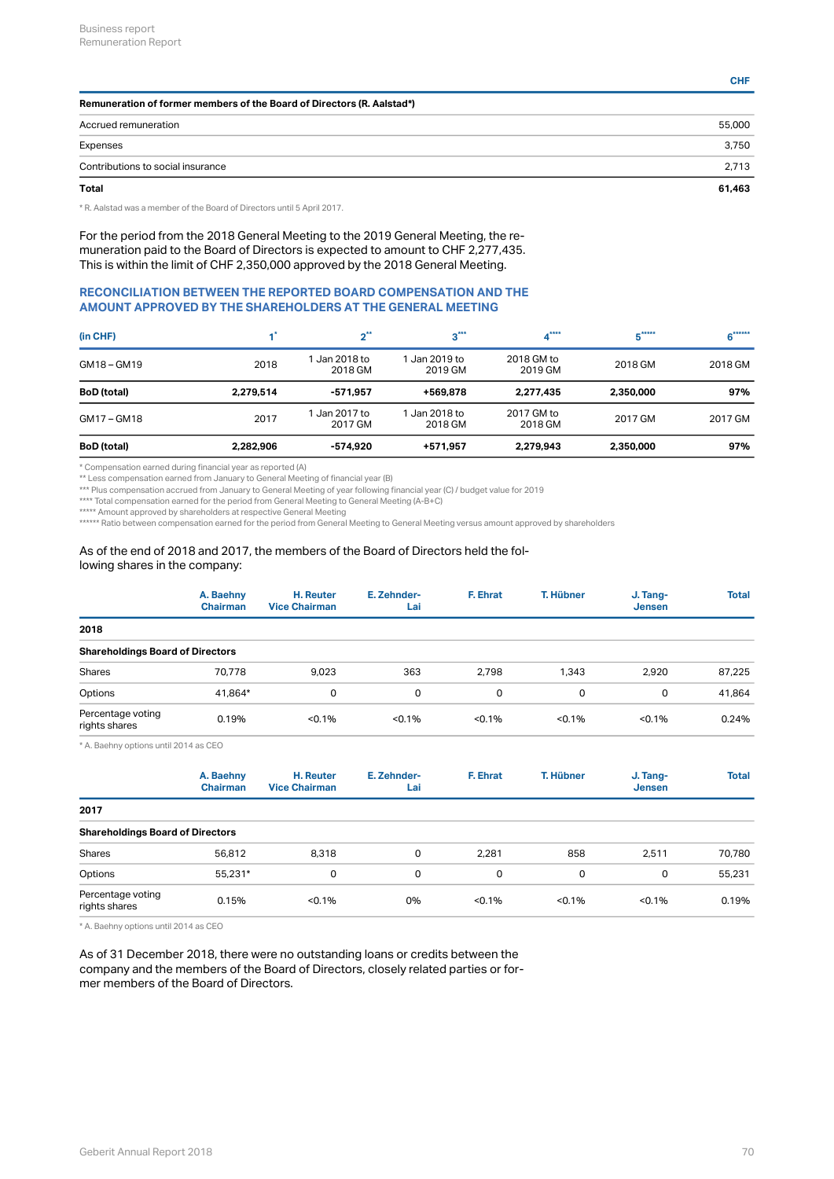| Remuneration of former members of the Board of Directors (R. Aalstad*) | CHF |
|---|---|
| Accrued remuneration | 55,000 |
| Expenses | 3,750 |
| Contributions to social insurance | 2,713 |
| **Total** | **61,463** |

* R. Aalstad was a member of the Board of Directors until 5 April 2017.

For the period from the 2018 General Meeting to the 2019 General Meeting, the remuneration paid to the Board of Directors is expected to amount to CHF 2,277,435. This is within the limit of CHF 2,350,000 approved by the 2018 General Meeting.

## RECONCILIATION BETWEEN THE REPORTED BOARD COMPENSATION AND THE AMOUNT APPROVED BY THE SHAREHOLDERS AT THE GENERAL MEETING

| (in CHF) | 1* | 2** | 3*** | 4**** | 5***** | 6****** |
|---|---|---|---|---|---|---|
| GM18 – GM19 | 2018 | 1 Jan 2018 to 2018 GM | 1 Jan 2019 to 2019 GM | 2018 GM to 2019 GM | 2018 GM | 2018 GM |
| **BoD (total)** | **2,279,514** | **-571,957** | **+569,878** | **2,277,435** | **2,350,000** | **97%** |
| GM17 – GM18 | 2017 | 1 Jan 2017 to 2017 GM | 1 Jan 2018 to 2018 GM | 2017 GM to 2018 GM | 2017 GM | 2017 GM |
| **BoD (total)** | **2,282,906** | **-574,920** | **+571,957** | **2,279,943** | **2,350,000** | **97%** |

* Compensation earned during financial year as reported (A)
** Less compensation earned from January to General Meeting of financial year (B)
*** Plus compensation accrued from January to General Meeting of year following financial year (C) / budget value for 2019
**** Total compensation earned for the period from General Meeting to General Meeting (A-B+C)
***** Amount approved by shareholders at respective General Meeting
****** Ratio between compensation earned for the period from General Meeting to General Meeting versus amount approved by shareholders

As of the end of 2018 and 2017, the members of the Board of Directors held the following shares in the company:

| | A. Baehny Chairman | H. Reuter Vice Chairman | E. Zehnder-Lai | F. Ehrat | T. Hübner | J. Tang-Jensen | Total |
|---|---|---|---|---|---|---|---|
| **2018** | | | | | | | |
| **Shareholdings Board of Directors** | | | | | | | |
| Shares | 70,778 | 9,023 | 363 | 2,798 | 1,343 | 2,920 | 87,225 |
| Options | 41,864* | 0 | 0 | 0 | 0 | 0 | 41,864 |
| Percentage voting rights shares | 0.19% | <0.1% | <0.1% | <0.1% | <0.1% | <0.1% | 0.24% |

* A. Baehny options until 2014 as CEO

| | A. Baehny Chairman | H. Reuter Vice Chairman | E. Zehnder-Lai | F. Ehrat | T. Hübner | J. Tang-Jensen | Total |
|---|---|---|---|---|---|---|---|
| **2017** | | | | | | | |
| **Shareholdings Board of Directors** | | | | | | | |
| Shares | 56,812 | 8,318 | 0 | 2,281 | 858 | 2,511 | 70,780 |
| Options | 55,231* | 0 | 0 | 0 | 0 | 0 | 55,231 |
| Percentage voting rights shares | 0.15% | <0.1% | 0% | <0.1% | <0.1% | <0.1% | 0.19% |

* A. Baehny options until 2014 as CEO

As of 31 December 2018, there were no outstanding loans or credits between the company and the members of the Board of Directors, closely related parties or former members of the Board of Directors.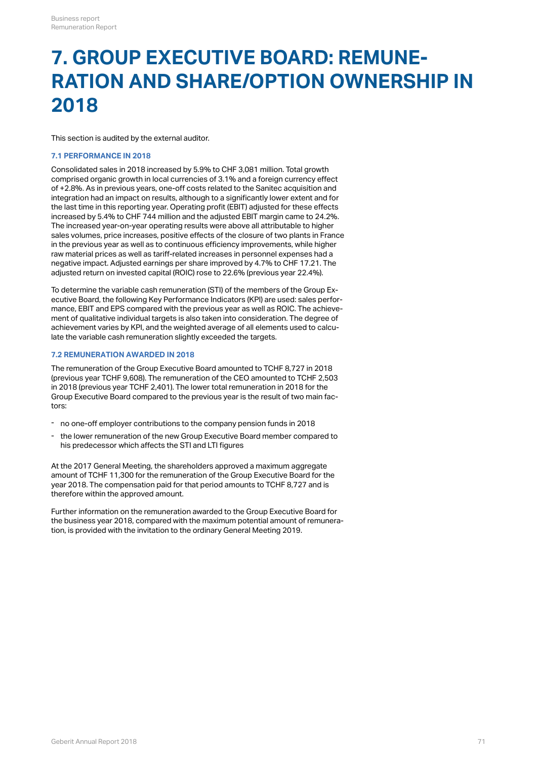# 7. GROUP EXECUTIVE BOARD: REMUNERATION AND SHARE/OPTION OWNERSHIP IN 2018

This section is audited by the external auditor.

### 7.1 PERFORMANCE IN 2018

Consolidated sales in 2018 increased by 5.9% to CHF 3,081 million. Total growth comprised organic growth in local currencies of 3.1% and a foreign currency effect of +2.8%. As in previous years, one-off costs related to the Sanitec acquisition and integration had an impact on results, although to a significantly lower extent and for the last time in this reporting year. Operating profit (EBIT) adjusted for these effects increased by 5.4% to CHF 744 million and the adjusted EBIT margin came to 24.2%. The increased year-on-year operating results were above all attributable to higher sales volumes, price increases, positive effects of the closure of two plants in France in the previous year as well as to continuous efficiency improvements, while higher raw material prices as well as tariff-related increases in personnel expenses had a negative impact. Adjusted earnings per share improved by 4.7% to CHF 17.21. The adjusted return on invested capital (ROIC) rose to 22.6% (previous year 22.4%).

To determine the variable cash remuneration (STI) of the members of the Group Executive Board, the following Key Performance Indicators (KPI) are used: sales performance, EBIT and EPS compared with the previous year as well as ROIC. The achievement of qualitative individual targets is also taken into consideration. The degree of achievement varies by KPI, and the weighted average of all elements used to calculate the variable cash remuneration slightly exceeded the targets.

### 7.2 REMUNERATION AWARDED IN 2018

The remuneration of the Group Executive Board amounted to TCHF 8,727 in 2018 (previous year TCHF 9,608). The remuneration of the CEO amounted to TCHF 2,503 in 2018 (previous year TCHF 2,401). The lower total remuneration in 2018 for the Group Executive Board compared to the previous year is the result of two main factors:

- no one-off employer contributions to the company pension funds in 2018
- the lower remuneration of the new Group Executive Board member compared to his predecessor which affects the STI and LTI figures

At the 2017 General Meeting, the shareholders approved a maximum aggregate amount of TCHF 11,300 for the remuneration of the Group Executive Board for the year 2018. The compensation paid for that period amounts to TCHF 8,727 and is therefore within the approved amount.

Further information on the remuneration awarded to the Group Executive Board for the business year 2018, compared with the maximum potential amount of remuneration, is provided with the invitation to the ordinary General Meeting 2019.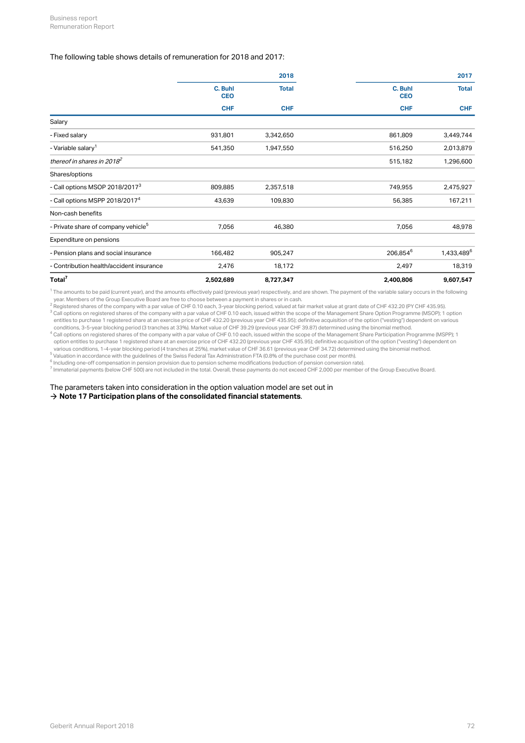The following table shows details of remuneration for 2018 and 2017:

| | 2018 | | 2017 | |
|---|---|---|---|---|
| | C. Buhl CEO | Total | C. Buhl CEO | Total |
| | CHF | CHF | CHF | CHF |
| Salary | | | | |
| - Fixed salary | 931,801 | 3,342,650 | 861,809 | 3,449,744 |
| - Variable salary[1] | 541,350 | 1,947,550 | 516,250 | 2,013,879 |
| *thereof in shares in 2018*[2] | | | 515,182 | 1,296,600 |
| Shares/options | | | | |
| - Call options MSOP 2018/2017[3] | 809,885 | 2,357,518 | 749,955 | 2,475,927 |
| - Call options MSPP 2018/2017[4] | 43,639 | 109,830 | 56,385 | 167,211 |
| Non-cash benefits | | | | |
| - Private share of company vehicle[5] | 7,056 | 46,380 | 7,056 | 48,978 |
| Expenditure on pensions | | | | |
| - Pension plans and social insurance | 166,482 | 905,247 | 206,854[6] | 1,433,489[6] |
| - Contribution health/accident insurance | 2,476 | 18,172 | 2,497 | 18,319 |
| **Total**[7] | **2,502,689** | **8,727,347** | **2,400,806** | **9,607,547** |

[1] The amounts to be paid (current year), and the amounts effectively paid (previous year) respectively, and are shown. The payment of the variable salary occurs in the following year. Members of the Group Executive Board are free to choose between a payment in shares or in cash.
[2] Registered shares of the company with a par value of CHF 0.10 each, 3-year blocking period, valued at fair market value at grant date of CHF 432.20 (PY CHF 435.95).
[3] Call options on registered shares of the company with a par value of CHF 0.10 each, issued within the scope of the Management Share Option Programme (MSOP); 1 option entitles to purchase 1 registered share at an exercise price of CHF 432.20 (previous year CHF 435.95); definitive acquisition of the option ("vesting") dependent on various conditions, 3-5-year blocking period (3 tranches at 33%). Market value of CHF 39.29 (previous year CHF 39.87) determined using the binomial method.
[4] Call options on registered shares of the company with a par value of CHF 0.10 each, issued within the scope of the Management Share Participation Programme (MSPP); 1 option entitles to purchase 1 registered share at an exercise price of CHF 432.20 (previous year CHF 435.95); definitive acquisition of the option ("vesting") dependent on various conditions, 1-4-year blocking period (4 tranches at 25%), market value of CHF 36.61 (previous year CHF 34.72) determined using the binomial method.
[5] Valuation in accordance with the guidelines of the Swiss Federal Tax Administration FTA (0.8% of the purchase cost per month).
[6] Including one-off compensation in pension provision due to pension scheme modifications (reduction of pension conversion rate).
[7] Immaterial payments (below CHF 500) are not included in the total. Overall, these payments do not exceed CHF 2,000 per member of the Group Executive Board.

The parameters taken into consideration in the option valuation model are set out in
→ **Note 17 Participation plans of the consolidated financial statements**.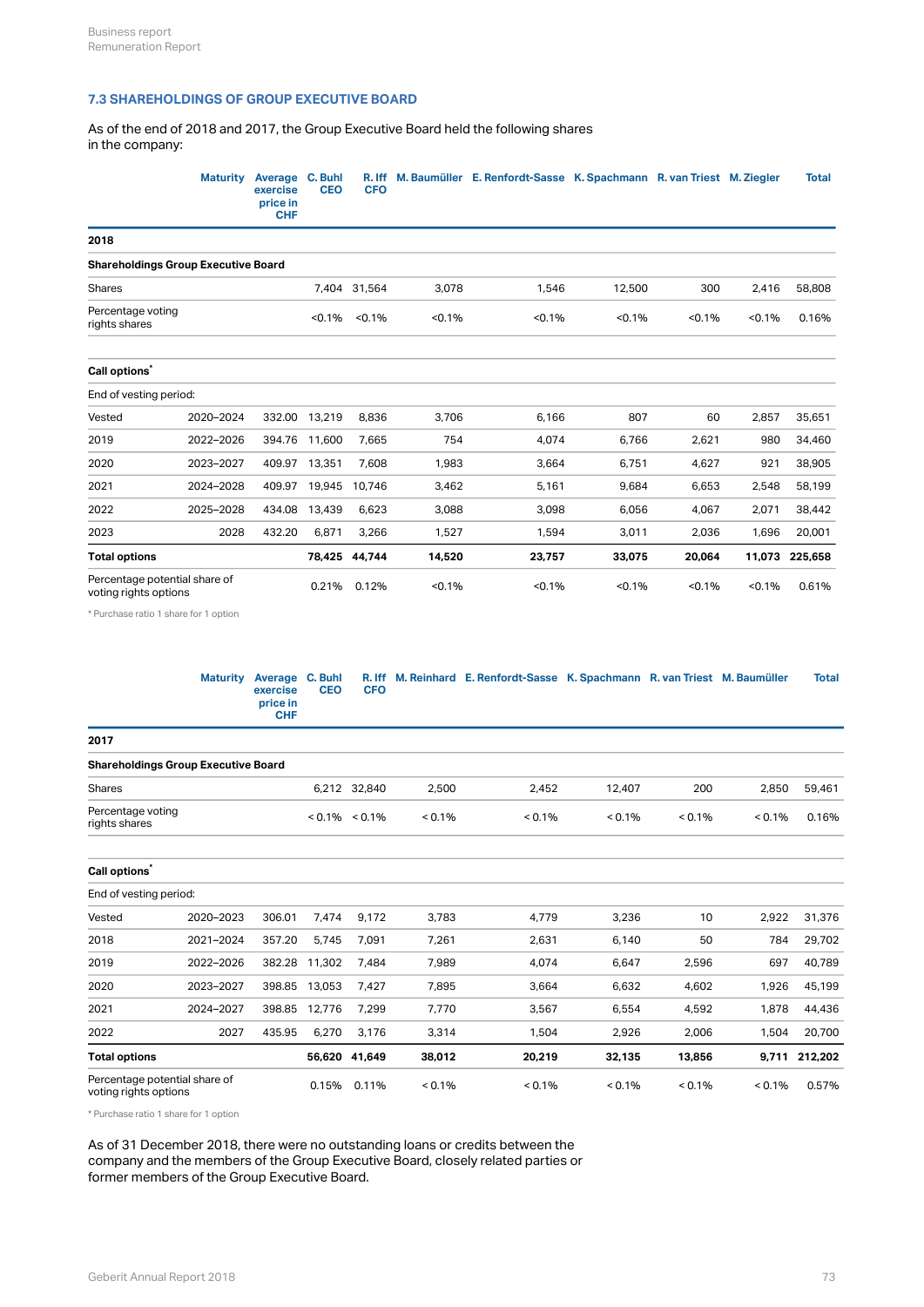## 7.3 SHAREHOLDINGS OF GROUP EXECUTIVE BOARD

As of the end of 2018 and 2017, the Group Executive Board held the following shares in the company:

| | Maturity | Average exercise price in CHF | C. Buhl CEO | R. Iff CFO | M. Baumüller | E. Renfordt-Sasse | K. Spachmann | R. van Triest | M. Ziegler | Total |
|---|---|---|---|---|---|---|---|---|---|---|
| **2018** | | | | | | | | | | |
| **Shareholdings Group Executive Board** | | | | | | | | | | |
| Shares | | | 7,404 | 31,564 | 3,078 | 1,546 | 12,500 | 300 | 2,416 | 58,808 |
| Percentage voting rights shares | | | <0.1% | <0.1% | <0.1% | <0.1% | <0.1% | <0.1% | <0.1% | 0.16% |
| **Call options*** | | | | | | | | | | |
| End of vesting period: | | | | | | | | | | |
| Vested | 2020–2024 | 332.00 | 13,219 | 8,836 | 3,706 | 6,166 | 807 | 60 | 2,857 | 35,651 |
| 2019 | 2022–2026 | 394.76 | 11,600 | 7,665 | 754 | 4,074 | 6,766 | 2,621 | 980 | 34,460 |
| 2020 | 2023–2027 | 409.97 | 13,351 | 7,608 | 1,983 | 3,664 | 6,751 | 4,627 | 921 | 38,905 |
| 2021 | 2024–2028 | 409.97 | 19,945 | 10,746 | 3,462 | 5,161 | 9,684 | 6,653 | 2,548 | 58,199 |
| 2022 | 2025–2028 | 434.08 | 13,439 | 6,623 | 3,088 | 3,098 | 6,056 | 4,067 | 2,071 | 38,442 |
| 2023 | 2028 | 432.20 | 6,871 | 3,266 | 1,527 | 1,594 | 3,011 | 2,036 | 1,696 | 20,001 |
| **Total options** | | | **78,425** | **44,744** | **14,520** | **23,757** | **33,075** | **20,064** | **11,073** | **225,658** |
| Percentage potential share of voting rights options | | | 0.21% | 0.12% | <0.1% | <0.1% | <0.1% | <0.1% | <0.1% | 0.61% |

\* Purchase ratio 1 share for 1 option

| | Maturity | Average exercise price in CHF | C. Buhl CEO | R. Iff CFO | M. Reinhard | E. Renfordt-Sasse | K. Spachmann | R. van Triest | M. Baumüller | Total |
|---|---|---|---|---|---|---|---|---|---|---|
| **2017** | | | | | | | | | | |
| **Shareholdings Group Executive Board** | | | | | | | | | | |
| Shares | | | 6,212 | 32,840 | 2,500 | 2,452 | 12,407 | 200 | 2,850 | 59,461 |
| Percentage voting rights shares | | | < 0.1% | < 0.1% | < 0.1% | < 0.1% | < 0.1% | < 0.1% | < 0.1% | 0.16% |
| **Call options*** | | | | | | | | | | |
| End of vesting period: | | | | | | | | | | |
| Vested | 2020–2023 | 306.01 | 7,474 | 9,172 | 3,783 | 4,779 | 3,236 | 10 | 2,922 | 31,376 |
| 2018 | 2021–2024 | 357.20 | 5,745 | 7,091 | 7,261 | 2,631 | 6,140 | 50 | 784 | 29,702 |
| 2019 | 2022–2026 | 382.28 | 11,302 | 7,484 | 7,989 | 4,074 | 6,647 | 2,596 | 697 | 40,789 |
| 2020 | 2023–2027 | 398.85 | 13,053 | 7,427 | 7,895 | 3,664 | 6,632 | 4,602 | 1,926 | 45,199 |
| 2021 | 2024–2027 | 398.85 | 12,776 | 7,299 | 7,770 | 3,567 | 6,554 | 4,592 | 1,878 | 44,436 |
| 2022 | 2027 | 435.95 | 6,270 | 3,176 | 3,314 | 1,504 | 2,926 | 2,006 | 1,504 | 20,700 |
| **Total options** | | | **56,620** | **41,649** | **38,012** | **20,219** | **32,135** | **13,856** | **9,711** | **212,202** |
| Percentage potential share of voting rights options | | | 0.15% | 0.11% | < 0.1% | < 0.1% | < 0.1% | < 0.1% | < 0.1% | 0.57% |

\* Purchase ratio 1 share for 1 option

As of 31 December 2018, there were no outstanding loans or credits between the company and the members of the Group Executive Board, closely related parties or former members of the Group Executive Board.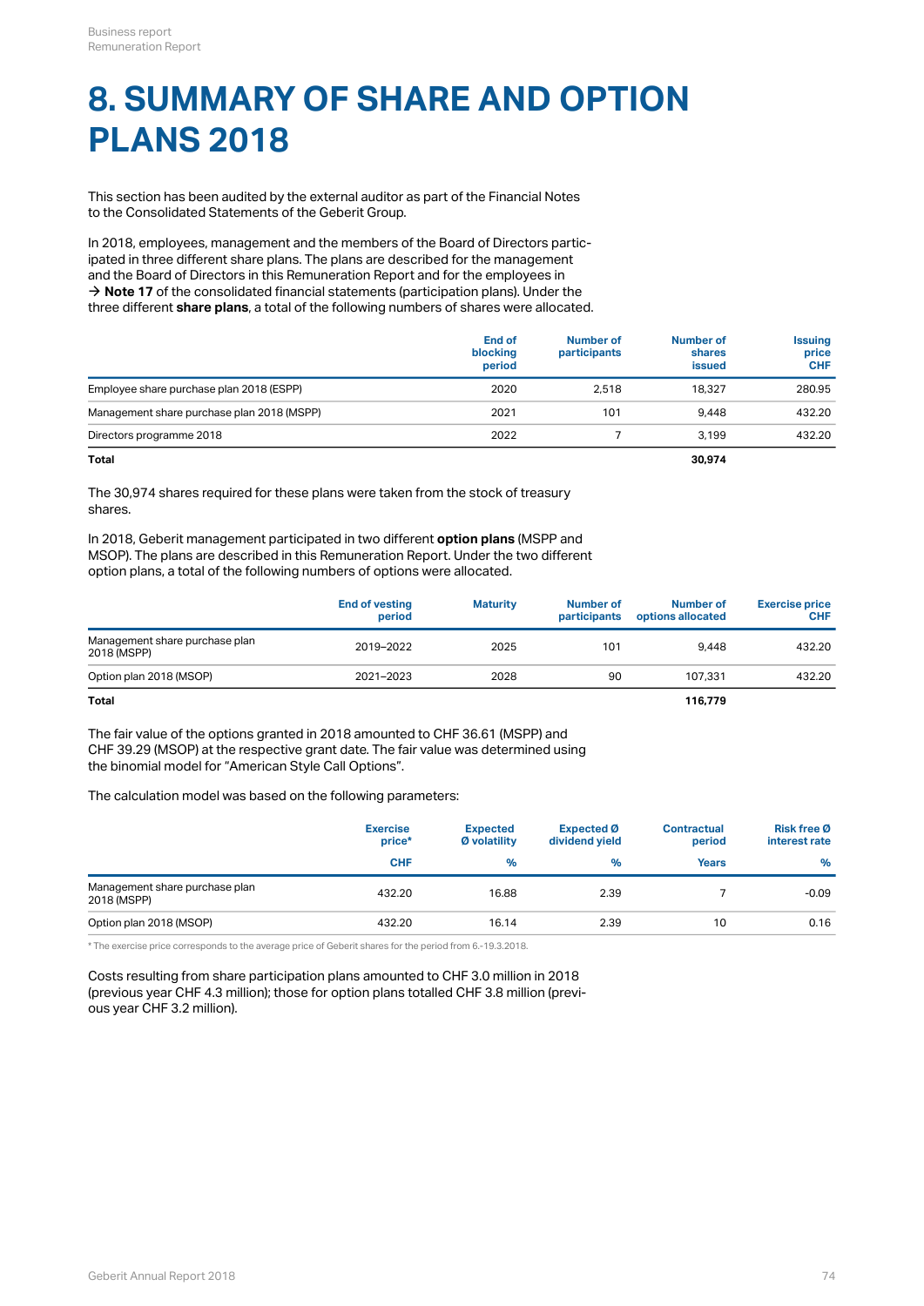# 8. SUMMARY OF SHARE AND OPTION PLANS 2018

This section has been audited by the external auditor as part of the Financial Notes to the Consolidated Statements of the Geberit Group.

In 2018, employees, management and the members of the Board of Directors participated in three different share plans. The plans are described for the management and the Board of Directors in this Remuneration Report and for the employees in → **Note 17** of the consolidated financial statements (participation plans). Under the three different **share plans**, a total of the following numbers of shares were allocated.

| | End of blocking period | Number of participants | Number of shares issued | Issuing price CHF |
|---|---|---|---|---|
| Employee share purchase plan 2018 (ESPP) | 2020 | 2,518 | 18,327 | 280.95 |
| Management share purchase plan 2018 (MSPP) | 2021 | 101 | 9,448 | 432.20 |
| Directors programme 2018 | 2022 | 7 | 3,199 | 432.20 |
| **Total** | | | **30,974** | |

The 30,974 shares required for these plans were taken from the stock of treasury shares.

In 2018, Geberit management participated in two different **option plans** (MSPP and MSOP). The plans are described in this Remuneration Report. Under the two different option plans, a total of the following numbers of options were allocated.

| | End of vesting period | Maturity | Number of participants | Number of options allocated | Exercise price CHF |
|---|---|---|---|---|---|
| Management share purchase plan 2018 (MSPP) | 2019–2022 | 2025 | 101 | 9,448 | 432.20 |
| Option plan 2018 (MSOP) | 2021–2023 | 2028 | 90 | 107,331 | 432.20 |
| **Total** | | | | **116,779** | |

The fair value of the options granted in 2018 amounted to CHF 36.61 (MSPP) and CHF 39.29 (MSOP) at the respective grant date. The fair value was determined using the binomial model for "American Style Call Options".

The calculation model was based on the following parameters:

| | Exercise price* | Expected Ø volatility | Expected Ø dividend yield | Contractual period | Risk free Ø interest rate |
|---|---|---|---|---|---|
| | CHF | % | % | Years | % |
| Management share purchase plan 2018 (MSPP) | 432.20 | 16.88 | 2.39 | 7 | -0.09 |
| Option plan 2018 (MSOP) | 432.20 | 16.14 | 2.39 | 10 | 0.16 |

\* The exercise price corresponds to the average price of Geberit shares for the period from 6.-19.3.2018.

Costs resulting from share participation plans amounted to CHF 3.0 million in 2018 (previous year CHF 4.3 million); those for option plans totalled CHF 3.8 million (previous year CHF 3.2 million).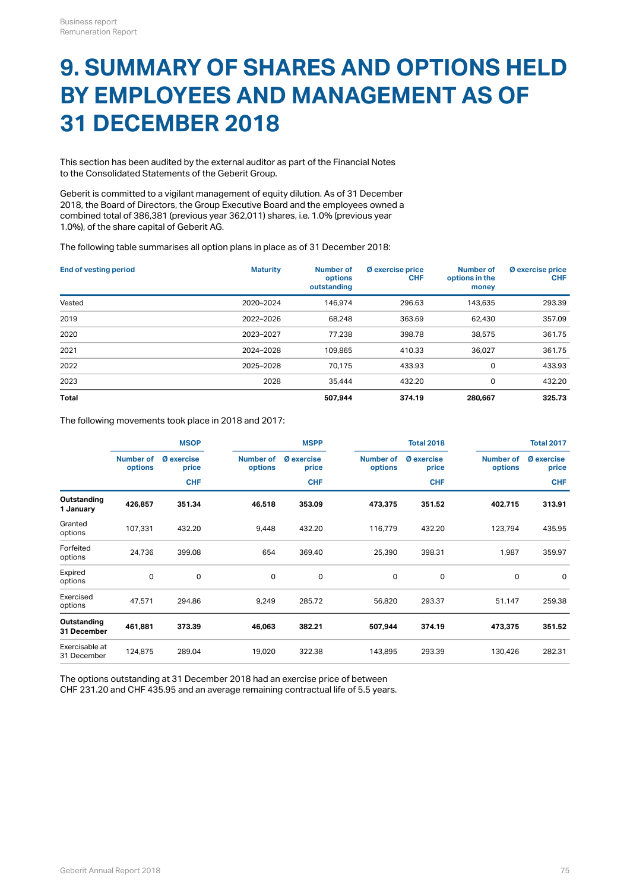# 9. SUMMARY OF SHARES AND OPTIONS HELD BY EMPLOYEES AND MANAGEMENT AS OF 31 DECEMBER 2018

This section has been audited by the external auditor as part of the Financial Notes to the Consolidated Statements of the Geberit Group.

Geberit is committed to a vigilant management of equity dilution. As of 31 December 2018, the Board of Directors, the Group Executive Board and the employees owned a combined total of 386,381 (previous year 362,011) shares, i.e. 1.0% (previous year 1.0%), of the share capital of Geberit AG.

The following table summarises all option plans in place as of 31 December 2018:

| End of vesting period | Maturity | Number of options outstanding | Ø exercise price CHF | Number of options in the money | Ø exercise price CHF |
|---|---|---|---|---|---|
| Vested | 2020–2024 | 146,974 | 296.63 | 143,635 | 293.39 |
| 2019 | 2022–2026 | 68,248 | 363.69 | 62,430 | 357.09 |
| 2020 | 2023–2027 | 77,238 | 398.78 | 38,575 | 361.75 |
| 2021 | 2024–2028 | 109,865 | 410.33 | 36,027 | 361.75 |
| 2022 | 2025–2028 | 70,175 | 433.93 | 0 | 433.93 |
| 2023 | 2028 | 35,444 | 432.20 | 0 | 432.20 |
| **Total** | | **507,944** | **374.19** | **280,667** | **325.73** |

The following movements took place in 2018 and 2017:

| | MSOP | | MSPP | | Total 2018 | | Total 2017 | |
|---|---|---|---|---|---|---|---|---|
| | Number of options | Ø exercise price CHF | Number of options | Ø exercise price CHF | Number of options | Ø exercise price CHF | Number of options | Ø exercise price CHF |
| **Outstanding 1 January** | **426,857** | **351.34** | **46,518** | **353.09** | **473,375** | **351.52** | **402,715** | **313.91** |
| Granted options | 107,331 | 432.20 | 9,448 | 432.20 | 116,779 | 432.20 | 123,794 | 435.95 |
| Forfeited options | 24,736 | 399.08 | 654 | 369.40 | 25,390 | 398.31 | 1,987 | 359.97 |
| Expired options | 0 | 0 | 0 | 0 | 0 | 0 | 0 | 0 |
| Exercised options | 47,571 | 294.86 | 9,249 | 285.72 | 56,820 | 293.37 | 51,147 | 259.38 |
| **Outstanding 31 December** | **461,881** | **373.39** | **46,063** | **382.21** | **507,944** | **374.19** | **473,375** | **351.52** |
| Exercisable at 31 December | 124,875 | 289.04 | 19,020 | 322.38 | 143,895 | 293.39 | 130,426 | 282.31 |

The options outstanding at 31 December 2018 had an exercise price of between CHF 231.20 and CHF 435.95 and an average remaining contractual life of 5.5 years.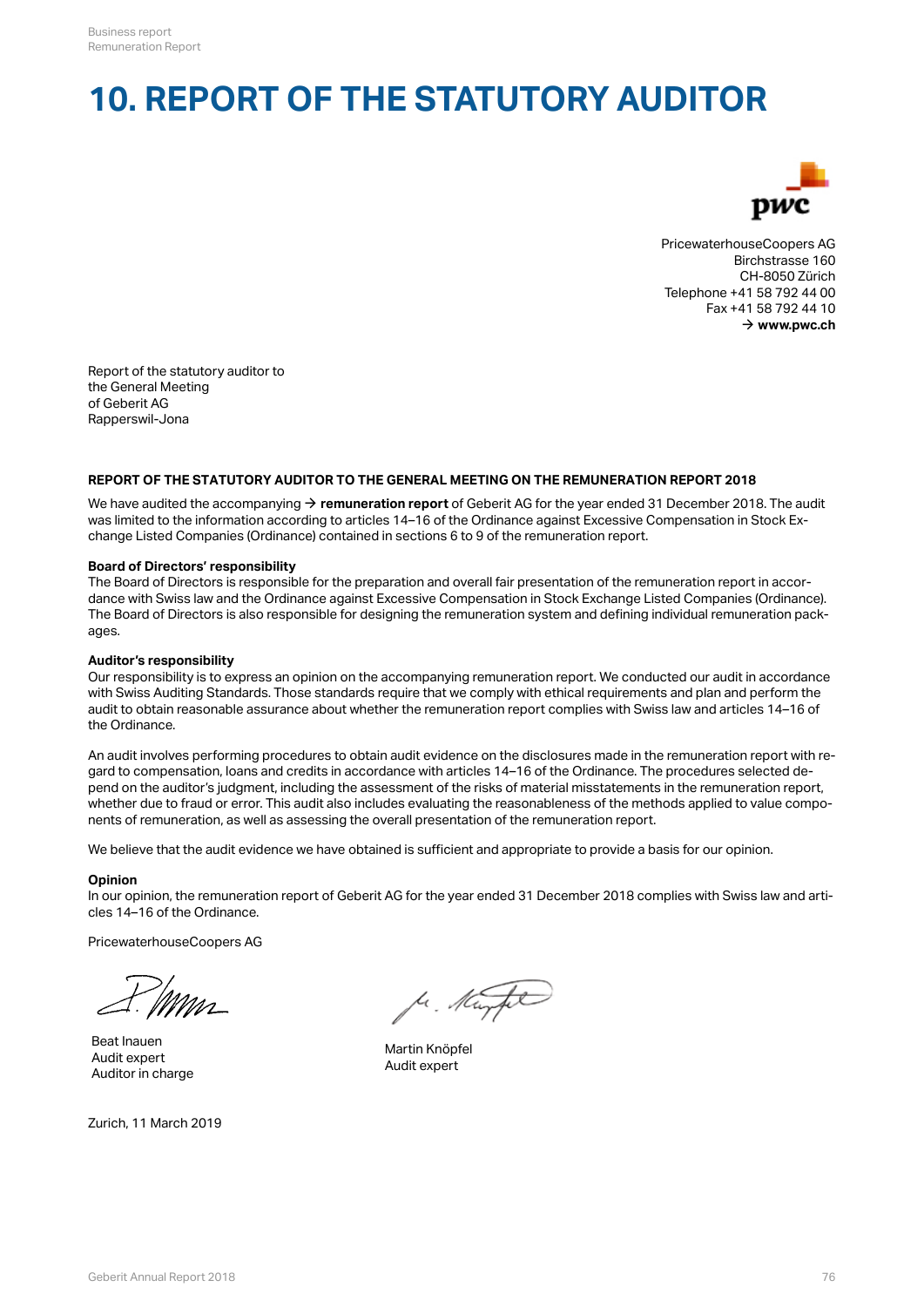# 10. REPORT OF THE STATUTORY AUDITOR

PricewaterhouseCoopers AG
Birchstrasse 160
CH-8050 Zürich
Telephone +41 58 792 44 00
Fax +41 58 792 44 10
→ **www.pwc.ch**

Report of the statutory auditor to
the General Meeting
of Geberit AG
Rapperswil-Jona

**REPORT OF THE STATUTORY AUDITOR TO THE GENERAL MEETING ON THE REMUNERATION REPORT 2018**

We have audited the accompanying → **remuneration report** of Geberit AG for the year ended 31 December 2018. The audit was limited to the information according to articles 14–16 of the Ordinance against Excessive Compensation in Stock Exchange Listed Companies (Ordinance) contained in sections 6 to 9 of the remuneration report.

**Board of Directors' responsibility**
The Board of Directors is responsible for the preparation and overall fair presentation of the remuneration report in accordance with Swiss law and the Ordinance against Excessive Compensation in Stock Exchange Listed Companies (Ordinance). The Board of Directors is also responsible for designing the remuneration system and defining individual remuneration packages.

**Auditor's responsibility**
Our responsibility is to express an opinion on the accompanying remuneration report. We conducted our audit in accordance with Swiss Auditing Standards. Those standards require that we comply with ethical requirements and plan and perform the audit to obtain reasonable assurance about whether the remuneration report complies with Swiss law and articles 14–16 of the Ordinance.

An audit involves performing procedures to obtain audit evidence on the disclosures made in the remuneration report with regard to compensation, loans and credits in accordance with articles 14–16 of the Ordinance. The procedures selected depend on the auditor's judgment, including the assessment of the risks of material misstatements in the remuneration report, whether due to fraud or error. This audit also includes evaluating the reasonableness of the methods applied to value components of remuneration, as well as assessing the overall presentation of the remuneration report.

We believe that the audit evidence we have obtained is sufficient and appropriate to provide a basis for our opinion.

**Opinion**
In our opinion, the remuneration report of Geberit AG for the year ended 31 December 2018 complies with Swiss law and articles 14–16 of the Ordinance.

PricewaterhouseCoopers AG

Beat Inauen
Audit expert
Auditor in charge

Martin Knöpfel
Audit expert

Zurich, 11 March 2019